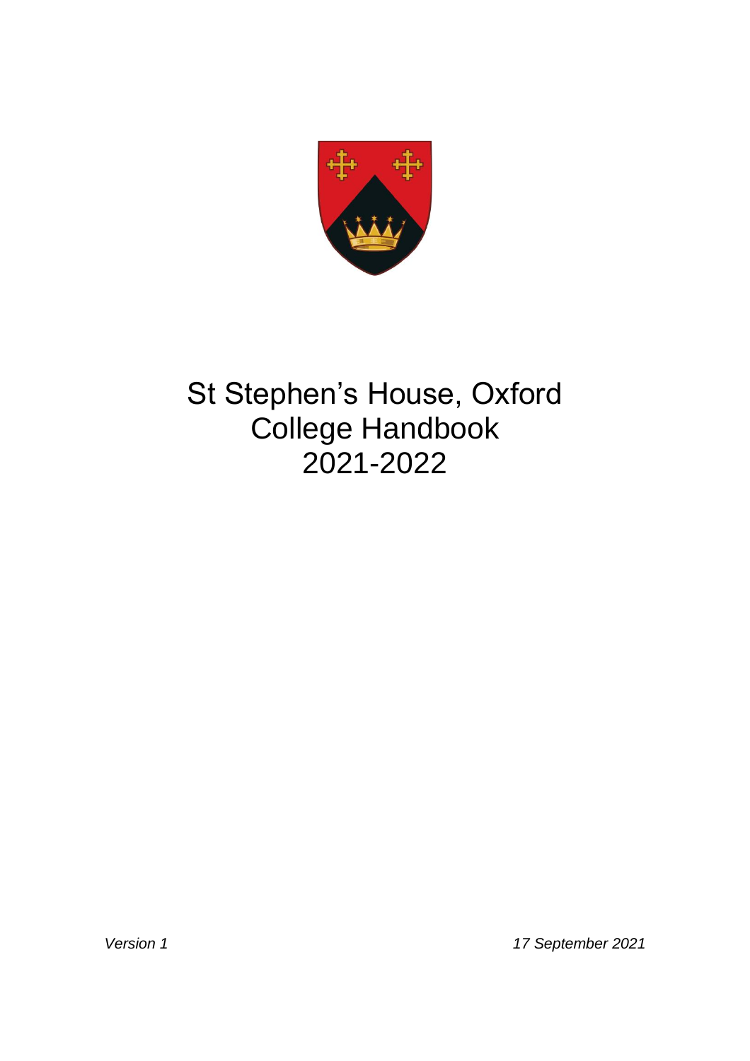# St Stephen's House, Oxford
# College Handbook
# 2021-2022

*Version 1*

*17 September 2021*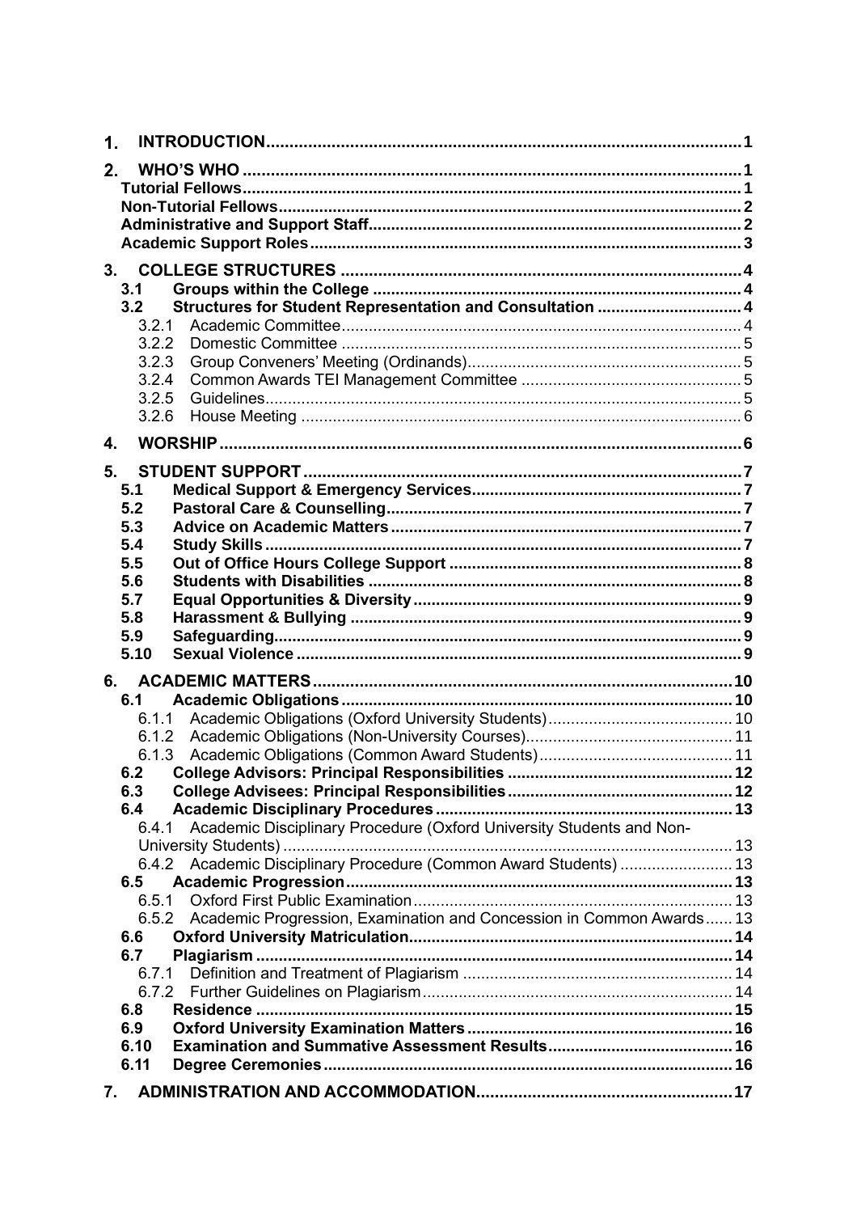1. **INTRODUCTION** 1

2. **WHO'S WHO** 1
   - **Tutorial Fellows** 1
   - **Non-Tutorial Fellows** 2
   - **Administrative and Support Staff** 2
   - **Academic Support Roles** 3

3. **COLLEGE STRUCTURES** 4
   - **3.1 Groups within the College** 4
   - **3.2 Structures for Student Representation and Consultation** 4
     - 3.2.1 Academic Committee 4
     - 3.2.2 Domestic Committee 5
     - 3.2.3 Group Conveners' Meeting (Ordinands) 5
     - 3.2.4 Common Awards TEI Management Committee 5
     - 3.2.5 Guidelines 5
     - 3.2.6 House Meeting 6

4. **WORSHIP** 6

5. **STUDENT SUPPORT** 7
   - **5.1 Medical Support & Emergency Services** 7
   - **5.2 Pastoral Care & Counselling** 7
   - **5.3 Advice on Academic Matters** 7
   - **5.4 Study Skills** 7
   - **5.5 Out of Office Hours College Support** 8
   - **5.6 Students with Disabilities** 8
   - **5.7 Equal Opportunities & Diversity** 9
   - **5.8 Harassment & Bullying** 9
   - **5.9 Safeguarding** 9
   - **5.10 Sexual Violence** 9

6. **ACADEMIC MATTERS** 10
   - **6.1 Academic Obligations** 10
     - 6.1.1 Academic Obligations (Oxford University Students) 10
     - 6.1.2 Academic Obligations (Non-University Courses) 11
     - 6.1.3 Academic Obligations (Common Award Students) 11
   - **6.2 College Advisors: Principal Responsibilities** 12
   - **6.3 College Advisees: Principal Responsibilities** 12
   - **6.4 Academic Disciplinary Procedures** 13
     - 6.4.1 Academic Disciplinary Procedure (Oxford University Students and Non-University Students) 13
     - 6.4.2 Academic Disciplinary Procedure (Common Award Students) 13
   - **6.5 Academic Progression** 13
     - 6.5.1 Oxford First Public Examination 13
     - 6.5.2 Academic Progression, Examination and Concession in Common Awards 13
   - **6.6 Oxford University Matriculation** 14
   - **6.7 Plagiarism** 14
     - 6.7.1 Definition and Treatment of Plagiarism 14
     - 6.7.2 Further Guidelines on Plagiarism 14
   - **6.8 Residence** 15
   - **6.9 Oxford University Examination Matters** 16
   - **6.10 Examination and Summative Assessment Results** 16
   - **6.11 Degree Ceremonies** 16

7. **ADMINISTRATION AND ACCOMMODATION** 17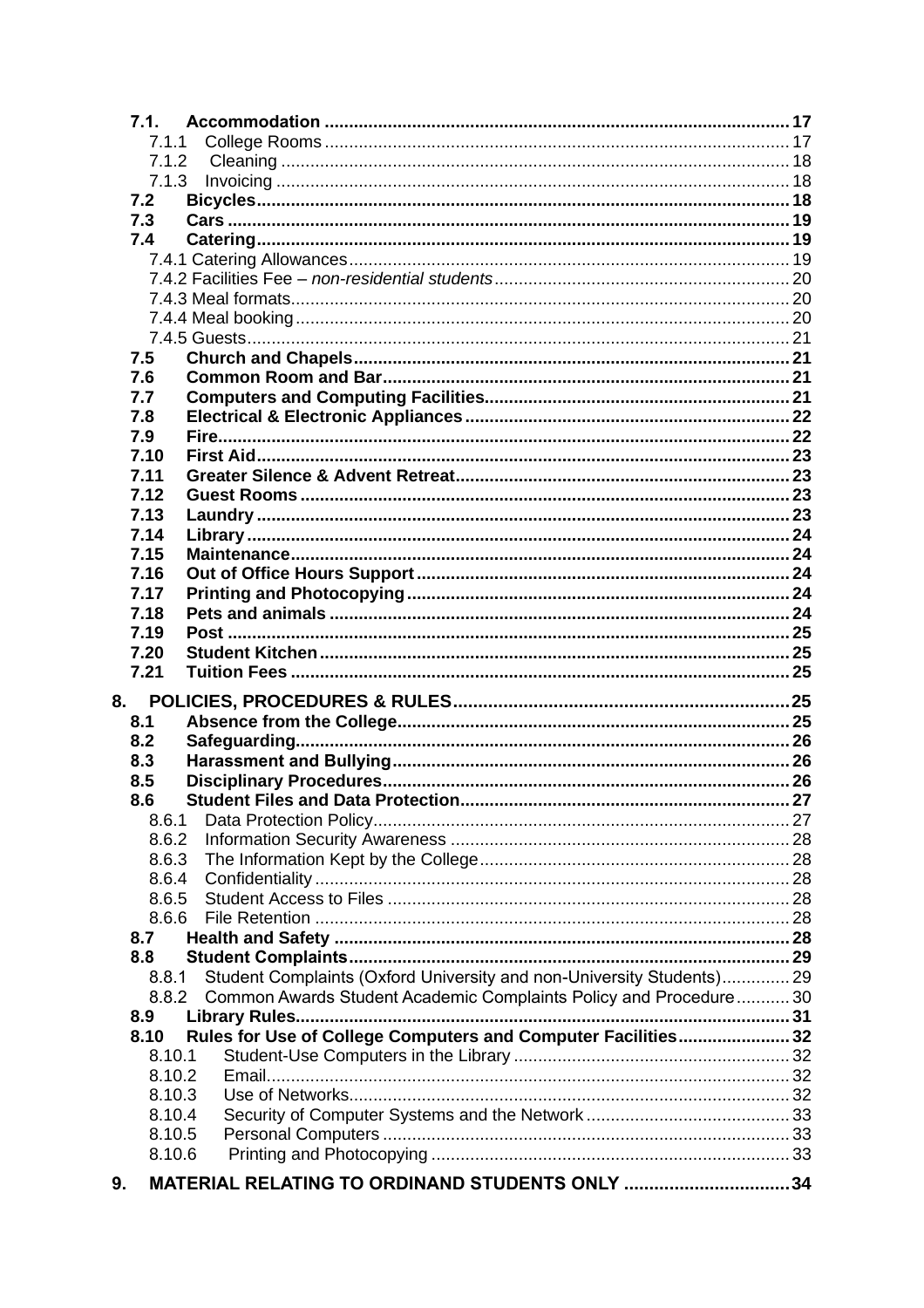- **7.1. Accommodation** ........ 17
  - 7.1.1 College Rooms ........ 17
  - 7.1.2 Cleaning ........ 18
  - 7.1.3 Invoicing ........ 18
- **7.2 Bicycles** ........ 18
- **7.3 Cars** ........ 19
- **7.4 Catering** ........ 19
  - 7.4.1 Catering Allowances ........ 19
  - 7.4.2 Facilities Fee – *non-residential students* ........ 20
  - 7.4.3 Meal formats ........ 20
  - 7.4.4 Meal booking ........ 20
  - 7.4.5 Guests ........ 21
- **7.5 Church and Chapels** ........ 21
- **7.6 Common Room and Bar** ........ 21
- **7.7 Computers and Computing Facilities** ........ 21
- **7.8 Electrical & Electronic Appliances** ........ 22
- **7.9 Fire** ........ 22
- **7.10 First Aid** ........ 23
- **7.11 Greater Silence & Advent Retreat** ........ 23
- **7.12 Guest Rooms** ........ 23
- **7.13 Laundry** ........ 23
- **7.14 Library** ........ 24
- **7.15 Maintenance** ........ 24
- **7.16 Out of Office Hours Support** ........ 24
- **7.17 Printing and Photocopying** ........ 24
- **7.18 Pets and animals** ........ 24
- **7.19 Post** ........ 25
- **7.20 Student Kitchen** ........ 25
- **7.21 Tuition Fees** ........ 25

**8. POLICIES, PROCEDURES & RULES** ........ 25

- **8.1 Absence from the College** ........ 25
- **8.2 Safeguarding** ........ 26
- **8.3 Harassment and Bullying** ........ 26
- **8.5 Disciplinary Procedures** ........ 26
- **8.6 Student Files and Data Protection** ........ 27
  - 8.6.1 Data Protection Policy ........ 27
  - 8.6.2 Information Security Awareness ........ 28
  - 8.6.3 The Information Kept by the College ........ 28
  - 8.6.4 Confidentiality ........ 28
  - 8.6.5 Student Access to Files ........ 28
  - 8.6.6 File Retention ........ 28
- **8.7 Health and Safety** ........ 28
- **8.8 Student Complaints** ........ 29
  - 8.8.1 Student Complaints (Oxford University and non-University Students) ........ 29
  - 8.8.2 Common Awards Student Academic Complaints Policy and Procedure ........ 30
- **8.9 Library Rules** ........ 31
- **8.10 Rules for Use of College Computers and Computer Facilities** ........ 32
  - 8.10.1 Student-Use Computers in the Library ........ 32
  - 8.10.2 Email ........ 32
  - 8.10.3 Use of Networks ........ 32
  - 8.10.4 Security of Computer Systems and the Network ........ 33
  - 8.10.5 Personal Computers ........ 33
  - 8.10.6 Printing and Photocopying ........ 33

**9. MATERIAL RELATING TO ORDINAND STUDENTS ONLY** ........ 34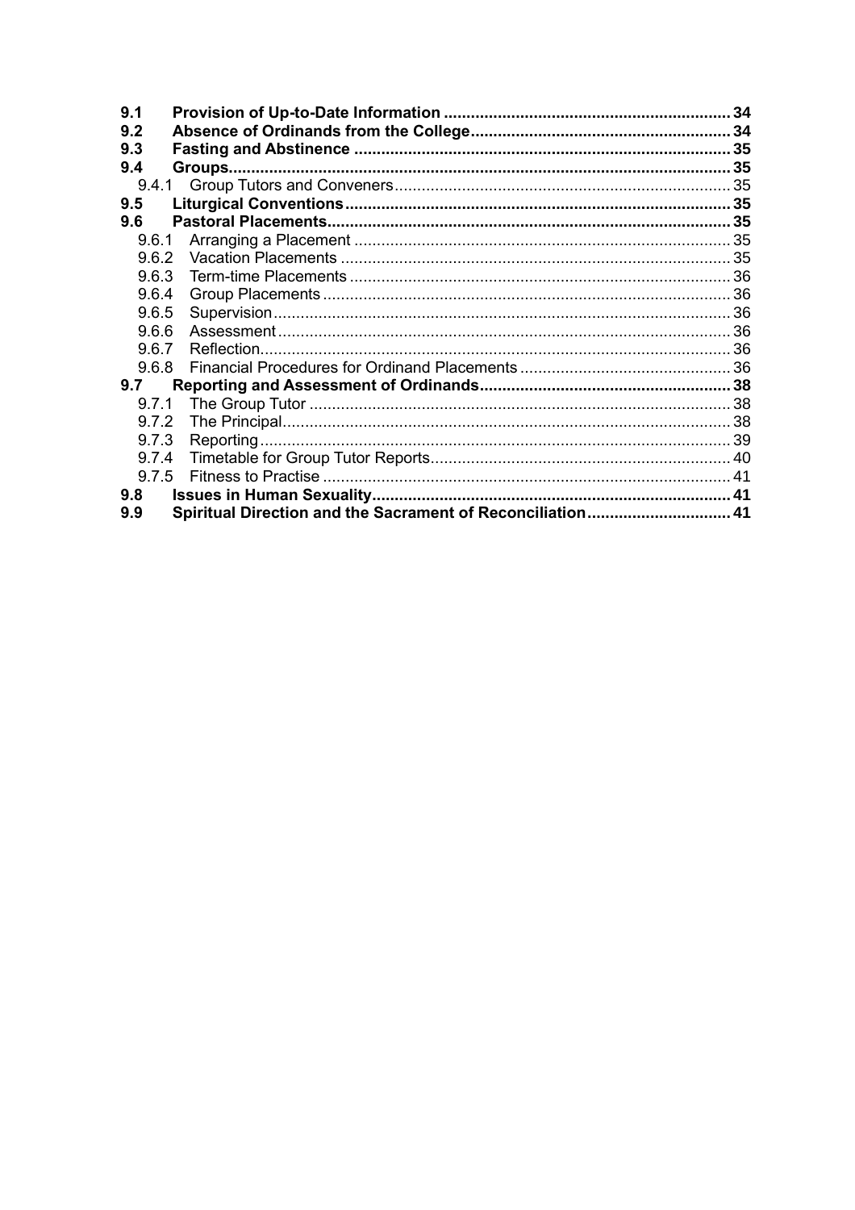**9.1 Provision of Up-to-Date Information ... 34**
**9.2 Absence of Ordinands from the College ... 34**
**9.3 Fasting and Abstinence ... 35**
**9.4 Groups ... 35**
  9.4.1 Group Tutors and Conveners ... 35
**9.5 Liturgical Conventions ... 35**
**9.6 Pastoral Placements ... 35**
  9.6.1 Arranging a Placement ... 35
  9.6.2 Vacation Placements ... 35
  9.6.3 Term-time Placements ... 36
  9.6.4 Group Placements ... 36
  9.6.5 Supervision ... 36
  9.6.6 Assessment ... 36
  9.6.7 Reflection ... 36
  9.6.8 Financial Procedures for Ordinand Placements ... 36
**9.7 Reporting and Assessment of Ordinands ... 38**
  9.7.1 The Group Tutor ... 38
  9.7.2 The Principal ... 38
  9.7.3 Reporting ... 39
  9.7.4 Timetable for Group Tutor Reports ... 40
  9.7.5 Fitness to Practise ... 41
**9.8 Issues in Human Sexuality ... 41**
**9.9 Spiritual Direction and the Sacrament of Reconciliation ... 41**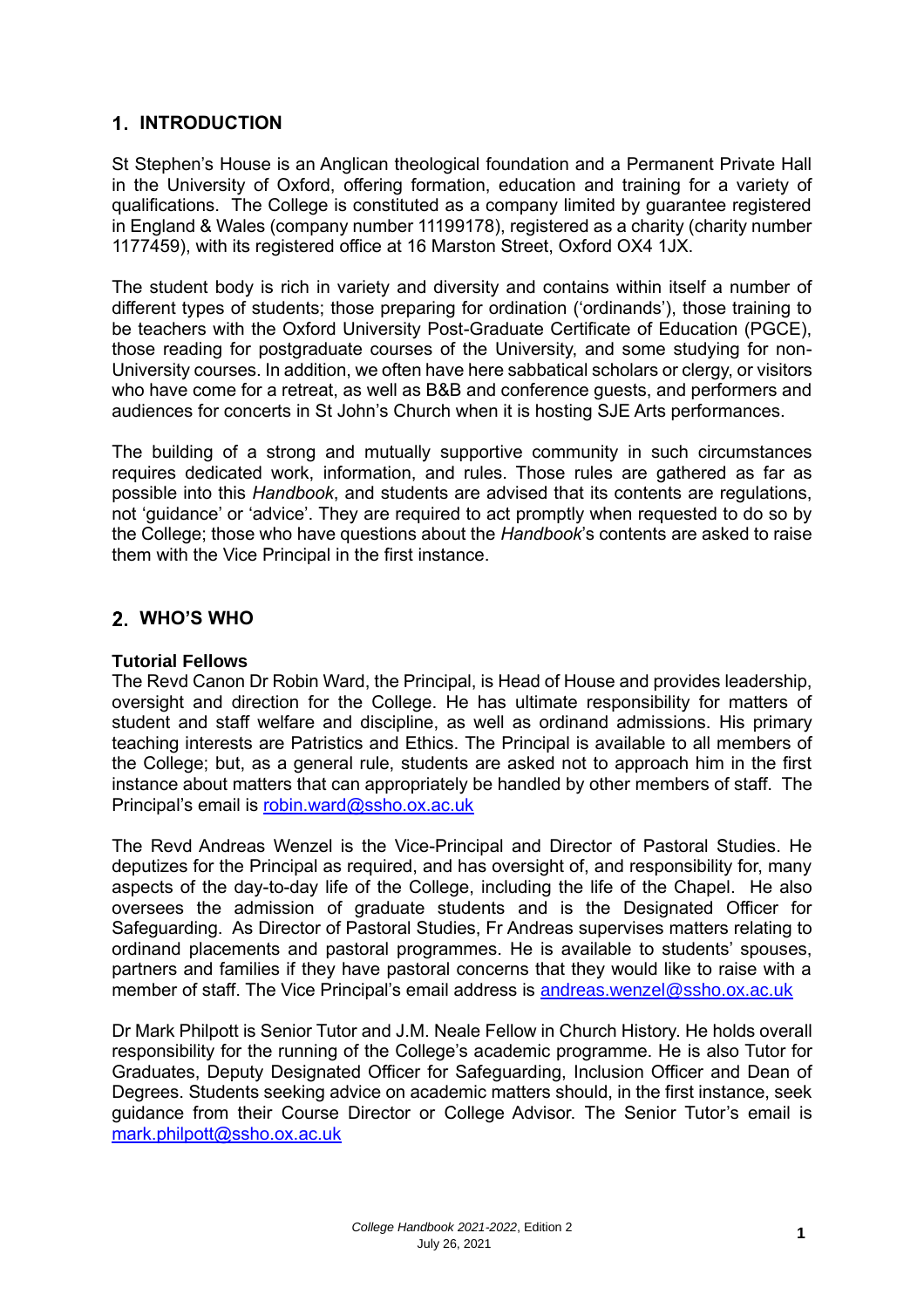# 1. INTRODUCTION

St Stephen's House is an Anglican theological foundation and a Permanent Private Hall in the University of Oxford, offering formation, education and training for a variety of qualifications. The College is constituted as a company limited by guarantee registered in England & Wales (company number 11199178), registered as a charity (charity number 1177459), with its registered office at 16 Marston Street, Oxford OX4 1JX.

The student body is rich in variety and diversity and contains within itself a number of different types of students; those preparing for ordination ('ordinands'), those training to be teachers with the Oxford University Post-Graduate Certificate of Education (PGCE), those reading for postgraduate courses of the University, and some studying for non-University courses. In addition, we often have here sabbatical scholars or clergy, or visitors who have come for a retreat, as well as B&B and conference guests, and performers and audiences for concerts in St John's Church when it is hosting SJE Arts performances.

The building of a strong and mutually supportive community in such circumstances requires dedicated work, information, and rules. Those rules are gathered as far as possible into this *Handbook*, and students are advised that its contents are regulations, not 'guidance' or 'advice'. They are required to act promptly when requested to do so by the College; those who have questions about the *Handbook*'s contents are asked to raise them with the Vice Principal in the first instance.

# 2. WHO'S WHO

### Tutorial Fellows

The Revd Canon Dr Robin Ward, the Principal, is Head of House and provides leadership, oversight and direction for the College. He has ultimate responsibility for matters of student and staff welfare and discipline, as well as ordinand admissions. His primary teaching interests are Patristics and Ethics. The Principal is available to all members of the College; but, as a general rule, students are asked not to approach him in the first instance about matters that can appropriately be handled by other members of staff. The Principal's email is [robin.ward@ssho.ox.ac.uk](mailto:robin.ward@ssho.ox.ac.uk)

The Revd Andreas Wenzel is the Vice-Principal and Director of Pastoral Studies. He deputizes for the Principal as required, and has oversight of, and responsibility for, many aspects of the day-to-day life of the College, including the life of the Chapel. He also oversees the admission of graduate students and is the Designated Officer for Safeguarding. As Director of Pastoral Studies, Fr Andreas supervises matters relating to ordinand placements and pastoral programmes. He is available to students' spouses, partners and families if they have pastoral concerns that they would like to raise with a member of staff. The Vice Principal's email address is [andreas.wenzel@ssho.ox.ac.uk](mailto:andreas.wenzel@ssho.ox.ac.uk)

Dr Mark Philpott is Senior Tutor and J.M. Neale Fellow in Church History. He holds overall responsibility for the running of the College's academic programme. He is also Tutor for Graduates, Deputy Designated Officer for Safeguarding, Inclusion Officer and Dean of Degrees. Students seeking advice on academic matters should, in the first instance, seek guidance from their Course Director or College Advisor. The Senior Tutor's email is [mark.philpott@ssho.ox.ac.uk](mailto:mark.philpott@ssho.ox.ac.uk)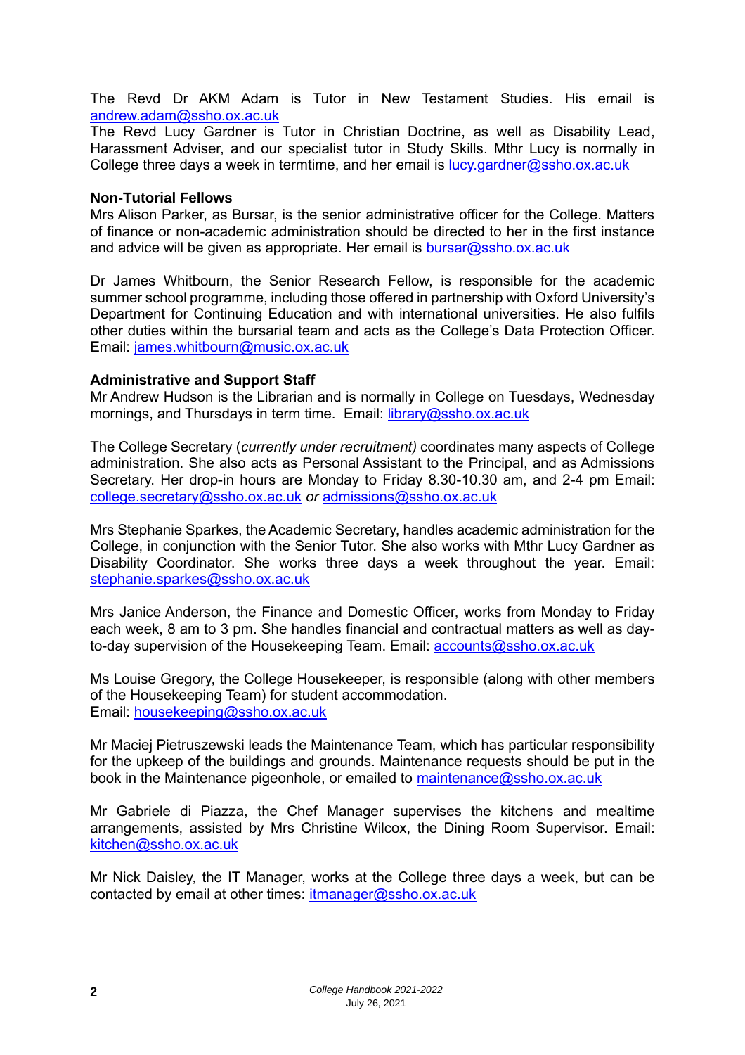The Revd Dr AKM Adam is Tutor in New Testament Studies. His email is andrew.adam@ssho.ox.ac.uk

The Revd Lucy Gardner is Tutor in Christian Doctrine, as well as Disability Lead, Harassment Adviser, and our specialist tutor in Study Skills. Mthr Lucy is normally in College three days a week in termtime, and her email is lucy.gardner@ssho.ox.ac.uk

**Non-Tutorial Fellows**

Mrs Alison Parker, as Bursar, is the senior administrative officer for the College. Matters of finance or non-academic administration should be directed to her in the first instance and advice will be given as appropriate. Her email is bursar@ssho.ox.ac.uk

Dr James Whitbourn, the Senior Research Fellow, is responsible for the academic summer school programme, including those offered in partnership with Oxford University's Department for Continuing Education and with international universities. He also fulfils other duties within the bursarial team and acts as the College's Data Protection Officer. Email: james.whitbourn@music.ox.ac.uk

**Administrative and Support Staff**

Mr Andrew Hudson is the Librarian and is normally in College on Tuesdays, Wednesday mornings, and Thursdays in term time. Email: library@ssho.ox.ac.uk

The College Secretary (*currently under recruitment)* coordinates many aspects of College administration. She also acts as Personal Assistant to the Principal, and as Admissions Secretary. Her drop-in hours are Monday to Friday 8.30-10.30 am, and 2-4 pm Email: college.secretary@ssho.ox.ac.uk *or* admissions@ssho.ox.ac.uk

Mrs Stephanie Sparkes, the Academic Secretary, handles academic administration for the College, in conjunction with the Senior Tutor. She also works with Mthr Lucy Gardner as Disability Coordinator. She works three days a week throughout the year. Email: stephanie.sparkes@ssho.ox.ac.uk

Mrs Janice Anderson, the Finance and Domestic Officer, works from Monday to Friday each week, 8 am to 3 pm. She handles financial and contractual matters as well as day-to-day supervision of the Housekeeping Team. Email: accounts@ssho.ox.ac.uk

Ms Louise Gregory, the College Housekeeper, is responsible (along with other members of the Housekeeping Team) for student accommodation.
Email: housekeeping@ssho.ox.ac.uk

Mr Maciej Pietruszewski leads the Maintenance Team, which has particular responsibility for the upkeep of the buildings and grounds. Maintenance requests should be put in the book in the Maintenance pigeonhole, or emailed to maintenance@ssho.ox.ac.uk

Mr Gabriele di Piazza, the Chef Manager supervises the kitchens and mealtime arrangements, assisted by Mrs Christine Wilcox, the Dining Room Supervisor. Email: kitchen@ssho.ox.ac.uk

Mr Nick Daisley, the IT Manager, works at the College three days a week, but can be contacted by email at other times: itmanager@ssho.ox.ac.uk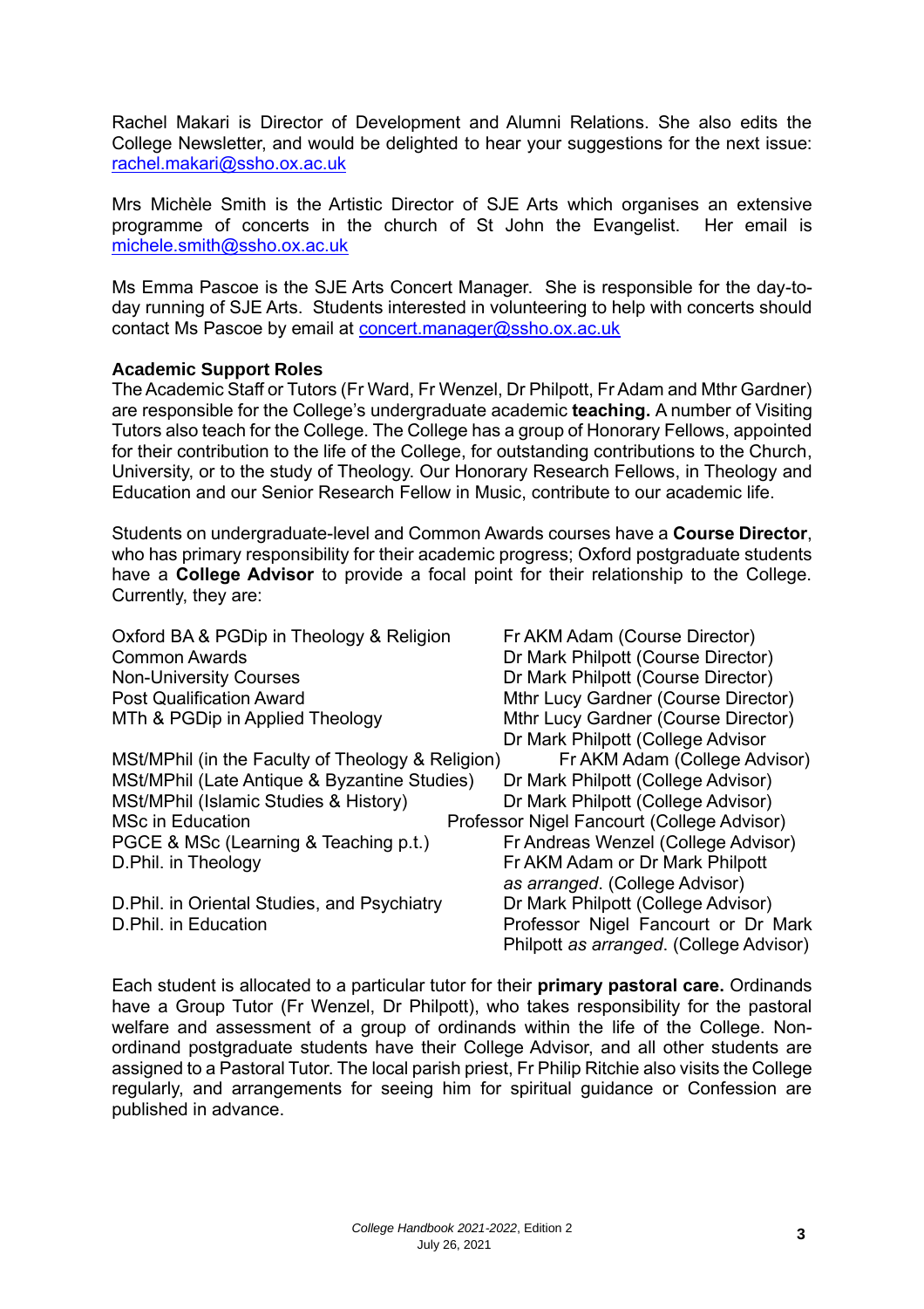Rachel Makari is Director of Development and Alumni Relations. She also edits the College Newsletter, and would be delighted to hear your suggestions for the next issue: rachel.makari@ssho.ox.ac.uk

Mrs Michèle Smith is the Artistic Director of SJE Arts which organises an extensive programme of concerts in the church of St John the Evangelist. Her email is michele.smith@ssho.ox.ac.uk

Ms Emma Pascoe is the SJE Arts Concert Manager. She is responsible for the day-to-day running of SJE Arts. Students interested in volunteering to help with concerts should contact Ms Pascoe by email at concert.manager@ssho.ox.ac.uk

**Academic Support Roles**

The Academic Staff or Tutors (Fr Ward, Fr Wenzel, Dr Philpott, Fr Adam and Mthr Gardner) are responsible for the College's undergraduate academic **teaching.** A number of Visiting Tutors also teach for the College. The College has a group of Honorary Fellows, appointed for their contribution to the life of the College, for outstanding contributions to the Church, University, or to the study of Theology. Our Honorary Research Fellows, in Theology and Education and our Senior Research Fellow in Music, contribute to our academic life.

Students on undergraduate-level and Common Awards courses have a **Course Director**, who has primary responsibility for their academic progress; Oxford postgraduate students have a **College Advisor** to provide a focal point for their relationship to the College. Currently, they are:

| | |
|---|---|
| Oxford BA & PGDip in Theology & Religion | Fr AKM Adam (Course Director) |
| Common Awards | Dr Mark Philpott (Course Director) |
| Non-University Courses | Dr Mark Philpott (Course Director) |
| Post Qualification Award | Mthr Lucy Gardner (Course Director) |
| MTh & PGDip in Applied Theology | Mthr Lucy Gardner (Course Director)<br>Dr Mark Philpott (College Advisor |
| MSt/MPhil (in the Faculty of Theology & Religion) | Fr AKM Adam (College Advisor) |
| MSt/MPhil (Late Antique & Byzantine Studies) | Dr Mark Philpott (College Advisor) |
| MSt/MPhil (Islamic Studies & History) | Dr Mark Philpott (College Advisor) |
| MSc in Education | Professor Nigel Fancourt (College Advisor) |
| PGCE & MSc (Learning & Teaching p.t.) | Fr Andreas Wenzel (College Advisor) |
| D.Phil. in Theology | Fr AKM Adam or Dr Mark Philpott *as arranged*. (College Advisor) |
| D.Phil. in Oriental Studies, and Psychiatry | Dr Mark Philpott (College Advisor) |
| D.Phil. in Education | Professor Nigel Fancourt or Dr Mark Philpott *as arranged*. (College Advisor) |

Each student is allocated to a particular tutor for their **primary pastoral care.** Ordinands have a Group Tutor (Fr Wenzel, Dr Philpott), who takes responsibility for the pastoral welfare and assessment of a group of ordinands within the life of the College. Non-ordinand postgraduate students have their College Advisor, and all other students are assigned to a Pastoral Tutor. The local parish priest, Fr Philip Ritchie also visits the College regularly, and arrangements for seeing him for spiritual guidance or Confession are published in advance.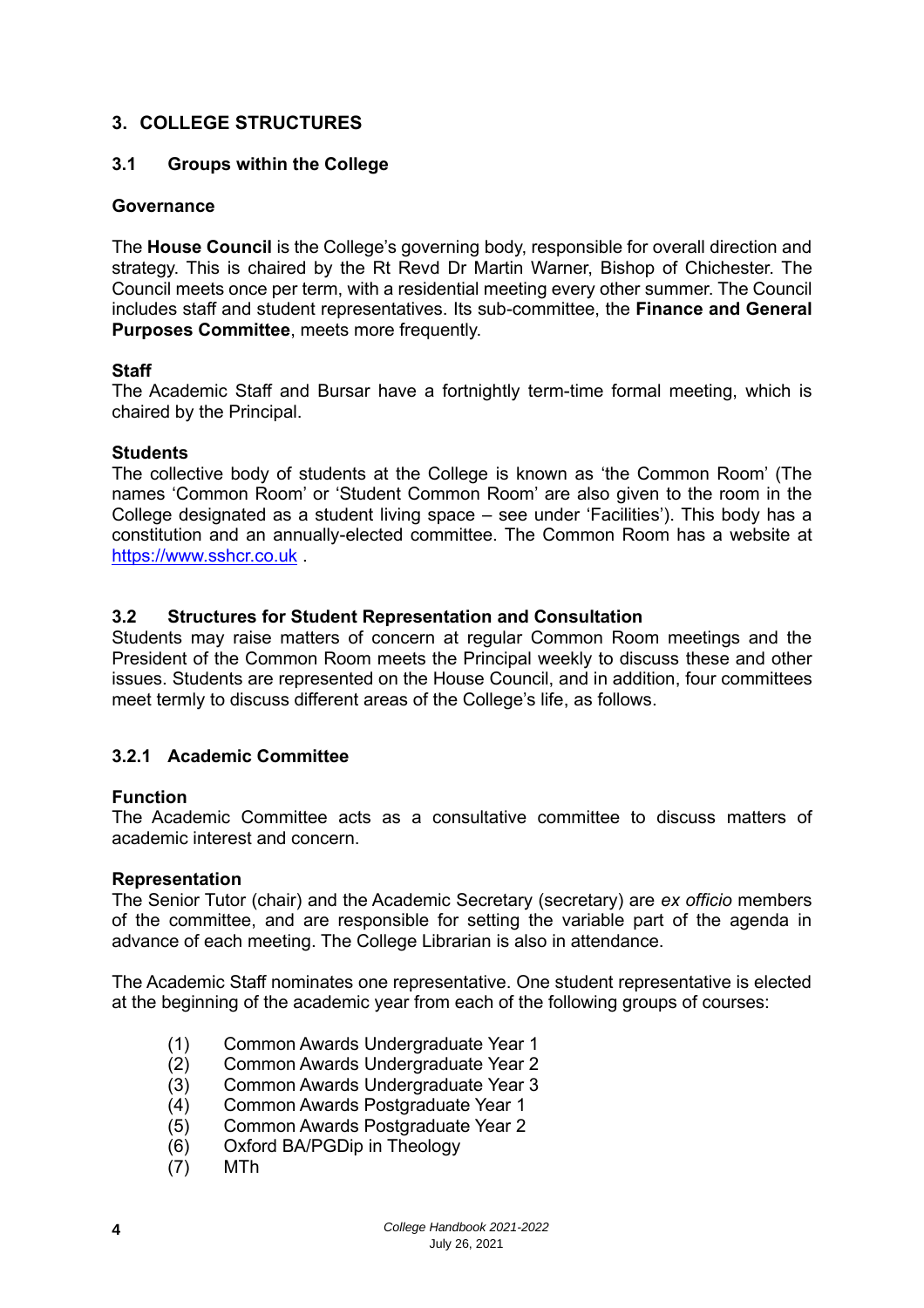## 3. COLLEGE STRUCTURES

### 3.1 Groups within the College

**Governance**

The **House Council** is the College's governing body, responsible for overall direction and strategy. This is chaired by the Rt Revd Dr Martin Warner, Bishop of Chichester. The Council meets once per term, with a residential meeting every other summer. The Council includes staff and student representatives. Its sub-committee, the **Finance and General Purposes Committee**, meets more frequently.

**Staff**

The Academic Staff and Bursar have a fortnightly term-time formal meeting, which is chaired by the Principal.

**Students**

The collective body of students at the College is known as 'the Common Room' (The names 'Common Room' or 'Student Common Room' are also given to the room in the College designated as a student living space – see under 'Facilities'). This body has a constitution and an annually-elected committee. The Common Room has a website at https://www.sshcr.co.uk .

### 3.2 Structures for Student Representation and Consultation

Students may raise matters of concern at regular Common Room meetings and the President of the Common Room meets the Principal weekly to discuss these and other issues. Students are represented on the House Council, and in addition, four committees meet termly to discuss different areas of the College's life, as follows.

#### 3.2.1 Academic Committee

**Function**

The Academic Committee acts as a consultative committee to discuss matters of academic interest and concern.

**Representation**

The Senior Tutor (chair) and the Academic Secretary (secretary) are *ex officio* members of the committee, and are responsible for setting the variable part of the agenda in advance of each meeting. The College Librarian is also in attendance.

The Academic Staff nominates one representative. One student representative is elected at the beginning of the academic year from each of the following groups of courses:

(1) Common Awards Undergraduate Year 1
(2) Common Awards Undergraduate Year 2
(3) Common Awards Undergraduate Year 3
(4) Common Awards Postgraduate Year 1
(5) Common Awards Postgraduate Year 2
(6) Oxford BA/PGDip in Theology
(7) MTh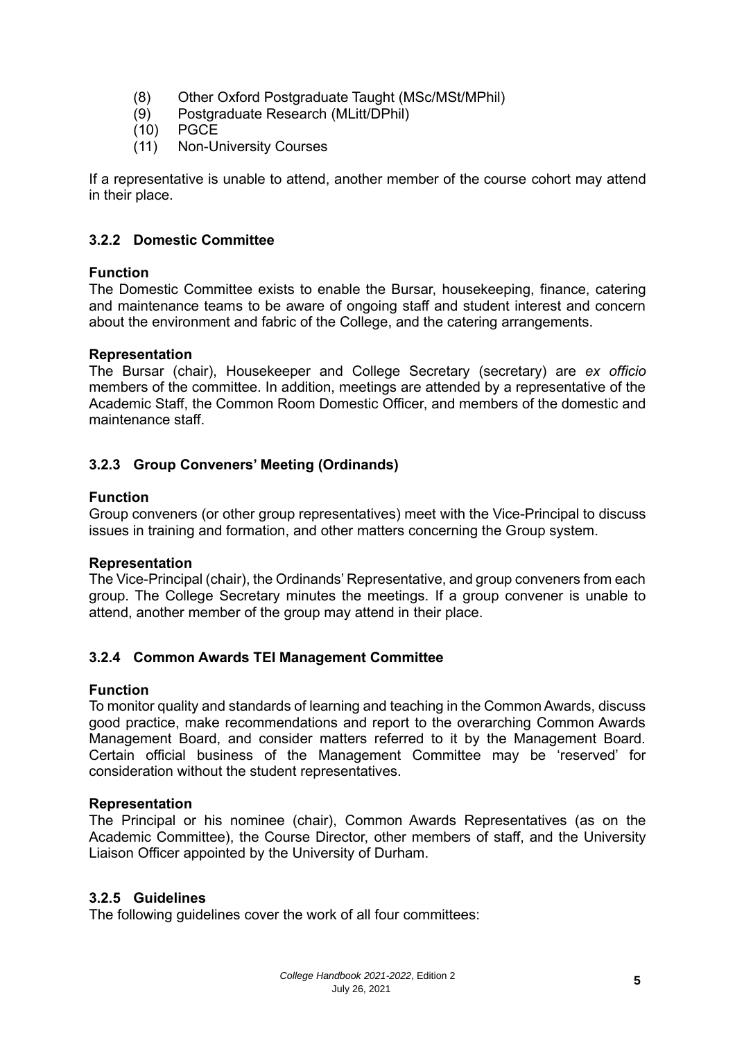(8) Other Oxford Postgraduate Taught (MSc/MSt/MPhil)
(9) Postgraduate Research (MLitt/DPhil)
(10) PGCE
(11) Non-University Courses

If a representative is unable to attend, another member of the course cohort may attend in their place.

### 3.2.2 Domestic Committee

**Function**
The Domestic Committee exists to enable the Bursar, housekeeping, finance, catering and maintenance teams to be aware of ongoing staff and student interest and concern about the environment and fabric of the College, and the catering arrangements.

**Representation**
The Bursar (chair), Housekeeper and College Secretary (secretary) are *ex officio* members of the committee. In addition, meetings are attended by a representative of the Academic Staff, the Common Room Domestic Officer, and members of the domestic and maintenance staff.

### 3.2.3 Group Conveners' Meeting (Ordinands)

**Function**
Group conveners (or other group representatives) meet with the Vice-Principal to discuss issues in training and formation, and other matters concerning the Group system.

**Representation**
The Vice-Principal (chair), the Ordinands' Representative, and group conveners from each group. The College Secretary minutes the meetings. If a group convener is unable to attend, another member of the group may attend in their place.

### 3.2.4 Common Awards TEI Management Committee

**Function**
To monitor quality and standards of learning and teaching in the Common Awards, discuss good practice, make recommendations and report to the overarching Common Awards Management Board, and consider matters referred to it by the Management Board. Certain official business of the Management Committee may be 'reserved' for consideration without the student representatives.

**Representation**
The Principal or his nominee (chair), Common Awards Representatives (as on the Academic Committee), the Course Director, other members of staff, and the University Liaison Officer appointed by the University of Durham.

### 3.2.5 Guidelines

The following guidelines cover the work of all four committees: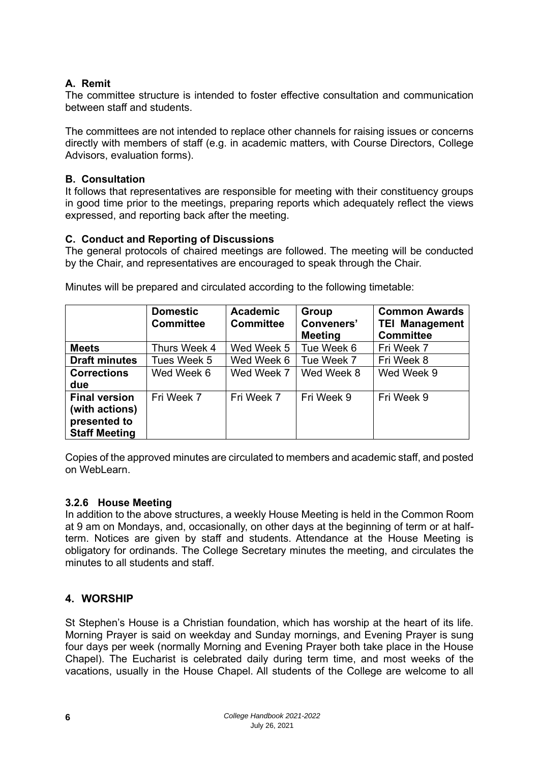### A. Remit

The committee structure is intended to foster effective consultation and communication between staff and students.

The committees are not intended to replace other channels for raising issues or concerns directly with members of staff (e.g. in academic matters, with Course Directors, College Advisors, evaluation forms).

### B. Consultation

It follows that representatives are responsible for meeting with their constituency groups in good time prior to the meetings, preparing reports which adequately reflect the views expressed, and reporting back after the meeting.

### C. Conduct and Reporting of Discussions

The general protocols of chaired meetings are followed. The meeting will be conducted by the Chair, and representatives are encouraged to speak through the Chair.

Minutes will be prepared and circulated according to the following timetable:

| | **Domestic Committee** | **Academic Committee** | **Group Conveners' Meeting** | **Common Awards TEI Management Committee** |
|---|---|---|---|---|
| **Meets** | Thurs Week 4 | Wed Week 5 | Tue Week 6 | Fri Week 7 |
| **Draft minutes** | Tues Week 5 | Wed Week 6 | Tue Week 7 | Fri Week 8 |
| **Corrections due** | Wed Week 6 | Wed Week 7 | Wed Week 8 | Wed Week 9 |
| **Final version (with actions) presented to Staff Meeting** | Fri Week 7 | Fri Week 7 | Fri Week 9 | Fri Week 9 |

Copies of the approved minutes are circulated to members and academic staff, and posted on WebLearn.

### 3.2.6 House Meeting

In addition to the above structures, a weekly House Meeting is held in the Common Room at 9 am on Mondays, and, occasionally, on other days at the beginning of term or at half-term. Notices are given by staff and students. Attendance at the House Meeting is obligatory for ordinands. The College Secretary minutes the meeting, and circulates the minutes to all students and staff.

## 4. WORSHIP

St Stephen's House is a Christian foundation, which has worship at the heart of its life. Morning Prayer is said on weekday and Sunday mornings, and Evening Prayer is sung four days per week (normally Morning and Evening Prayer both take place in the House Chapel). The Eucharist is celebrated daily during term time, and most weeks of the vacations, usually in the House Chapel. All students of the College are welcome to all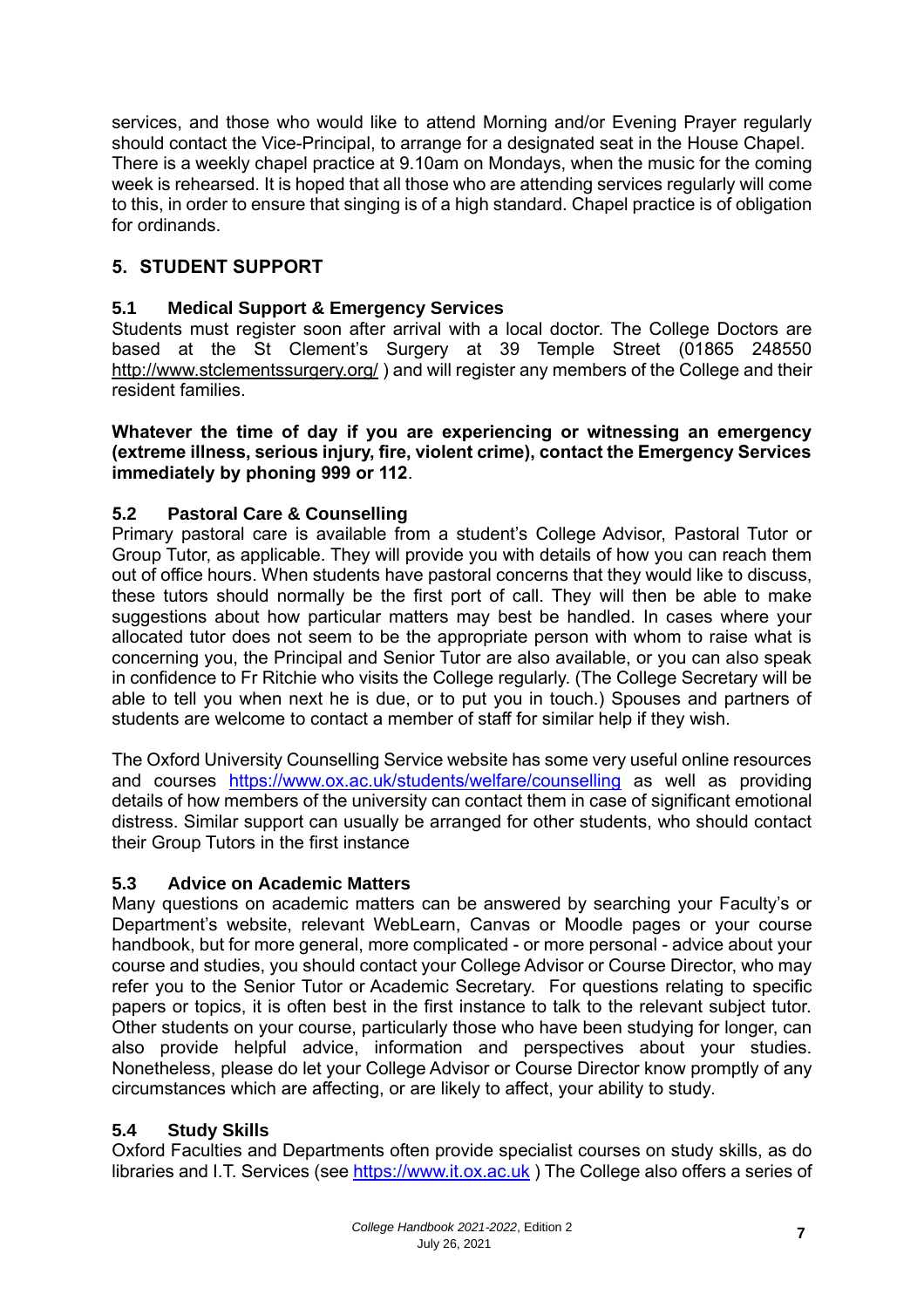services, and those who would like to attend Morning and/or Evening Prayer regularly should contact the Vice-Principal, to arrange for a designated seat in the House Chapel. There is a weekly chapel practice at 9.10am on Mondays, when the music for the coming week is rehearsed. It is hoped that all those who are attending services regularly will come to this, in order to ensure that singing is of a high standard. Chapel practice is of obligation for ordinands.

## 5. STUDENT SUPPORT

### 5.1 Medical Support & Emergency Services

Students must register soon after arrival with a local doctor. The College Doctors are based at the St Clement's Surgery at 39 Temple Street (01865 248550 http://www.stclementssurgery.org/ ) and will register any members of the College and their resident families.

**Whatever the time of day if you are experiencing or witnessing an emergency (extreme illness, serious injury, fire, violent crime), contact the Emergency Services immediately by phoning 999 or 112**.

### 5.2 Pastoral Care & Counselling

Primary pastoral care is available from a student's College Advisor, Pastoral Tutor or Group Tutor, as applicable. They will provide you with details of how you can reach them out of office hours. When students have pastoral concerns that they would like to discuss, these tutors should normally be the first port of call. They will then be able to make suggestions about how particular matters may best be handled. In cases where your allocated tutor does not seem to be the appropriate person with whom to raise what is concerning you, the Principal and Senior Tutor are also available, or you can also speak in confidence to Fr Ritchie who visits the College regularly. (The College Secretary will be able to tell you when next he is due, or to put you in touch.) Spouses and partners of students are welcome to contact a member of staff for similar help if they wish.

The Oxford University Counselling Service website has some very useful online resources and courses https://www.ox.ac.uk/students/welfare/counselling as well as providing details of how members of the university can contact them in case of significant emotional distress. Similar support can usually be arranged for other students, who should contact their Group Tutors in the first instance

### 5.3 Advice on Academic Matters

Many questions on academic matters can be answered by searching your Faculty's or Department's website, relevant WebLearn, Canvas or Moodle pages or your course handbook, but for more general, more complicated - or more personal - advice about your course and studies, you should contact your College Advisor or Course Director, who may refer you to the Senior Tutor or Academic Secretary. For questions relating to specific papers or topics, it is often best in the first instance to talk to the relevant subject tutor. Other students on your course, particularly those who have been studying for longer, can also provide helpful advice, information and perspectives about your studies. Nonetheless, please do let your College Advisor or Course Director know promptly of any circumstances which are affecting, or are likely to affect, your ability to study.

### 5.4 Study Skills

Oxford Faculties and Departments often provide specialist courses on study skills, as do libraries and I.T. Services (see https://www.it.ox.ac.uk ) The College also offers a series of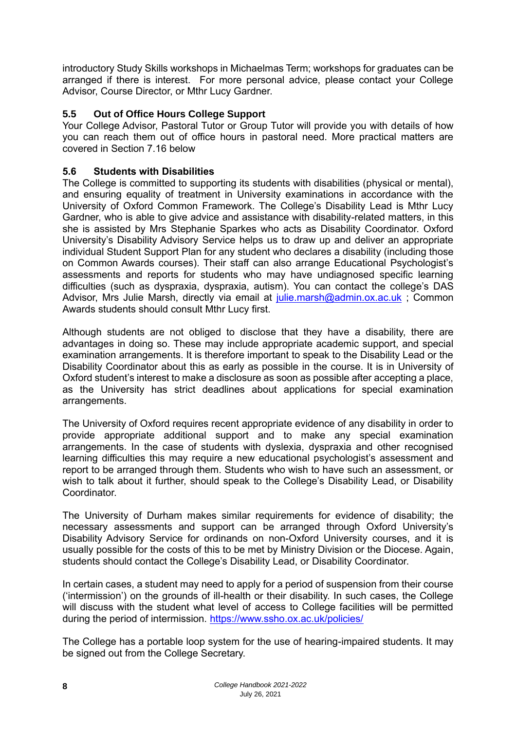introductory Study Skills workshops in Michaelmas Term; workshops for graduates can be arranged if there is interest. For more personal advice, please contact your College Advisor, Course Director, or Mthr Lucy Gardner.

### 5.5 Out of Office Hours College Support

Your College Advisor, Pastoral Tutor or Group Tutor will provide you with details of how you can reach them out of office hours in pastoral need. More practical matters are covered in Section 7.16 below

### 5.6 Students with Disabilities

The College is committed to supporting its students with disabilities (physical or mental), and ensuring equality of treatment in University examinations in accordance with the University of Oxford Common Framework. The College's Disability Lead is Mthr Lucy Gardner, who is able to give advice and assistance with disability-related matters, in this she is assisted by Mrs Stephanie Sparkes who acts as Disability Coordinator. Oxford University's Disability Advisory Service helps us to draw up and deliver an appropriate individual Student Support Plan for any student who declares a disability (including those on Common Awards courses). Their staff can also arrange Educational Psychologist's assessments and reports for students who may have undiagnosed specific learning difficulties (such as dyspraxia, dyspraxia, autism). You can contact the college's DAS Advisor, Mrs Julie Marsh, directly via email at [julie.marsh@admin.ox.ac.uk](mailto:julie.marsh@admin.ox.ac.uk) ; Common Awards students should consult Mthr Lucy first.

Although students are not obliged to disclose that they have a disability, there are advantages in doing so. These may include appropriate academic support, and special examination arrangements. It is therefore important to speak to the Disability Lead or the Disability Coordinator about this as early as possible in the course. It is in University of Oxford student's interest to make a disclosure as soon as possible after accepting a place, as the University has strict deadlines about applications for special examination arrangements.

The University of Oxford requires recent appropriate evidence of any disability in order to provide appropriate additional support and to make any special examination arrangements. In the case of students with dyslexia, dyspraxia and other recognised learning difficulties this may require a new educational psychologist's assessment and report to be arranged through them. Students who wish to have such an assessment, or wish to talk about it further, should speak to the College's Disability Lead, or Disability Coordinator.

The University of Durham makes similar requirements for evidence of disability; the necessary assessments and support can be arranged through Oxford University's Disability Advisory Service for ordinands on non-Oxford University courses, and it is usually possible for the costs of this to be met by Ministry Division or the Diocese. Again, students should contact the College's Disability Lead, or Disability Coordinator.

In certain cases, a student may need to apply for a period of suspension from their course ('intermission') on the grounds of ill-health or their disability. In such cases, the College will discuss with the student what level of access to College facilities will be permitted during the period of intermission. [https://www.ssho.ox.ac.uk/policies/](https://www.ssho.ox.ac.uk/policies/)

The College has a portable loop system for the use of hearing-impaired students. It may be signed out from the College Secretary.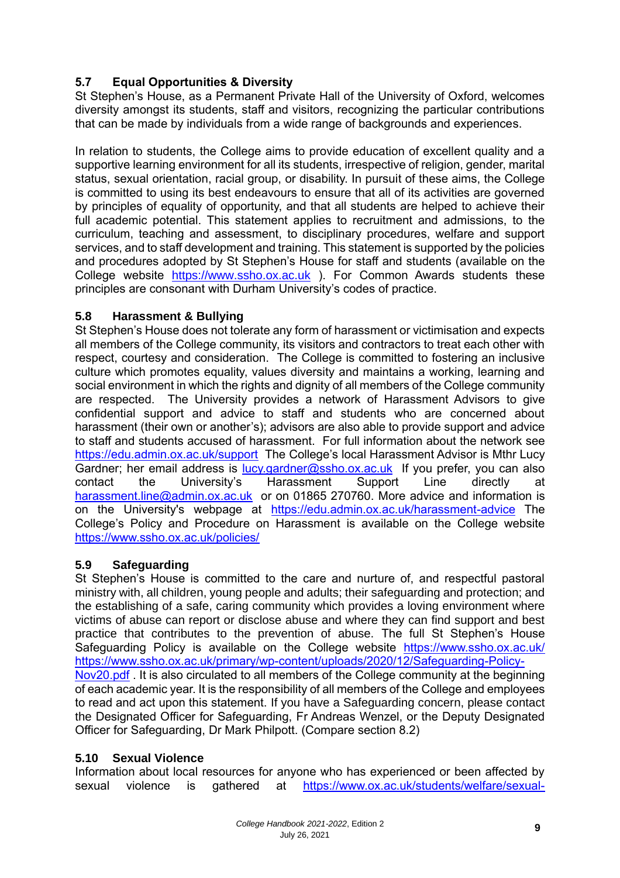### 5.7 Equal Opportunities & Diversity

St Stephen's House, as a Permanent Private Hall of the University of Oxford, welcomes diversity amongst its students, staff and visitors, recognizing the particular contributions that can be made by individuals from a wide range of backgrounds and experiences.

In relation to students, the College aims to provide education of excellent quality and a supportive learning environment for all its students, irrespective of religion, gender, marital status, sexual orientation, racial group, or disability. In pursuit of these aims, the College is committed to using its best endeavours to ensure that all of its activities are governed by principles of equality of opportunity, and that all students are helped to achieve their full academic potential. This statement applies to recruitment and admissions, to the curriculum, teaching and assessment, to disciplinary procedures, welfare and support services, and to staff development and training. This statement is supported by the policies and procedures adopted by St Stephen's House for staff and students (available on the College website https://www.ssho.ox.ac.uk ). For Common Awards students these principles are consonant with Durham University's codes of practice.

### 5.8 Harassment & Bullying

St Stephen's House does not tolerate any form of harassment or victimisation and expects all members of the College community, its visitors and contractors to treat each other with respect, courtesy and consideration. The College is committed to fostering an inclusive culture which promotes equality, values diversity and maintains a working, learning and social environment in which the rights and dignity of all members of the College community are respected. The University provides a network of Harassment Advisors to give confidential support and advice to staff and students who are concerned about harassment (their own or another's); advisors are also able to provide support and advice to staff and students accused of harassment. For full information about the network see https://edu.admin.ox.ac.uk/support The College's local Harassment Advisor is Mthr Lucy Gardner; her email address is lucy.gardner@ssho.ox.ac.uk If you prefer, you can also contact the University's Harassment Support Line directly at harassment.line@admin.ox.ac.uk or on 01865 270760. More advice and information is on the University's webpage at https://edu.admin.ox.ac.uk/harassment-advice The College's Policy and Procedure on Harassment is available on the College website https://www.ssho.ox.ac.uk/policies/

### 5.9 Safeguarding

St Stephen's House is committed to the care and nurture of, and respectful pastoral ministry with, all children, young people and adults; their safeguarding and protection; and the establishing of a safe, caring community which provides a loving environment where victims of abuse can report or disclose abuse and where they can find support and best practice that contributes to the prevention of abuse. The full St Stephen's House Safeguarding Policy is available on the College website https://www.ssho.ox.ac.uk/ https://www.ssho.ox.ac.uk/primary/wp-content/uploads/2020/12/Safeguarding-Policy-Nov20.pdf . It is also circulated to all members of the College community at the beginning of each academic year. It is the responsibility of all members of the College and employees to read and act upon this statement. If you have a Safeguarding concern, please contact the Designated Officer for Safeguarding, Fr Andreas Wenzel, or the Deputy Designated Officer for Safeguarding, Dr Mark Philpott. (Compare section 8.2)

### 5.10 Sexual Violence

Information about local resources for anyone who has experienced or been affected by sexual violence is gathered at https://www.ox.ac.uk/students/welfare/sexual-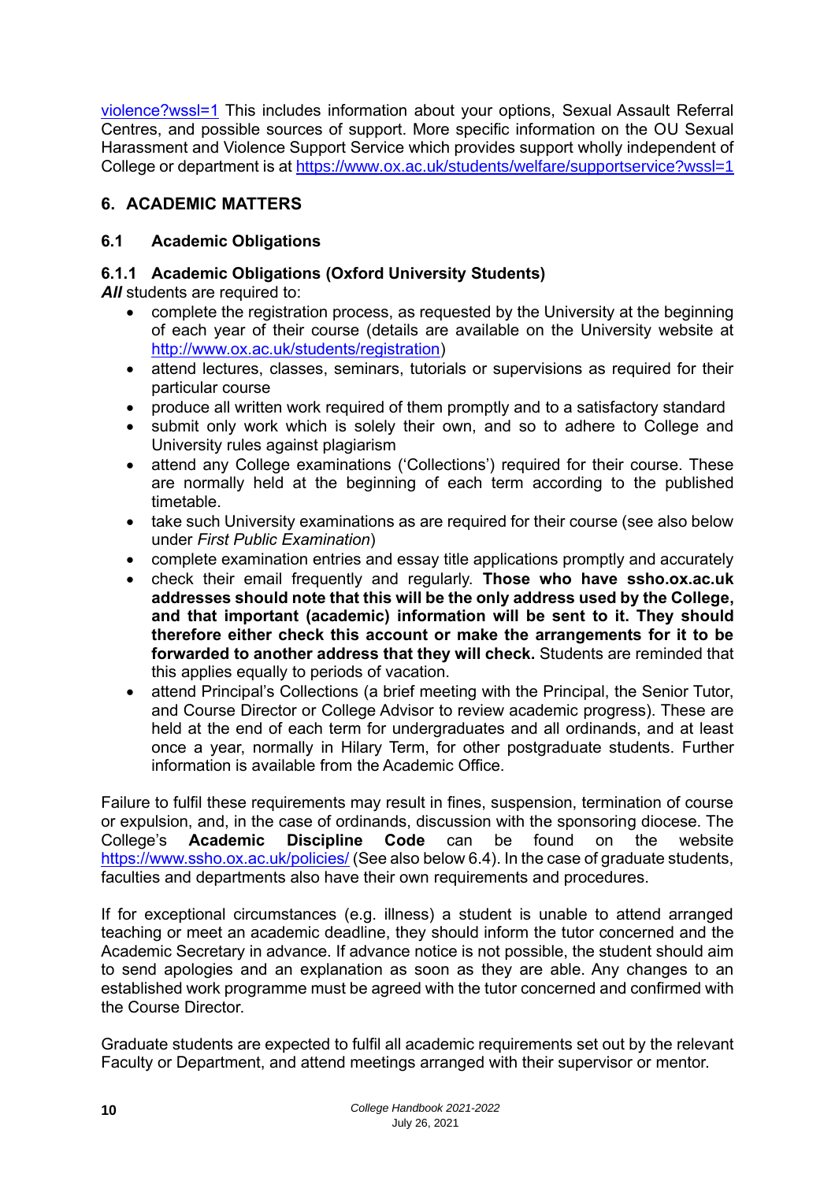[violence?wssl=1](violence?wssl=1) This includes information about your options, Sexual Assault Referral Centres, and possible sources of support. More specific information on the OU Sexual Harassment and Violence Support Service which provides support wholly independent of College or department is at [https://www.ox.ac.uk/students/welfare/supportservice?wssl=1](https://www.ox.ac.uk/students/welfare/supportservice?wssl=1)

## 6. ACADEMIC MATTERS

### 6.1 Academic Obligations

#### 6.1.1 Academic Obligations (Oxford University Students)

***All*** students are required to:

- complete the registration process, as requested by the University at the beginning of each year of their course (details are available on the University website at [http://www.ox.ac.uk/students/registration](http://www.ox.ac.uk/students/registration))
- attend lectures, classes, seminars, tutorials or supervisions as required for their particular course
- produce all written work required of them promptly and to a satisfactory standard
- submit only work which is solely their own, and so to adhere to College and University rules against plagiarism
- attend any College examinations ('Collections') required for their course. These are normally held at the beginning of each term according to the published timetable.
- take such University examinations as are required for their course (see also below under *First Public Examination*)
- complete examination entries and essay title applications promptly and accurately
- check their email frequently and regularly. **Those who have ssho.ox.ac.uk addresses should note that this will be the only address used by the College, and that important (academic) information will be sent to it. They should therefore either check this account or make the arrangements for it to be forwarded to another address that they will check.** Students are reminded that this applies equally to periods of vacation.
- attend Principal's Collections (a brief meeting with the Principal, the Senior Tutor, and Course Director or College Advisor to review academic progress). These are held at the end of each term for undergraduates and all ordinands, and at least once a year, normally in Hilary Term, for other postgraduate students. Further information is available from the Academic Office.

Failure to fulfil these requirements may result in fines, suspension, termination of course or expulsion, and, in the case of ordinands, discussion with the sponsoring diocese. The College's **Academic Discipline Code** can be found on the website [https://www.ssho.ox.ac.uk/policies/](https://www.ssho.ox.ac.uk/policies/) (See also below 6.4). In the case of graduate students, faculties and departments also have their own requirements and procedures.

If for exceptional circumstances (e.g. illness) a student is unable to attend arranged teaching or meet an academic deadline, they should inform the tutor concerned and the Academic Secretary in advance. If advance notice is not possible, the student should aim to send apologies and an explanation as soon as they are able. Any changes to an established work programme must be agreed with the tutor concerned and confirmed with the Course Director.

Graduate students are expected to fulfil all academic requirements set out by the relevant Faculty or Department, and attend meetings arranged with their supervisor or mentor.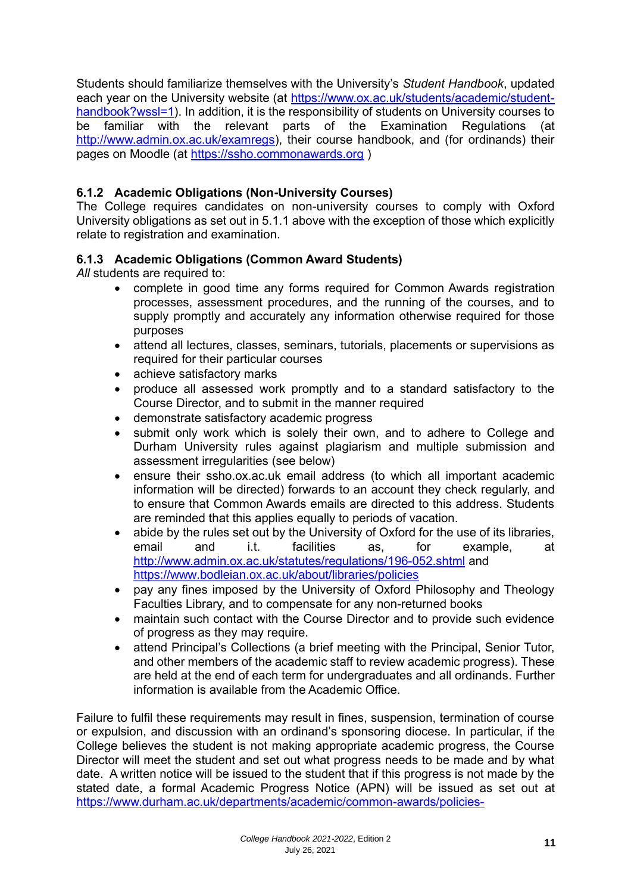Students should familiarize themselves with the University's *Student Handbook*, updated each year on the University website (at https://www.ox.ac.uk/students/academic/student-handbook?wssl=1). In addition, it is the responsibility of students on University courses to be familiar with the relevant parts of the Examination Regulations (at http://www.admin.ox.ac.uk/examregs), their course handbook, and (for ordinands) their pages on Moodle (at https://ssho.commonawards.org )

### 6.1.2 Academic Obligations (Non-University Courses)

The College requires candidates on non-university courses to comply with Oxford University obligations as set out in 5.1.1 above with the exception of those which explicitly relate to registration and examination.

### 6.1.3 Academic Obligations (Common Award Students)

*All* students are required to:

- complete in good time any forms required for Common Awards registration processes, assessment procedures, and the running of the courses, and to supply promptly and accurately any information otherwise required for those purposes
- attend all lectures, classes, seminars, tutorials, placements or supervisions as required for their particular courses
- achieve satisfactory marks
- produce all assessed work promptly and to a standard satisfactory to the Course Director, and to submit in the manner required
- demonstrate satisfactory academic progress
- submit only work which is solely their own, and to adhere to College and Durham University rules against plagiarism and multiple submission and assessment irregularities (see below)
- ensure their ssho.ox.ac.uk email address (to which all important academic information will be directed) forwards to an account they check regularly, and to ensure that Common Awards emails are directed to this address. Students are reminded that this applies equally to periods of vacation.
- abide by the rules set out by the University of Oxford for the use of its libraries, email and i.t. facilities as, for example, at http://www.admin.ox.ac.uk/statutes/regulations/196-052.shtml and https://www.bodleian.ox.ac.uk/about/libraries/policies
- pay any fines imposed by the University of Oxford Philosophy and Theology Faculties Library, and to compensate for any non-returned books
- maintain such contact with the Course Director and to provide such evidence of progress as they may require.
- attend Principal's Collections (a brief meeting with the Principal, Senior Tutor, and other members of the academic staff to review academic progress). These are held at the end of each term for undergraduates and all ordinands. Further information is available from the Academic Office.

Failure to fulfil these requirements may result in fines, suspension, termination of course or expulsion, and discussion with an ordinand's sponsoring diocese. In particular, if the College believes the student is not making appropriate academic progress, the Course Director will meet the student and set out what progress needs to be made and by what date. A written notice will be issued to the student that if this progress is not made by the stated date, a formal Academic Progress Notice (APN) will be issued as set out at https://www.durham.ac.uk/departments/academic/common-awards/policies-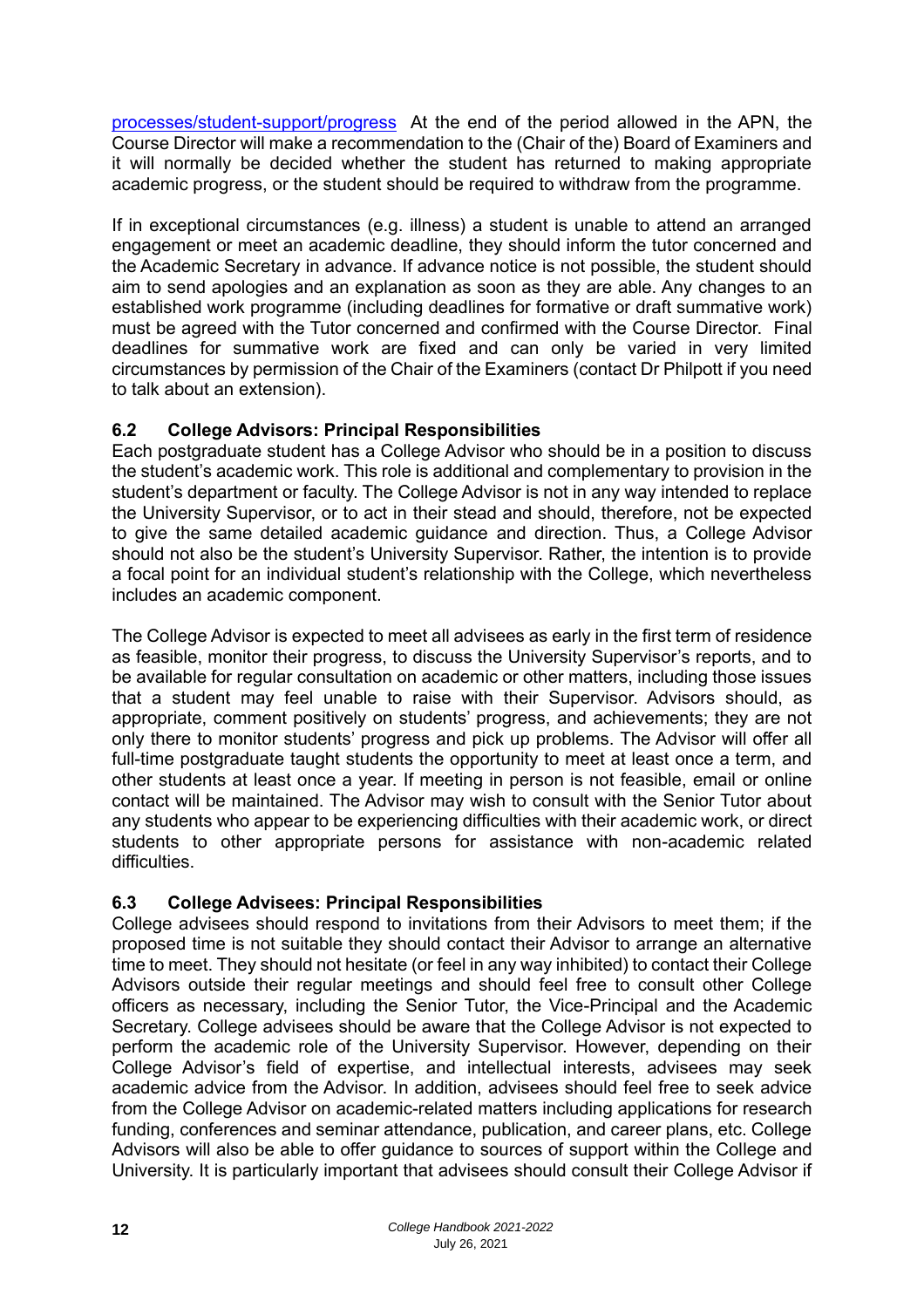processes/student-support/progress At the end of the period allowed in the APN, the Course Director will make a recommendation to the (Chair of the) Board of Examiners and it will normally be decided whether the student has returned to making appropriate academic progress, or the student should be required to withdraw from the programme.

If in exceptional circumstances (e.g. illness) a student is unable to attend an arranged engagement or meet an academic deadline, they should inform the tutor concerned and the Academic Secretary in advance. If advance notice is not possible, the student should aim to send apologies and an explanation as soon as they are able. Any changes to an established work programme (including deadlines for formative or draft summative work) must be agreed with the Tutor concerned and confirmed with the Course Director. Final deadlines for summative work are fixed and can only be varied in very limited circumstances by permission of the Chair of the Examiners (contact Dr Philpott if you need to talk about an extension).

### 6.2 College Advisors: Principal Responsibilities

Each postgraduate student has a College Advisor who should be in a position to discuss the student's academic work. This role is additional and complementary to provision in the student's department or faculty. The College Advisor is not in any way intended to replace the University Supervisor, or to act in their stead and should, therefore, not be expected to give the same detailed academic guidance and direction. Thus, a College Advisor should not also be the student's University Supervisor. Rather, the intention is to provide a focal point for an individual student's relationship with the College, which nevertheless includes an academic component.

The College Advisor is expected to meet all advisees as early in the first term of residence as feasible, monitor their progress, to discuss the University Supervisor's reports, and to be available for regular consultation on academic or other matters, including those issues that a student may feel unable to raise with their Supervisor. Advisors should, as appropriate, comment positively on students' progress, and achievements; they are not only there to monitor students' progress and pick up problems. The Advisor will offer all full-time postgraduate taught students the opportunity to meet at least once a term, and other students at least once a year. If meeting in person is not feasible, email or online contact will be maintained. The Advisor may wish to consult with the Senior Tutor about any students who appear to be experiencing difficulties with their academic work, or direct students to other appropriate persons for assistance with non-academic related difficulties.

### 6.3 College Advisees: Principal Responsibilities

College advisees should respond to invitations from their Advisors to meet them; if the proposed time is not suitable they should contact their Advisor to arrange an alternative time to meet. They should not hesitate (or feel in any way inhibited) to contact their College Advisors outside their regular meetings and should feel free to consult other College officers as necessary, including the Senior Tutor, the Vice-Principal and the Academic Secretary. College advisees should be aware that the College Advisor is not expected to perform the academic role of the University Supervisor. However, depending on their College Advisor's field of expertise, and intellectual interests, advisees may seek academic advice from the Advisor. In addition, advisees should feel free to seek advice from the College Advisor on academic-related matters including applications for research funding, conferences and seminar attendance, publication, and career plans, etc. College Advisors will also be able to offer guidance to sources of support within the College and University. It is particularly important that advisees should consult their College Advisor if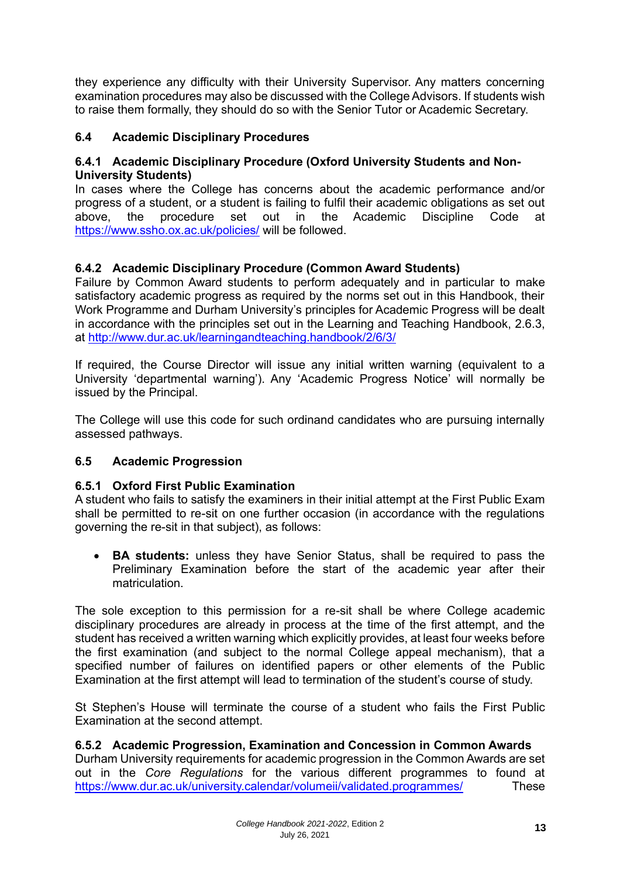they experience any difficulty with their University Supervisor. Any matters concerning examination procedures may also be discussed with the College Advisors. If students wish to raise them formally, they should do so with the Senior Tutor or Academic Secretary.

### 6.4 Academic Disciplinary Procedures

#### 6.4.1 Academic Disciplinary Procedure (Oxford University Students and Non-University Students)

In cases where the College has concerns about the academic performance and/or progress of a student, or a student is failing to fulfil their academic obligations as set out above, the procedure set out in the Academic Discipline Code at https://www.ssho.ox.ac.uk/policies/ will be followed.

#### 6.4.2 Academic Disciplinary Procedure (Common Award Students)

Failure by Common Award students to perform adequately and in particular to make satisfactory academic progress as required by the norms set out in this Handbook, their Work Programme and Durham University's principles for Academic Progress will be dealt in accordance with the principles set out in the Learning and Teaching Handbook, 2.6.3, at http://www.dur.ac.uk/learningandteaching.handbook/2/6/3/

If required, the Course Director will issue any initial written warning (equivalent to a University 'departmental warning'). Any 'Academic Progress Notice' will normally be issued by the Principal.

The College will use this code for such ordinand candidates who are pursuing internally assessed pathways.

### 6.5 Academic Progression

#### 6.5.1 Oxford First Public Examination

A student who fails to satisfy the examiners in their initial attempt at the First Public Exam shall be permitted to re-sit on one further occasion (in accordance with the regulations governing the re-sit in that subject), as follows:

- **BA students:** unless they have Senior Status, shall be required to pass the Preliminary Examination before the start of the academic year after their matriculation.

The sole exception to this permission for a re-sit shall be where College academic disciplinary procedures are already in process at the time of the first attempt, and the student has received a written warning which explicitly provides, at least four weeks before the first examination (and subject to the normal College appeal mechanism), that a specified number of failures on identified papers or other elements of the Public Examination at the first attempt will lead to termination of the student's course of study.

St Stephen's House will terminate the course of a student who fails the First Public Examination at the second attempt.

#### 6.5.2 Academic Progression, Examination and Concession in Common Awards

Durham University requirements for academic progression in the Common Awards are set out in the *Core Regulations* for the various different programmes to found at https://www.dur.ac.uk/university.calendar/volumeii/validated.programmes/ These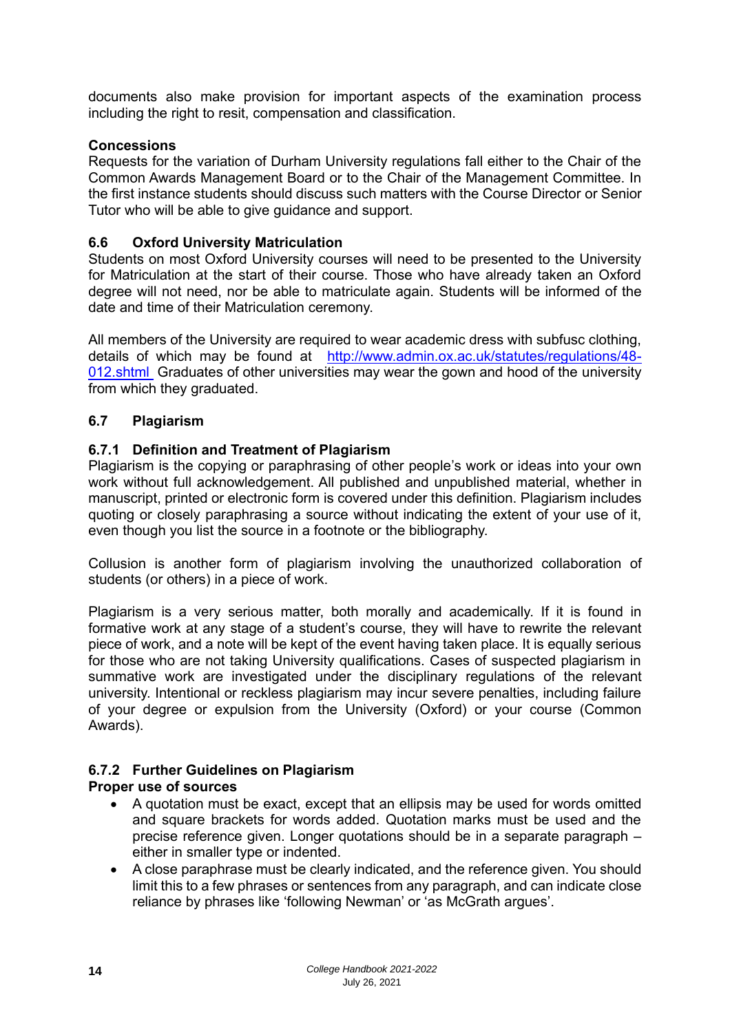documents also make provision for important aspects of the examination process including the right to resit, compensation and classification.

**Concessions**

Requests for the variation of Durham University regulations fall either to the Chair of the Common Awards Management Board or to the Chair of the Management Committee. In the first instance students should discuss such matters with the Course Director or Senior Tutor who will be able to give guidance and support.

### 6.6 Oxford University Matriculation

Students on most Oxford University courses will need to be presented to the University for Matriculation at the start of their course. Those who have already taken an Oxford degree will not need, nor be able to matriculate again. Students will be informed of the date and time of their Matriculation ceremony.

All members of the University are required to wear academic dress with subfusc clothing, details of which may be found at http://www.admin.ox.ac.uk/statutes/regulations/48-012.shtml Graduates of other universities may wear the gown and hood of the university from which they graduated.

### 6.7 Plagiarism

#### 6.7.1 Definition and Treatment of Plagiarism

Plagiarism is the copying or paraphrasing of other people's work or ideas into your own work without full acknowledgement. All published and unpublished material, whether in manuscript, printed or electronic form is covered under this definition. Plagiarism includes quoting or closely paraphrasing a source without indicating the extent of your use of it, even though you list the source in a footnote or the bibliography.

Collusion is another form of plagiarism involving the unauthorized collaboration of students (or others) in a piece of work.

Plagiarism is a very serious matter, both morally and academically. If it is found in formative work at any stage of a student's course, they will have to rewrite the relevant piece of work, and a note will be kept of the event having taken place. It is equally serious for those who are not taking University qualifications. Cases of suspected plagiarism in summative work are investigated under the disciplinary regulations of the relevant university. Intentional or reckless plagiarism may incur severe penalties, including failure of your degree or expulsion from the University (Oxford) or your course (Common Awards).

#### 6.7.2 Further Guidelines on Plagiarism

**Proper use of sources**

- A quotation must be exact, except that an ellipsis may be used for words omitted and square brackets for words added. Quotation marks must be used and the precise reference given. Longer quotations should be in a separate paragraph – either in smaller type or indented.
- A close paraphrase must be clearly indicated, and the reference given. You should limit this to a few phrases or sentences from any paragraph, and can indicate close reliance by phrases like 'following Newman' or 'as McGrath argues'.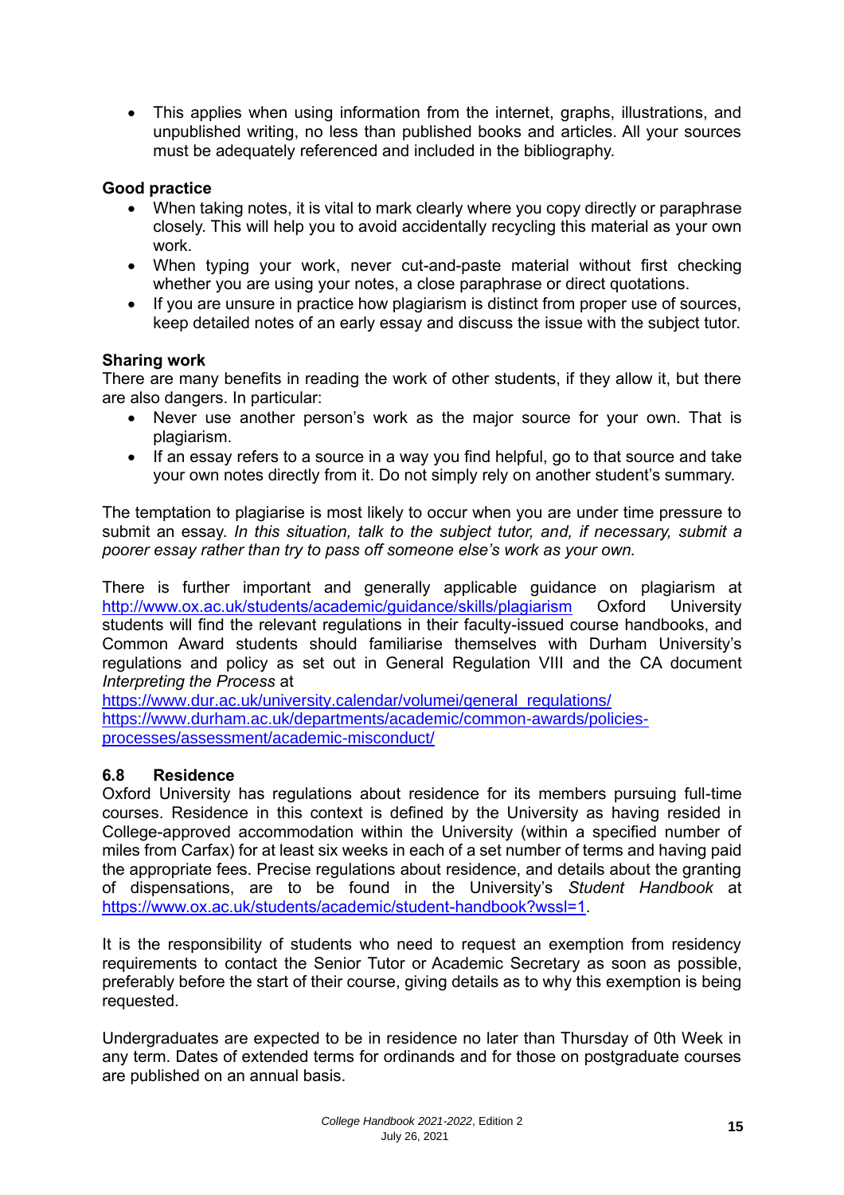- This applies when using information from the internet, graphs, illustrations, and unpublished writing, no less than published books and articles. All your sources must be adequately referenced and included in the bibliography.

**Good practice**

- When taking notes, it is vital to mark clearly where you copy directly or paraphrase closely. This will help you to avoid accidentally recycling this material as your own work.
- When typing your work, never cut-and-paste material without first checking whether you are using your notes, a close paraphrase or direct quotations.
- If you are unsure in practice how plagiarism is distinct from proper use of sources, keep detailed notes of an early essay and discuss the issue with the subject tutor.

**Sharing work**

There are many benefits in reading the work of other students, if they allow it, but there are also dangers. In particular:

- Never use another person's work as the major source for your own. That is plagiarism.
- If an essay refers to a source in a way you find helpful, go to that source and take your own notes directly from it. Do not simply rely on another student's summary.

The temptation to plagiarise is most likely to occur when you are under time pressure to submit an essay. *In this situation, talk to the subject tutor, and, if necessary, submit a poorer essay rather than try to pass off someone else's work as your own.*

There is further important and generally applicable guidance on plagiarism at http://www.ox.ac.uk/students/guidance/skills/plagiarism Oxford University students will find the relevant regulations in their faculty-issued course handbooks, and Common Award students should familiarise themselves with Durham University's regulations and policy as set out in General Regulation VIII and the CA document *Interpreting the Process* at
https://www.dur.ac.uk/university.calendar/volumei/general_regulations/
https://www.durham.ac.uk/departments/academic/common-awards/policies-processes/assessment/academic-misconduct/

## 6.8 Residence

Oxford University has regulations about residence for its members pursuing full-time courses. Residence in this context is defined by the University as having resided in College-approved accommodation within the University (within a specified number of miles from Carfax) for at least six weeks in each of a set number of terms and having paid the appropriate fees. Precise regulations about residence, and details about the granting of dispensations, are to be found in the University's *Student Handbook* at https://www.ox.ac.uk/students/academic/student-handbook?wssl=1.

It is the responsibility of students who need to request an exemption from residency requirements to contact the Senior Tutor or Academic Secretary as soon as possible, preferably before the start of their course, giving details as to why this exemption is being requested.

Undergraduates are expected to be in residence no later than Thursday of 0th Week in any term. Dates of extended terms for ordinands and for those on postgraduate courses are published on an annual basis.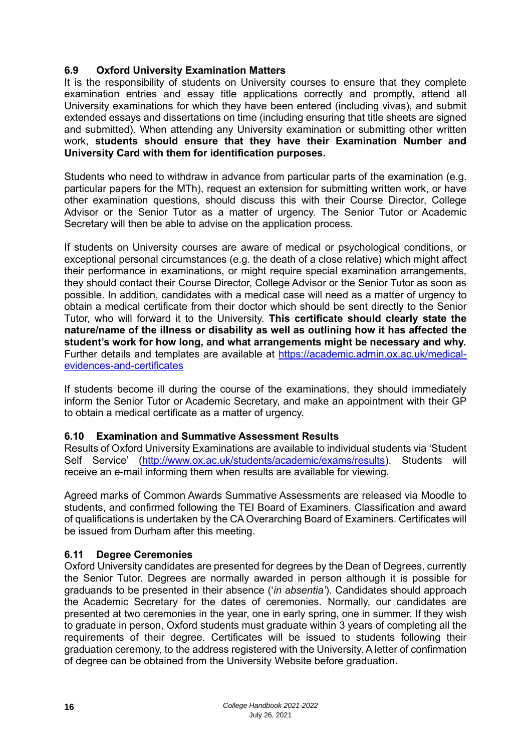### 6.9 Oxford University Examination Matters

It is the responsibility of students on University courses to ensure that they complete examination entries and essay title applications correctly and promptly, attend all University examinations for which they have been entered (including vivas), and submit extended essays and dissertations on time (including ensuring that title sheets are signed and submitted). When attending any University examination or submitting other written work, **students should ensure that they have their Examination Number and University Card with them for identification purposes.**

Students who need to withdraw in advance from particular parts of the examination (e.g. particular papers for the MTh), request an extension for submitting written work, or have other examination questions, should discuss this with their Course Director, College Advisor or the Senior Tutor as a matter of urgency. The Senior Tutor or Academic Secretary will then be able to advise on the application process.

If students on University courses are aware of medical or psychological conditions, or exceptional personal circumstances (e.g. the death of a close relative) which might affect their performance in examinations, or might require special examination arrangements, they should contact their Course Director, College Advisor or the Senior Tutor as soon as possible. In addition, candidates with a medical case will need as a matter of urgency to obtain a medical certificate from their doctor which should be sent directly to the Senior Tutor, who will forward it to the University. **This certificate should clearly state the nature/name of the illness or disability as well as outlining how it has affected the student's work for how long, and what arrangements might be necessary and why.** Further details and templates are available at [https://academic.admin.ox.ac.uk/medical-evidences-and-certificates](https://academic.admin.ox.ac.uk/medical-evidences-and-certificates)

If students become ill during the course of the examinations, they should immediately inform the Senior Tutor or Academic Secretary, and make an appointment with their GP to obtain a medical certificate as a matter of urgency.

### 6.10 Examination and Summative Assessment Results

Results of Oxford University Examinations are available to individual students via 'Student Self Service' ([http://www.ox.ac.uk/students/academic/exams/results](http://www.ox.ac.uk/students/academic/exams/results)). Students will receive an e-mail informing them when results are available for viewing.

Agreed marks of Common Awards Summative Assessments are released via Moodle to students, and confirmed following the TEI Board of Examiners. Classification and award of qualifications is undertaken by the CA Overarching Board of Examiners. Certificates will be issued from Durham after this meeting.

### 6.11 Degree Ceremonies

Oxford University candidates are presented for degrees by the Dean of Degrees, currently the Senior Tutor. Degrees are normally awarded in person although it is possible for graduands to be presented in their absence ('*in absentia*'). Candidates should approach the Academic Secretary for the dates of ceremonies. Normally, our candidates are presented at two ceremonies in the year, one in early spring, one in summer. If they wish to graduate in person, Oxford students must graduate within 3 years of completing all the requirements of their degree. Certificates will be issued to students following their graduation ceremony, to the address registered with the University. A letter of confirmation of degree can be obtained from the University Website before graduation.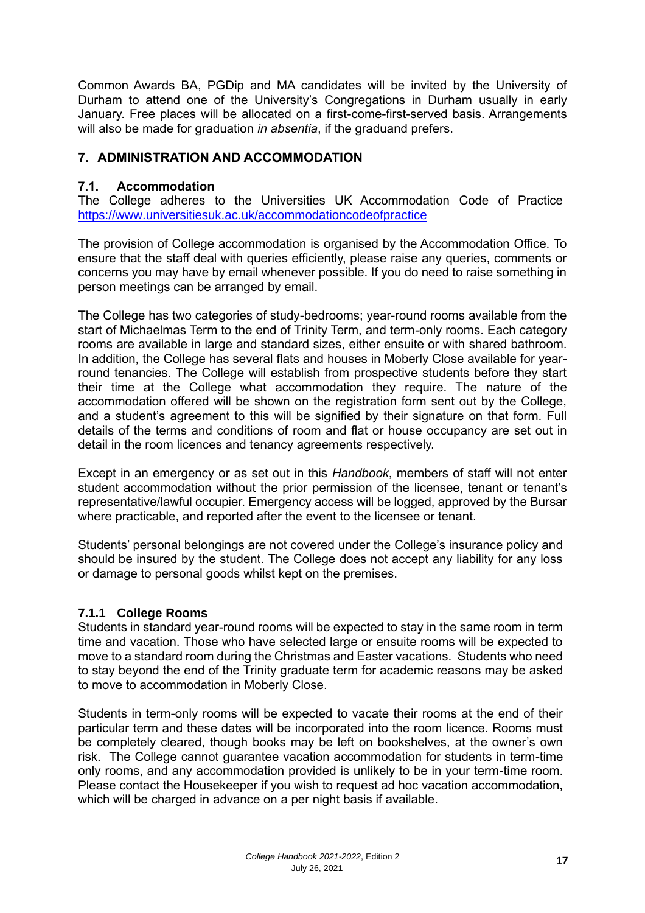Common Awards BA, PGDip and MA candidates will be invited by the University of Durham to attend one of the University's Congregations in Durham usually in early January. Free places will be allocated on a first-come-first-served basis. Arrangements will also be made for graduation *in absentia*, if the graduand prefers.

## 7. ADMINISTRATION AND ACCOMMODATION

### 7.1. Accommodation

The College adheres to the Universities UK Accommodation Code of Practice [https://www.universitiesuk.ac.uk/accommodationcodeofpractice](https://www.universitiesuk.ac.uk/accommodationcodeofpractice)

The provision of College accommodation is organised by the Accommodation Office. To ensure that the staff deal with queries efficiently, please raise any queries, comments or concerns you may have by email whenever possible. If you do need to raise something in person meetings can be arranged by email.

The College has two categories of study-bedrooms; year-round rooms available from the start of Michaelmas Term to the end of Trinity Term, and term-only rooms. Each category rooms are available in large and standard sizes, either ensuite or with shared bathroom. In addition, the College has several flats and houses in Moberly Close available for year-round tenancies. The College will establish from prospective students before they start their time at the College what accommodation they require. The nature of the accommodation offered will be shown on the registration form sent out by the College, and a student's agreement to this will be signified by their signature on that form. Full details of the terms and conditions of room and flat or house occupancy are set out in detail in the room licences and tenancy agreements respectively.

Except in an emergency or as set out in this *Handbook*, members of staff will not enter student accommodation without the prior permission of the licensee, tenant or tenant's representative/lawful occupier. Emergency access will be logged, approved by the Bursar where practicable, and reported after the event to the licensee or tenant.

Students' personal belongings are not covered under the College's insurance policy and should be insured by the student. The College does not accept any liability for any loss or damage to personal goods whilst kept on the premises.

#### 7.1.1 College Rooms

Students in standard year-round rooms will be expected to stay in the same room in term time and vacation. Those who have selected large or ensuite rooms will be expected to move to a standard room during the Christmas and Easter vacations. Students who need to stay beyond the end of the Trinity graduate term for academic reasons may be asked to move to accommodation in Moberly Close.

Students in term-only rooms will be expected to vacate their rooms at the end of their particular term and these dates will be incorporated into the room licence. Rooms must be completely cleared, though books may be left on bookshelves, at the owner's own risk. The College cannot guarantee vacation accommodation for students in term-time only rooms, and any accommodation provided is unlikely to be in your term-time room. Please contact the Housekeeper if you wish to request ad hoc vacation accommodation, which will be charged in advance on a per night basis if available.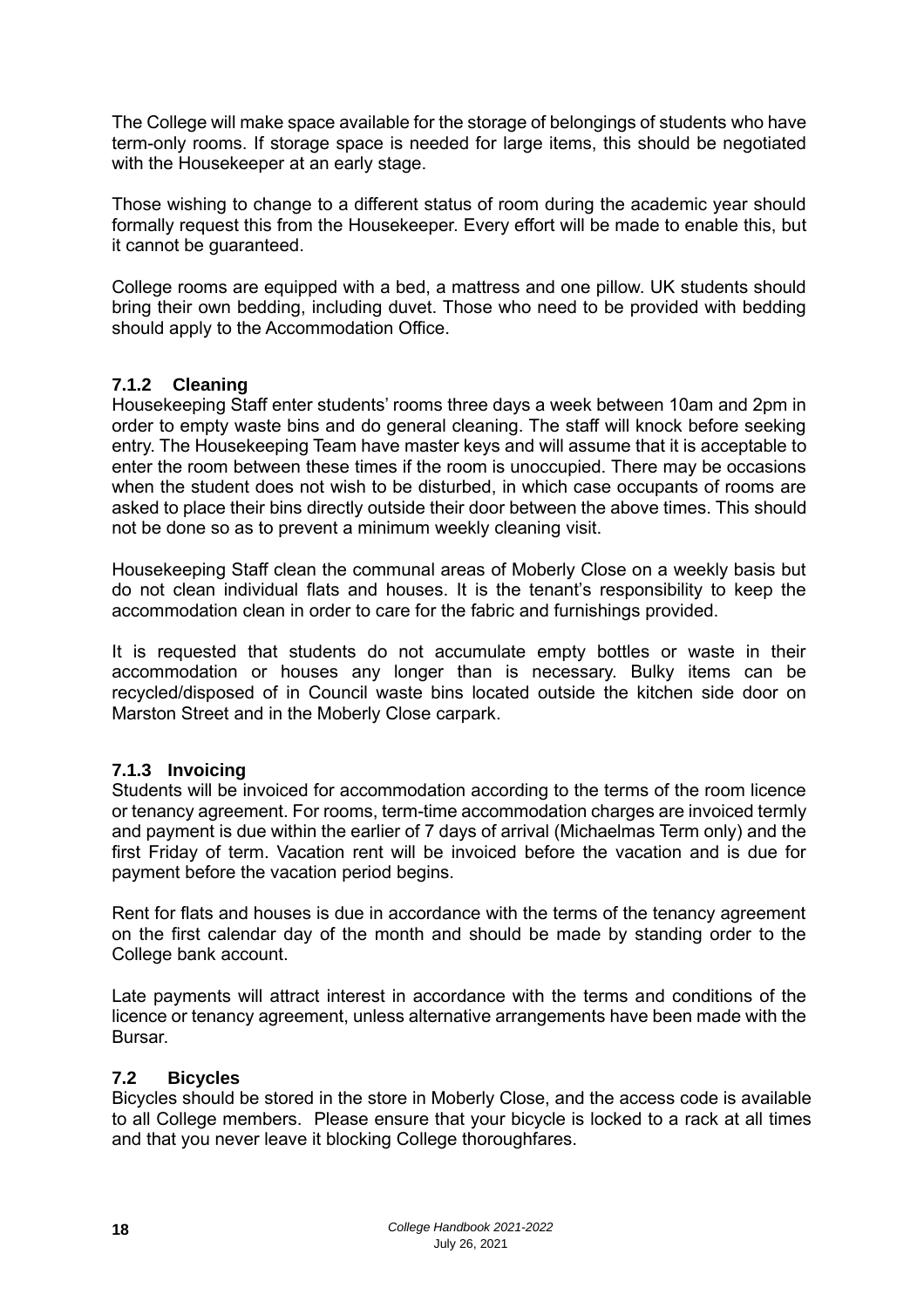The College will make space available for the storage of belongings of students who have term-only rooms. If storage space is needed for large items, this should be negotiated with the Housekeeper at an early stage.

Those wishing to change to a different status of room during the academic year should formally request this from the Housekeeper. Every effort will be made to enable this, but it cannot be guaranteed.

College rooms are equipped with a bed, a mattress and one pillow. UK students should bring their own bedding, including duvet. Those who need to be provided with bedding should apply to the Accommodation Office.

### 7.1.2 Cleaning

Housekeeping Staff enter students' rooms three days a week between 10am and 2pm in order to empty waste bins and do general cleaning. The staff will knock before seeking entry. The Housekeeping Team have master keys and will assume that it is acceptable to enter the room between these times if the room is unoccupied. There may be occasions when the student does not wish to be disturbed, in which case occupants of rooms are asked to place their bins directly outside their door between the above times. This should not be done so as to prevent a minimum weekly cleaning visit.

Housekeeping Staff clean the communal areas of Moberly Close on a weekly basis but do not clean individual flats and houses. It is the tenant's responsibility to keep the accommodation clean in order to care for the fabric and furnishings provided.

It is requested that students do not accumulate empty bottles or waste in their accommodation or houses any longer than is necessary. Bulky items can be recycled/disposed of in Council waste bins located outside the kitchen side door on Marston Street and in the Moberly Close carpark.

### 7.1.3 Invoicing

Students will be invoiced for accommodation according to the terms of the room licence or tenancy agreement. For rooms, term-time accommodation charges are invoiced termly and payment is due within the earlier of 7 days of arrival (Michaelmas Term only) and the first Friday of term. Vacation rent will be invoiced before the vacation and is due for payment before the vacation period begins.

Rent for flats and houses is due in accordance with the terms of the tenancy agreement on the first calendar day of the month and should be made by standing order to the College bank account.

Late payments will attract interest in accordance with the terms and conditions of the licence or tenancy agreement, unless alternative arrangements have been made with the Bursar.

## 7.2 Bicycles

Bicycles should be stored in the store in Moberly Close, and the access code is available to all College members. Please ensure that your bicycle is locked to a rack at all times and that you never leave it blocking College thoroughfares.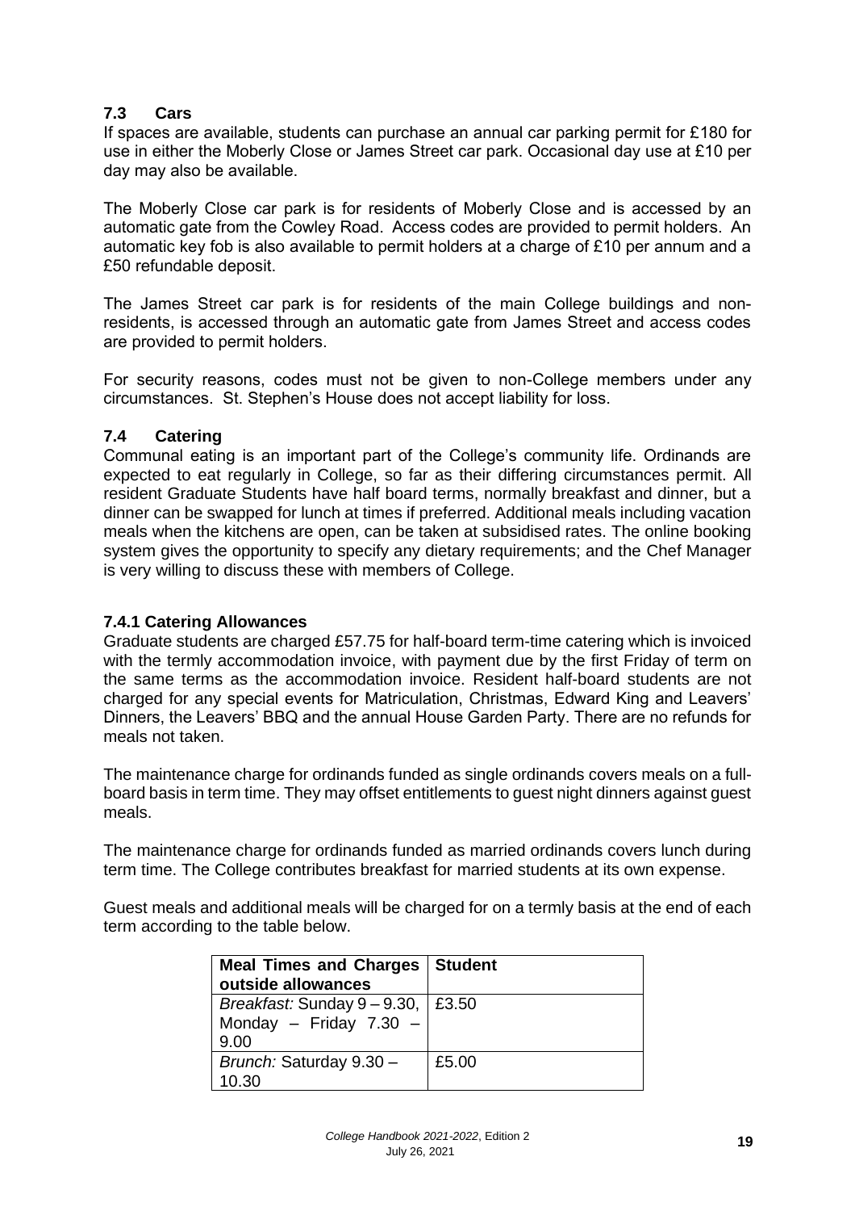### 7.3 Cars

If spaces are available, students can purchase an annual car parking permit for £180 for use in either the Moberly Close or James Street car park. Occasional day use at £10 per day may also be available.

The Moberly Close car park is for residents of Moberly Close and is accessed by an automatic gate from the Cowley Road. Access codes are provided to permit holders. An automatic key fob is also available to permit holders at a charge of £10 per annum and a £50 refundable deposit.

The James Street car park is for residents of the main College buildings and non-residents, is accessed through an automatic gate from James Street and access codes are provided to permit holders.

For security reasons, codes must not be given to non-College members under any circumstances. St. Stephen's House does not accept liability for loss.

### 7.4 Catering

Communal eating is an important part of the College's community life. Ordinands are expected to eat regularly in College, so far as their differing circumstances permit. All resident Graduate Students have half board terms, normally breakfast and dinner, but a dinner can be swapped for lunch at times if preferred. Additional meals including vacation meals when the kitchens are open, can be taken at subsidised rates. The online booking system gives the opportunity to specify any dietary requirements; and the Chef Manager is very willing to discuss these with members of College.

#### 7.4.1 Catering Allowances

Graduate students are charged £57.75 for half-board term-time catering which is invoiced with the termly accommodation invoice, with payment due by the first Friday of term on the same terms as the accommodation invoice. Resident half-board students are not charged for any special events for Matriculation, Christmas, Edward King and Leavers' Dinners, the Leavers' BBQ and the annual House Garden Party. There are no refunds for meals not taken.

The maintenance charge for ordinands funded as single ordinands covers meals on a full-board basis in term time. They may offset entitlements to guest night dinners against guest meals.

The maintenance charge for ordinands funded as married ordinands covers lunch during term time. The College contributes breakfast for married students at its own expense.

Guest meals and additional meals will be charged for on a termly basis at the end of each term according to the table below.

| Meal Times and Charges outside allowances | Student |
|---|---|
| *Breakfast:* Sunday 9 – 9.30, Monday – Friday 7.30 – 9.00 | £3.50 |
| *Brunch:* Saturday 9.30 – 10.30 | £5.00 |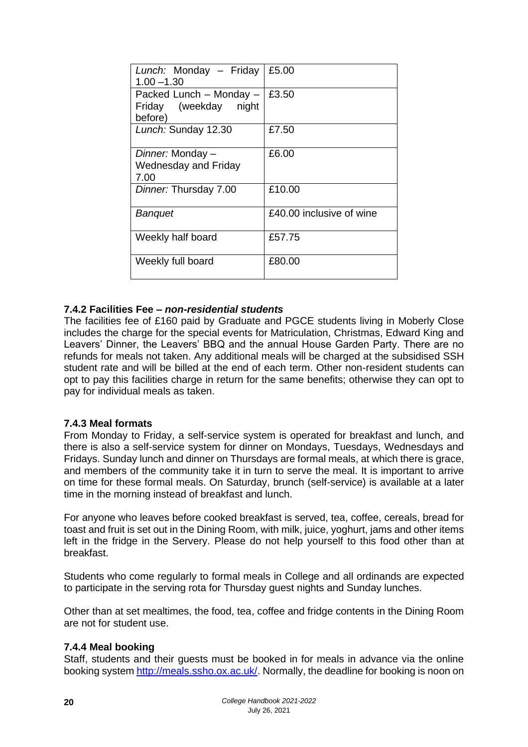| | |
|---|---|
| *Lunch:* Monday – Friday 1.00 –1.30 | £5.00 |
| Packed Lunch – Monday – Friday (weekday night before) | £3.50 |
| *Lunch:* Sunday 12.30 | £7.50 |
| *Dinner:* Monday – Wednesday and Friday 7.00 | £6.00 |
| *Dinner:* Thursday 7.00 | £10.00 |
| *Banquet* | £40.00 inclusive of wine |
| Weekly half board | £57.75 |
| Weekly full board | £80.00 |

### 7.4.2 Facilities Fee – *non-residential students*

The facilities fee of £160 paid by Graduate and PGCE students living in Moberly Close includes the charge for the special events for Matriculation, Christmas, Edward King and Leavers' Dinner, the Leavers' BBQ and the annual House Garden Party. There are no refunds for meals not taken. Any additional meals will be charged at the subsidised SSH student rate and will be billed at the end of each term. Other non-resident students can opt to pay this facilities charge in return for the same benefits; otherwise they can opt to pay for individual meals as taken.

### 7.4.3 Meal formats

From Monday to Friday, a self-service system is operated for breakfast and lunch, and there is also a self-service system for dinner on Mondays, Tuesdays, Wednesdays and Fridays. Sunday lunch and dinner on Thursdays are formal meals, at which there is grace, and members of the community take it in turn to serve the meal. It is important to arrive on time for these formal meals. On Saturday, brunch (self-service) is available at a later time in the morning instead of breakfast and lunch.

For anyone who leaves before cooked breakfast is served, tea, coffee, cereals, bread for toast and fruit is set out in the Dining Room, with milk, juice, yoghurt, jams and other items left in the fridge in the Servery. Please do not help yourself to this food other than at breakfast.

Students who come regularly to formal meals in College and all ordinands are expected to participate in the serving rota for Thursday guest nights and Sunday lunches.

Other than at set mealtimes, the food, tea, coffee and fridge contents in the Dining Room are not for student use.

### 7.4.4 Meal booking

Staff, students and their guests must be booked in for meals in advance via the online booking system http://meals.ssho.ox.ac.uk/. Normally, the deadline for booking is noon on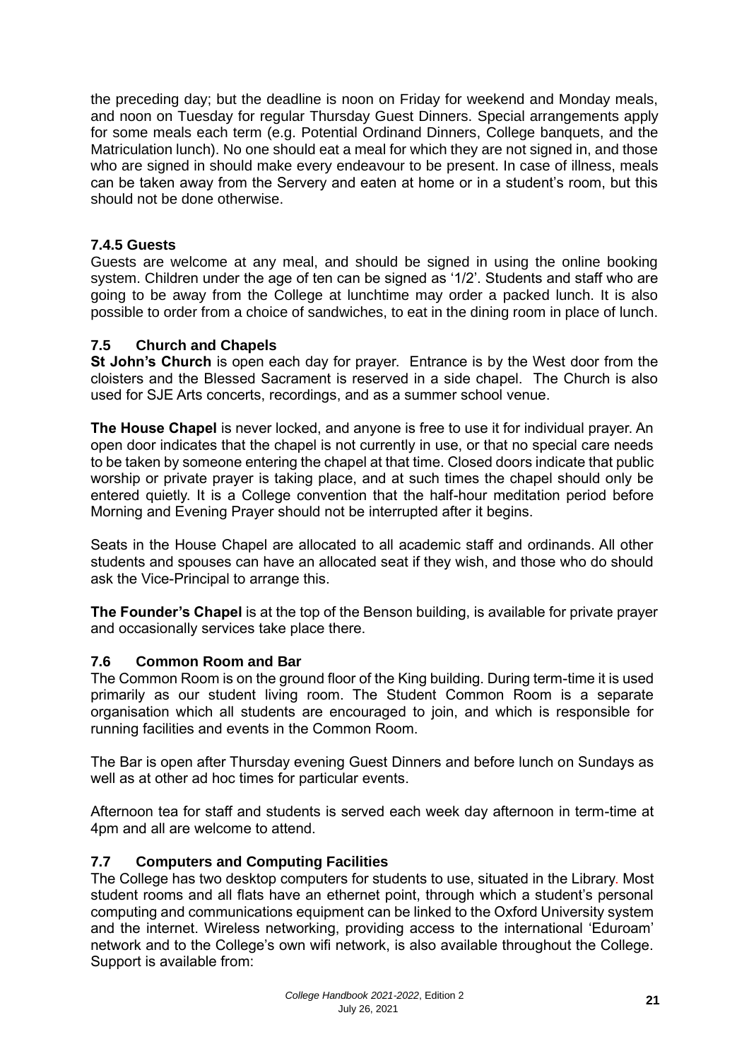the preceding day; but the deadline is noon on Friday for weekend and Monday meals, and noon on Tuesday for regular Thursday Guest Dinners. Special arrangements apply for some meals each term (e.g. Potential Ordinand Dinners, College banquets, and the Matriculation lunch). No one should eat a meal for which they are not signed in, and those who are signed in should make every endeavour to be present. In case of illness, meals can be taken away from the Servery and eaten at home or in a student's room, but this should not be done otherwise.

#### 7.4.5 Guests

Guests are welcome at any meal, and should be signed in using the online booking system. Children under the age of ten can be signed as '1/2'. Students and staff who are going to be away from the College at lunchtime may order a packed lunch. It is also possible to order from a choice of sandwiches, to eat in the dining room in place of lunch.

### 7.5 Church and Chapels

**St John's Church** is open each day for prayer. Entrance is by the West door from the cloisters and the Blessed Sacrament is reserved in a side chapel. The Church is also used for SJE Arts concerts, recordings, and as a summer school venue.

**The House Chapel** is never locked, and anyone is free to use it for individual prayer. An open door indicates that the chapel is not currently in use, or that no special care needs to be taken by someone entering the chapel at that time. Closed doors indicate that public worship or private prayer is taking place, and at such times the chapel should only be entered quietly. It is a College convention that the half-hour meditation period before Morning and Evening Prayer should not be interrupted after it begins.

Seats in the House Chapel are allocated to all academic staff and ordinands. All other students and spouses can have an allocated seat if they wish, and those who do should ask the Vice-Principal to arrange this.

**The Founder's Chapel** is at the top of the Benson building, is available for private prayer and occasionally services take place there.

### 7.6 Common Room and Bar

The Common Room is on the ground floor of the King building. During term-time it is used primarily as our student living room. The Student Common Room is a separate organisation which all students are encouraged to join, and which is responsible for running facilities and events in the Common Room.

The Bar is open after Thursday evening Guest Dinners and before lunch on Sundays as well as at other ad hoc times for particular events.

Afternoon tea for staff and students is served each week day afternoon in term-time at 4pm and all are welcome to attend.

### 7.7 Computers and Computing Facilities

The College has two desktop computers for students to use, situated in the Library. Most student rooms and all flats have an ethernet point, through which a student's personal computing and communications equipment can be linked to the Oxford University system and the internet. Wireless networking, providing access to the international 'Eduroam' network and to the College's own wifi network, is also available throughout the College. Support is available from: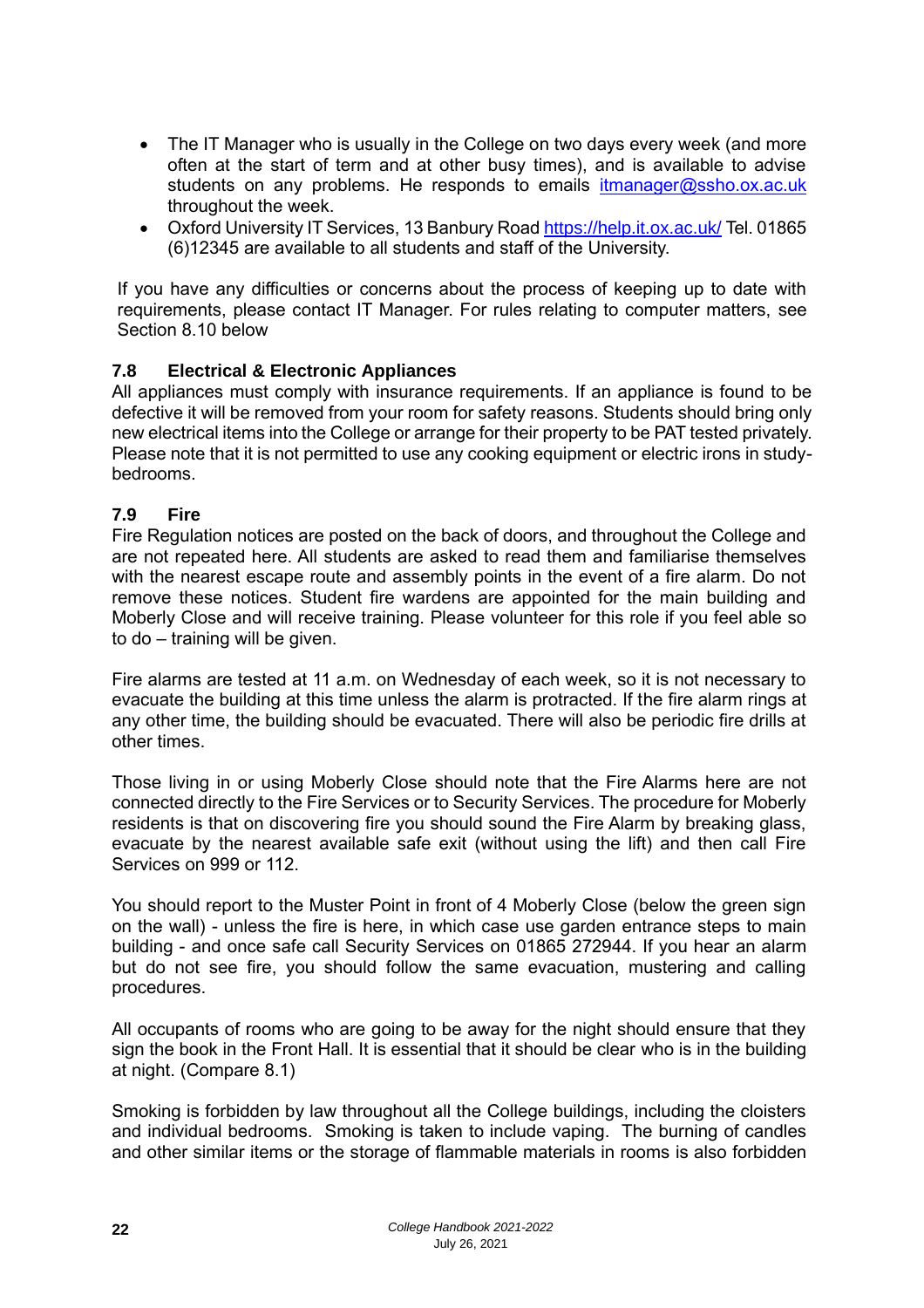- The IT Manager who is usually in the College on two days every week (and more often at the start of term and at other busy times), and is available to advise students on any problems. He responds to emails [itmanager@ssho.ox.ac.uk](mailto:itmanager@ssho.ox.ac.uk) throughout the week.
- Oxford University IT Services, 13 Banbury Road [https://help.it.ox.ac.uk/](https://help.it.ox.ac.uk/) Tel. 01865 (6)12345 are available to all students and staff of the University.

If you have any difficulties or concerns about the process of keeping up to date with requirements, please contact IT Manager. For rules relating to computer matters, see Section 8.10 below

### 7.8 Electrical & Electronic Appliances

All appliances must comply with insurance requirements. If an appliance is found to be defective it will be removed from your room for safety reasons. Students should bring only new electrical items into the College or arrange for their property to be PAT tested privately. Please note that it is not permitted to use any cooking equipment or electric irons in study-bedrooms.

### 7.9 Fire

Fire Regulation notices are posted on the back of doors, and throughout the College and are not repeated here. All students are asked to read them and familiarise themselves with the nearest escape route and assembly points in the event of a fire alarm. Do not remove these notices. Student fire wardens are appointed for the main building and Moberly Close and will receive training. Please volunteer for this role if you feel able so to do – training will be given.

Fire alarms are tested at 11 a.m. on Wednesday of each week, so it is not necessary to evacuate the building at this time unless the alarm is protracted. If the fire alarm rings at any other time, the building should be evacuated. There will also be periodic fire drills at other times.

Those living in or using Moberly Close should note that the Fire Alarms here are not connected directly to the Fire Services or to Security Services. The procedure for Moberly residents is that on discovering fire you should sound the Fire Alarm by breaking glass, evacuate by the nearest available safe exit (without using the lift) and then call Fire Services on 999 or 112.

You should report to the Muster Point in front of 4 Moberly Close (below the green sign on the wall) - unless the fire is here, in which case use garden entrance steps to main building - and once safe call Security Services on 01865 272944. If you hear an alarm but do not see fire, you should follow the same evacuation, mustering and calling procedures.

All occupants of rooms who are going to be away for the night should ensure that they sign the book in the Front Hall. It is essential that it should be clear who is in the building at night. (Compare 8.1)

Smoking is forbidden by law throughout all the College buildings, including the cloisters and individual bedrooms. Smoking is taken to include vaping. The burning of candles and other similar items or the storage of flammable materials in rooms is also forbidden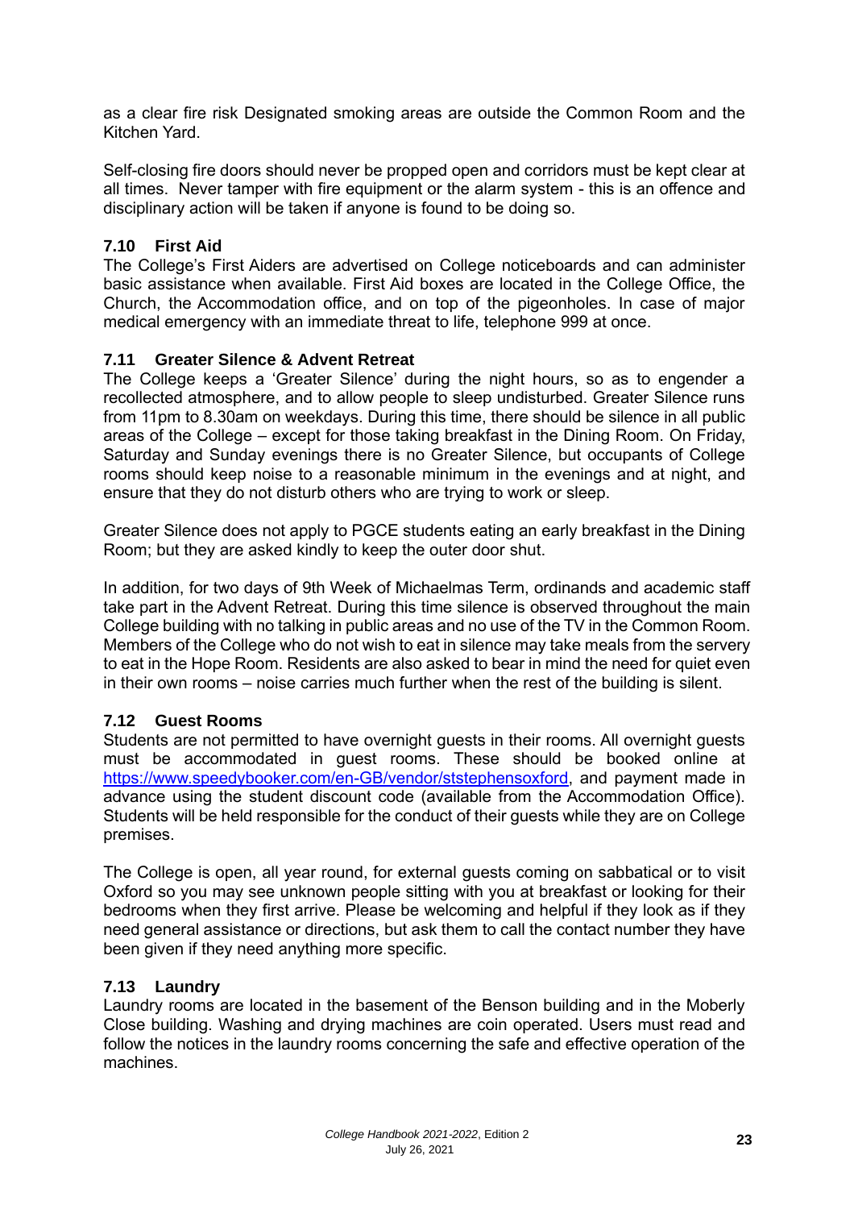as a clear fire risk Designated smoking areas are outside the Common Room and the Kitchen Yard.

Self-closing fire doors should never be propped open and corridors must be kept clear at all times. Never tamper with fire equipment or the alarm system - this is an offence and disciplinary action will be taken if anyone is found to be doing so.

### 7.10 First Aid

The College's First Aiders are advertised on College noticeboards and can administer basic assistance when available. First Aid boxes are located in the College Office, the Church, the Accommodation office, and on top of the pigeonholes. In case of major medical emergency with an immediate threat to life, telephone 999 at once.

### 7.11 Greater Silence & Advent Retreat

The College keeps a 'Greater Silence' during the night hours, so as to engender a recollected atmosphere, and to allow people to sleep undisturbed. Greater Silence runs from 11pm to 8.30am on weekdays. During this time, there should be silence in all public areas of the College – except for those taking breakfast in the Dining Room. On Friday, Saturday and Sunday evenings there is no Greater Silence, but occupants of College rooms should keep noise to a reasonable minimum in the evenings and at night, and ensure that they do not disturb others who are trying to work or sleep.

Greater Silence does not apply to PGCE students eating an early breakfast in the Dining Room; but they are asked kindly to keep the outer door shut.

In addition, for two days of 9th Week of Michaelmas Term, ordinands and academic staff take part in the Advent Retreat. During this time silence is observed throughout the main College building with no talking in public areas and no use of the TV in the Common Room. Members of the College who do not wish to eat in silence may take meals from the servery to eat in the Hope Room. Residents are also asked to bear in mind the need for quiet even in their own rooms – noise carries much further when the rest of the building is silent.

### 7.12 Guest Rooms

Students are not permitted to have overnight guests in their rooms. All overnight guests must be accommodated in guest rooms. These should be booked online at [https://www.speedybooker.com/en-GB/vendor/ststephensoxford](https://www.speedybooker.com/en-GB/vendor/ststephensoxford), and payment made in advance using the student discount code (available from the Accommodation Office). Students will be held responsible for the conduct of their guests while they are on College premises.

The College is open, all year round, for external guests coming on sabbatical or to visit Oxford so you may see unknown people sitting with you at breakfast or looking for their bedrooms when they first arrive. Please be welcoming and helpful if they look as if they need general assistance or directions, but ask them to call the contact number they have been given if they need anything more specific.

### 7.13 Laundry

Laundry rooms are located in the basement of the Benson building and in the Moberly Close building. Washing and drying machines are coin operated. Users must read and follow the notices in the laundry rooms concerning the safe and effective operation of the machines.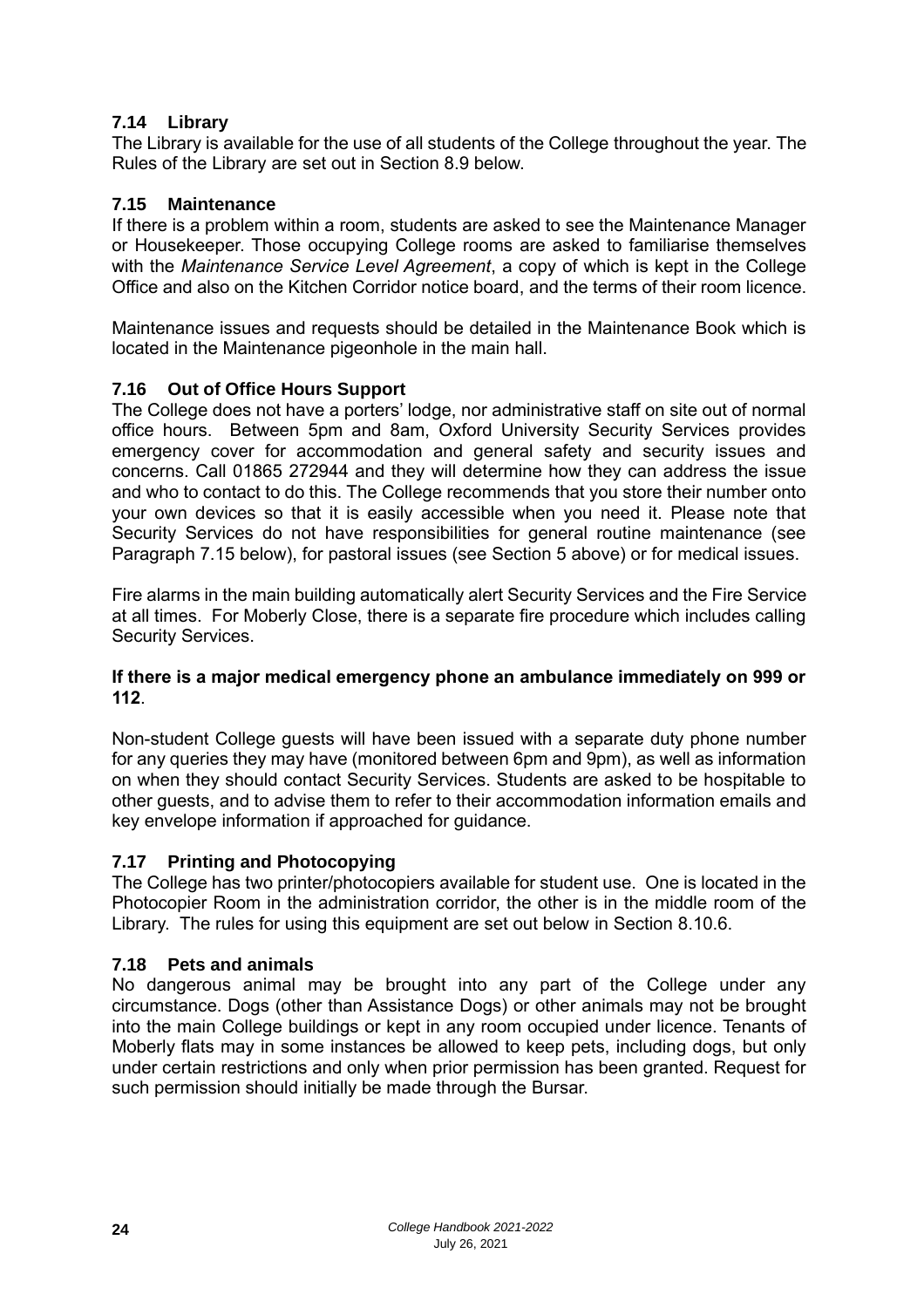### 7.14 Library

The Library is available for the use of all students of the College throughout the year. The Rules of the Library are set out in Section 8.9 below.

### 7.15 Maintenance

If there is a problem within a room, students are asked to see the Maintenance Manager or Housekeeper. Those occupying College rooms are asked to familiarise themselves with the *Maintenance Service Level Agreement*, a copy of which is kept in the College Office and also on the Kitchen Corridor notice board, and the terms of their room licence.

Maintenance issues and requests should be detailed in the Maintenance Book which is located in the Maintenance pigeonhole in the main hall.

### 7.16 Out of Office Hours Support

The College does not have a porters' lodge, nor administrative staff on site out of normal office hours. Between 5pm and 8am, Oxford University Security Services provides emergency cover for accommodation and general safety and security issues and concerns. Call 01865 272944 and they will determine how they can address the issue and who to contact to do this. The College recommends that you store their number onto your own devices so that it is easily accessible when you need it. Please note that Security Services do not have responsibilities for general routine maintenance (see Paragraph 7.15 below), for pastoral issues (see Section 5 above) or for medical issues.

Fire alarms in the main building automatically alert Security Services and the Fire Service at all times. For Moberly Close, there is a separate fire procedure which includes calling Security Services.

**If there is a major medical emergency phone an ambulance immediately on 999 or 112**.

Non-student College guests will have been issued with a separate duty phone number for any queries they may have (monitored between 6pm and 9pm), as well as information on when they should contact Security Services. Students are asked to be hospitable to other guests, and to advise them to refer to their accommodation information emails and key envelope information if approached for guidance.

### 7.17 Printing and Photocopying

The College has two printer/photocopiers available for student use. One is located in the Photocopier Room in the administration corridor, the other is in the middle room of the Library. The rules for using this equipment are set out below in Section 8.10.6.

### 7.18 Pets and animals

No dangerous animal may be brought into any part of the College under any circumstance. Dogs (other than Assistance Dogs) or other animals may not be brought into the main College buildings or kept in any room occupied under licence. Tenants of Moberly flats may in some instances be allowed to keep pets, including dogs, but only under certain restrictions and only when prior permission has been granted. Request for such permission should initially be made through the Bursar.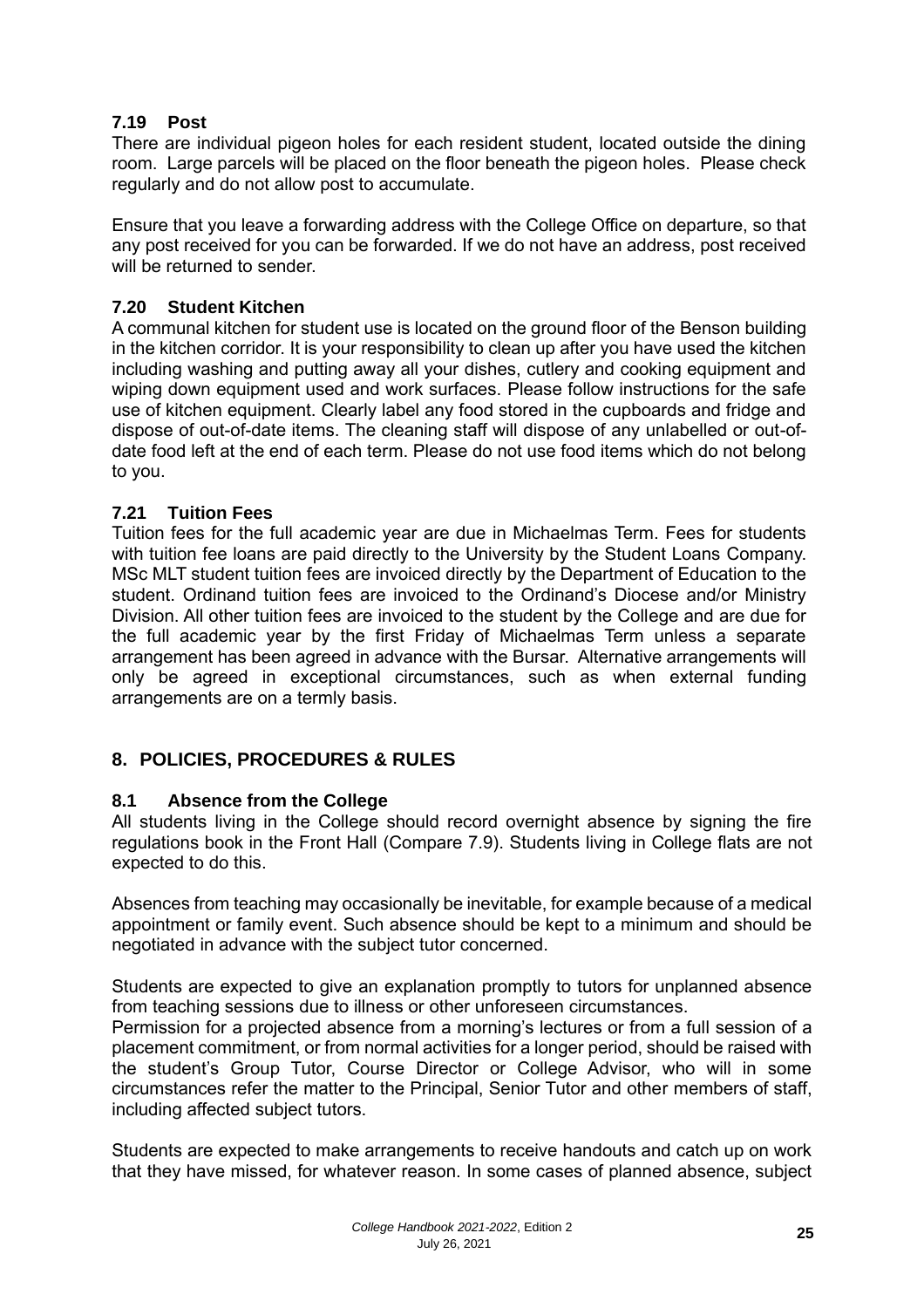### 7.19 Post

There are individual pigeon holes for each resident student, located outside the dining room. Large parcels will be placed on the floor beneath the pigeon holes. Please check regularly and do not allow post to accumulate.

Ensure that you leave a forwarding address with the College Office on departure, so that any post received for you can be forwarded. If we do not have an address, post received will be returned to sender.

### 7.20 Student Kitchen

A communal kitchen for student use is located on the ground floor of the Benson building in the kitchen corridor. It is your responsibility to clean up after you have used the kitchen including washing and putting away all your dishes, cutlery and cooking equipment and wiping down equipment used and work surfaces. Please follow instructions for the safe use of kitchen equipment. Clearly label any food stored in the cupboards and fridge and dispose of out-of-date items. The cleaning staff will dispose of any unlabelled or out-of-date food left at the end of each term. Please do not use food items which do not belong to you.

### 7.21 Tuition Fees

Tuition fees for the full academic year are due in Michaelmas Term. Fees for students with tuition fee loans are paid directly to the University by the Student Loans Company. MSc MLT student tuition fees are invoiced directly by the Department of Education to the student. Ordinand tuition fees are invoiced to the Ordinand's Diocese and/or Ministry Division. All other tuition fees are invoiced to the student by the College and are due for the full academic year by the first Friday of Michaelmas Term unless a separate arrangement has been agreed in advance with the Bursar. Alternative arrangements will only be agreed in exceptional circumstances, such as when external funding arrangements are on a termly basis.

## 8. POLICIES, PROCEDURES & RULES

### 8.1 Absence from the College

All students living in the College should record overnight absence by signing the fire regulations book in the Front Hall (Compare 7.9). Students living in College flats are not expected to do this.

Absences from teaching may occasionally be inevitable, for example because of a medical appointment or family event. Such absence should be kept to a minimum and should be negotiated in advance with the subject tutor concerned.

Students are expected to give an explanation promptly to tutors for unplanned absence from teaching sessions due to illness or other unforeseen circumstances.
Permission for a projected absence from a morning's lectures or from a full session of a placement commitment, or from normal activities for a longer period, should be raised with the student's Group Tutor, Course Director or College Advisor, who will in some circumstances refer the matter to the Principal, Senior Tutor and other members of staff, including affected subject tutors.

Students are expected to make arrangements to receive handouts and catch up on work that they have missed, for whatever reason. In some cases of planned absence, subject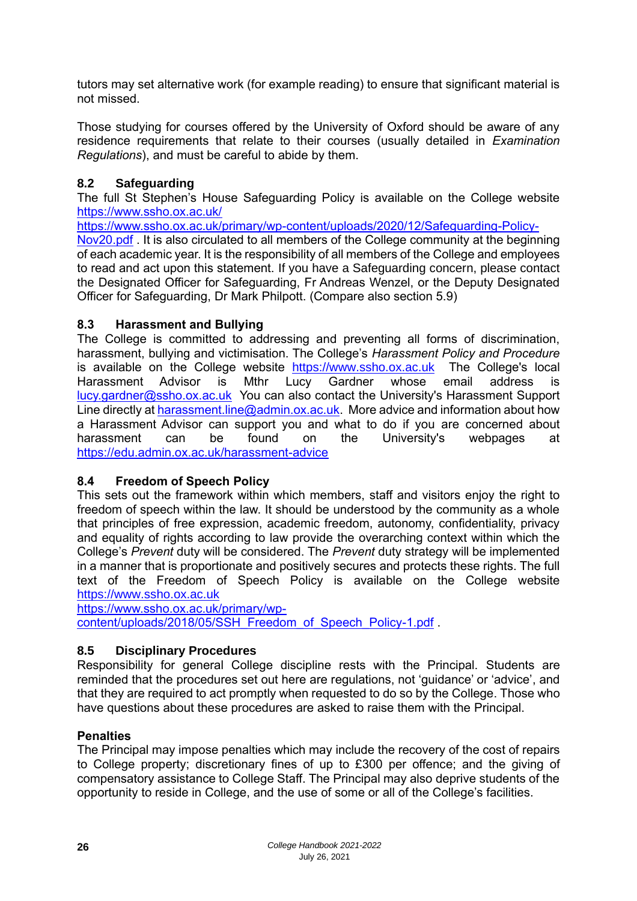tutors may set alternative work (for example reading) to ensure that significant material is not missed.

Those studying for courses offered by the University of Oxford should be aware of any residence requirements that relate to their courses (usually detailed in *Examination Regulations*), and must be careful to abide by them.

### 8.2 Safeguarding

The full St Stephen's House Safeguarding Policy is available on the College website https://www.ssho.ox.ac.uk/ https://www.ssho.ox.ac.uk/primary/wp-content/uploads/2020/12/Safeguarding-Policy-Nov20.pdf . It is also circulated to all members of the College community at the beginning of each academic year. It is the responsibility of all members of the College and employees to read and act upon this statement. If you have a Safeguarding concern, please contact the Designated Officer for Safeguarding, Fr Andreas Wenzel, or the Deputy Designated Officer for Safeguarding, Dr Mark Philpott. (Compare also section 5.9)

### 8.3 Harassment and Bullying

The College is committed to addressing and preventing all forms of discrimination, harassment, bullying and victimisation. The College's *Harassment Policy and Procedure* is available on the College website https://www.ssho.ox.ac.uk The College's local Harassment Advisor is Mthr Lucy Gardner whose email address is lucy.gardner@ssho.ox.ac.uk You can also contact the University's Harassment Support Line directly at harassment.line@admin.ox.ac.uk. More advice and information about how a Harassment Advisor can support you and what to do if you are concerned about harassment can be found on the University's webpages at https://edu.admin.ox.ac.uk/harassment-advice

### 8.4 Freedom of Speech Policy

This sets out the framework within which members, staff and visitors enjoy the right to freedom of speech within the law. It should be understood by the community as a whole that principles of free expression, academic freedom, autonomy, confidentiality, privacy and equality of rights according to law provide the overarching context within which the College's *Prevent* duty will be considered. The *Prevent* duty strategy will be implemented in a manner that is proportionate and positively secures and protects these rights. The full text of the Freedom of Speech Policy is available on the College website https://www.ssho.ox.ac.uk https://www.ssho.ox.ac.uk/primary/wp-content/uploads/2018/05/SSH_Freedom_of_Speech_Policy-1.pdf .

### 8.5 Disciplinary Procedures

Responsibility for general College discipline rests with the Principal. Students are reminded that the procedures set out here are regulations, not 'guidance' or 'advice', and that they are required to act promptly when requested to do so by the College. Those who have questions about these procedures are asked to raise them with the Principal.

**Penalties**

The Principal may impose penalties which may include the recovery of the cost of repairs to College property; discretionary fines of up to £300 per offence; and the giving of compensatory assistance to College Staff. The Principal may also deprive students of the opportunity to reside in College, and the use of some or all of the College's facilities.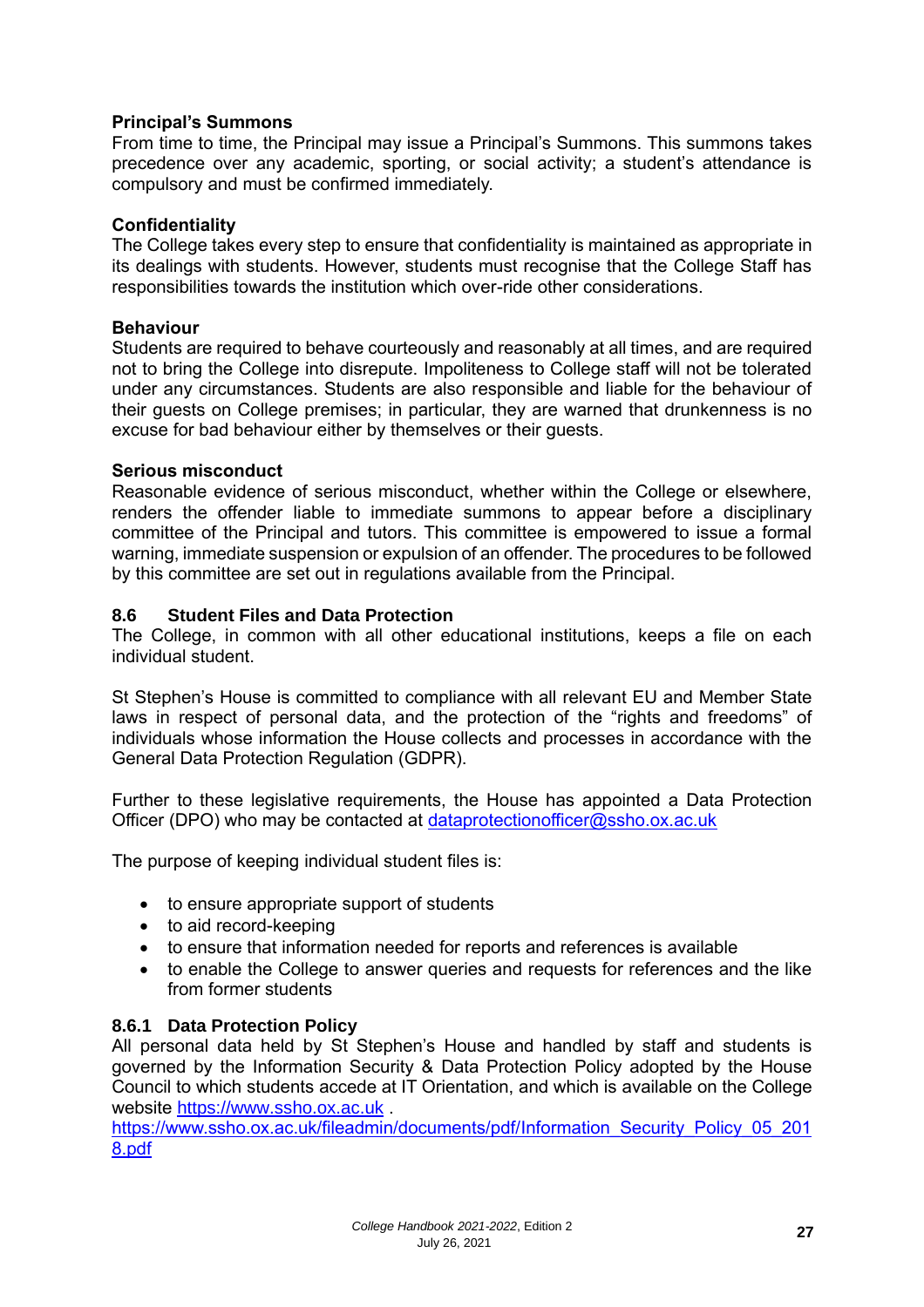**Principal's Summons**
From time to time, the Principal may issue a Principal's Summons. This summons takes precedence over any academic, sporting, or social activity; a student's attendance is compulsory and must be confirmed immediately.

**Confidentiality**
The College takes every step to ensure that confidentiality is maintained as appropriate in its dealings with students. However, students must recognise that the College Staff has responsibilities towards the institution which over-ride other considerations.

**Behaviour**
Students are required to behave courteously and reasonably at all times, and are required not to bring the College into disrepute. Impoliteness to College staff will not be tolerated under any circumstances. Students are also responsible and liable for the behaviour of their guests on College premises; in particular, they are warned that drunkenness is no excuse for bad behaviour either by themselves or their guests.

**Serious misconduct**
Reasonable evidence of serious misconduct, whether within the College or elsewhere, renders the offender liable to immediate summons to appear before a disciplinary committee of the Principal and tutors. This committee is empowered to issue a formal warning, immediate suspension or expulsion of an offender. The procedures to be followed by this committee are set out in regulations available from the Principal.

### 8.6 Student Files and Data Protection

The College, in common with all other educational institutions, keeps a file on each individual student.

St Stephen's House is committed to compliance with all relevant EU and Member State laws in respect of personal data, and the protection of the "rights and freedoms" of individuals whose information the House collects and processes in accordance with the General Data Protection Regulation (GDPR).

Further to these legislative requirements, the House has appointed a Data Protection Officer (DPO) who may be contacted at dataprotectionofficer@ssho.ox.ac.uk

The purpose of keeping individual student files is:

- to ensure appropriate support of students
- to aid record-keeping
- to ensure that information needed for reports and references is available
- to enable the College to answer queries and requests for references and the like from former students

#### 8.6.1 Data Protection Policy

All personal data held by St Stephen's House and handled by staff and students is governed by the Information Security & Data Protection Policy adopted by the House Council to which students accede at IT Orientation, and which is available on the College website https://www.ssho.ox.ac.uk .
https://www.ssho.ox.ac.uk/fileadmin/documents/pdf/Information_Security_Policy_05_2018.pdf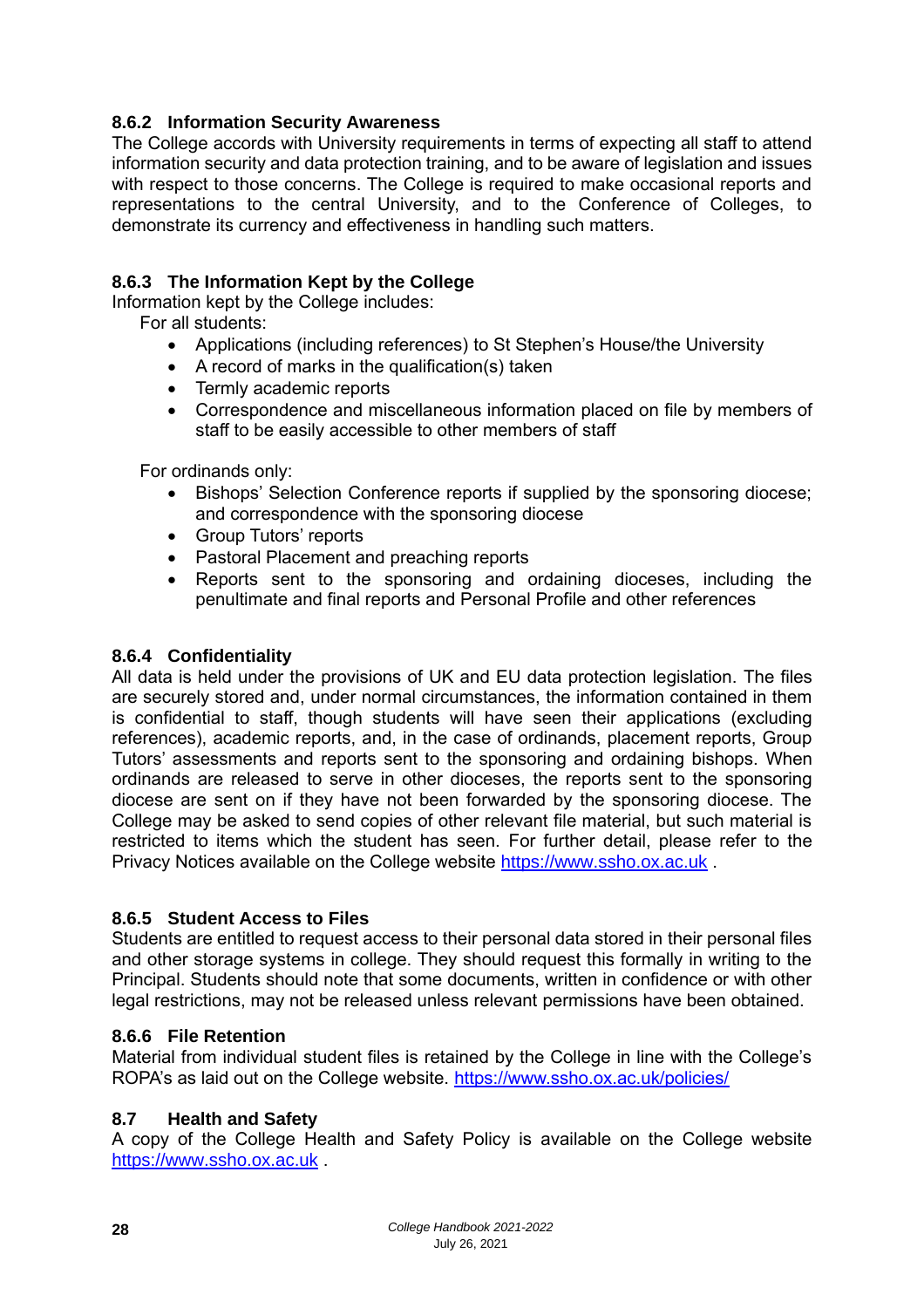### 8.6.2 Information Security Awareness

The College accords with University requirements in terms of expecting all staff to attend information security and data protection training, and to be aware of legislation and issues with respect to those concerns. The College is required to make occasional reports and representations to the central University, and to the Conference of Colleges, to demonstrate its currency and effectiveness in handling such matters.

### 8.6.3 The Information Kept by the College

Information kept by the College includes:

For all students:

- Applications (including references) to St Stephen's House/the University
- A record of marks in the qualification(s) taken
- Termly academic reports
- Correspondence and miscellaneous information placed on file by members of staff to be easily accessible to other members of staff

For ordinands only:

- Bishops' Selection Conference reports if supplied by the sponsoring diocese; and correspondence with the sponsoring diocese
- Group Tutors' reports
- Pastoral Placement and preaching reports
- Reports sent to the sponsoring and ordaining dioceses, including the penultimate and final reports and Personal Profile and other references

### 8.6.4 Confidentiality

All data is held under the provisions of UK and EU data protection legislation. The files are securely stored and, under normal circumstances, the information contained in them is confidential to staff, though students will have seen their applications (excluding references), academic reports, and, in the case of ordinands, placement reports, Group Tutors' assessments and reports sent to the sponsoring and ordaining bishops. When ordinands are released to serve in other dioceses, the reports sent to the sponsoring diocese are sent on if they have not been forwarded by the sponsoring diocese. The College may be asked to send copies of other relevant file material, but such material is restricted to items which the student has seen. For further detail, please refer to the Privacy Notices available on the College website [https://www.ssho.ox.ac.uk](https://www.ssho.ox.ac.uk) .

### 8.6.5 Student Access to Files

Students are entitled to request access to their personal data stored in their personal files and other storage systems in college. They should request this formally in writing to the Principal. Students should note that some documents, written in confidence or with other legal restrictions, may not be released unless relevant permissions have been obtained.

### 8.6.6 File Retention

Material from individual student files is retained by the College in line with the College's ROPA's as laid out on the College website. [https://www.ssho.ox.ac.uk/policies/](https://www.ssho.ox.ac.uk/policies/)

## 8.7 Health and Safety

A copy of the College Health and Safety Policy is available on the College website [https://www.ssho.ox.ac.uk](https://www.ssho.ox.ac.uk) .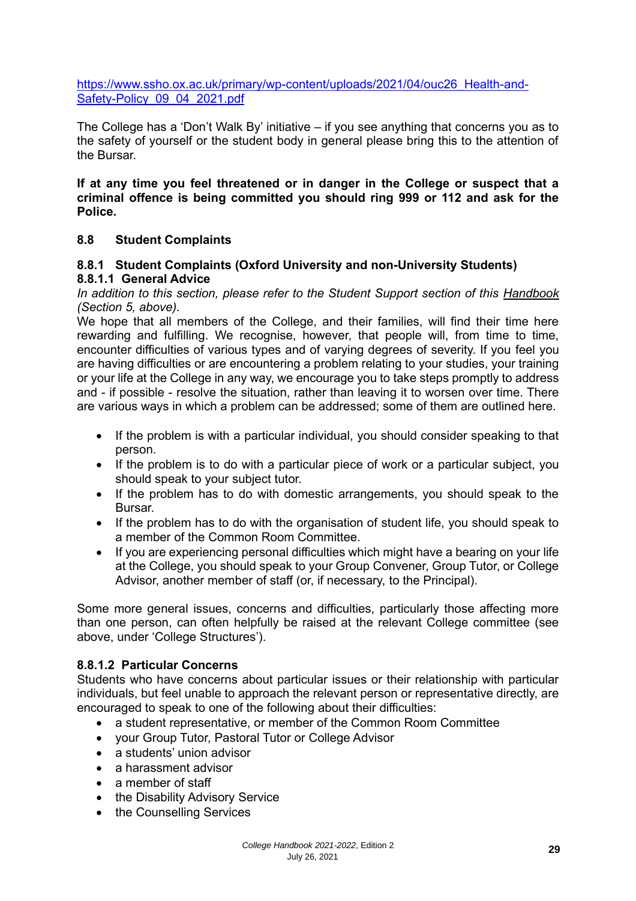[https://www.ssho.ox.ac.uk/primary/wp-content/uploads/2021/04/ouc26_Health-and-Safety-Policy_09_04_2021.pdf](https://www.ssho.ox.ac.uk/primary/wp-content/uploads/2021/04/ouc26_Health-and-Safety-Policy_09_04_2021.pdf)

The College has a 'Don't Walk By' initiative – if you see anything that concerns you as to the safety of yourself or the student body in general please bring this to the attention of the Bursar.

**If at any time you feel threatened or in danger in the College or suspect that a criminal offence is being committed you should ring 999 or 112 and ask for the Police.**

## 8.8 Student Complaints

### 8.8.1 Student Complaints (Oxford University and non-University Students)

#### 8.8.1.1 General Advice

*In addition to this section, please refer to the Student Support section of this* *Handbook* *(Section 5, above).*

We hope that all members of the College, and their families, will find their time here rewarding and fulfilling. We recognise, however, that people will, from time to time, encounter difficulties of various types and of varying degrees of severity. If you feel you are having difficulties or are encountering a problem relating to your studies, your training or your life at the College in any way, we encourage you to take steps promptly to address and - if possible - resolve the situation, rather than leaving it to worsen over time. There are various ways in which a problem can be addressed; some of them are outlined here.

- If the problem is with a particular individual, you should consider speaking to that person.
- If the problem is to do with a particular piece of work or a particular subject, you should speak to your subject tutor.
- If the problem has to do with domestic arrangements, you should speak to the Bursar.
- If the problem has to do with the organisation of student life, you should speak to a member of the Common Room Committee.
- If you are experiencing personal difficulties which might have a bearing on your life at the College, you should speak to your Group Convener, Group Tutor, or College Advisor, another member of staff (or, if necessary, to the Principal).

Some more general issues, concerns and difficulties, particularly those affecting more than one person, can often helpfully be raised at the relevant College committee (see above, under 'College Structures').

#### 8.8.1.2 Particular Concerns

Students who have concerns about particular issues or their relationship with particular individuals, but feel unable to approach the relevant person or representative directly, are encouraged to speak to one of the following about their difficulties:

- a student representative, or member of the Common Room Committee
- your Group Tutor, Pastoral Tutor or College Advisor
- a students' union advisor
- a harassment advisor
- a member of staff
- the Disability Advisory Service
- the Counselling Services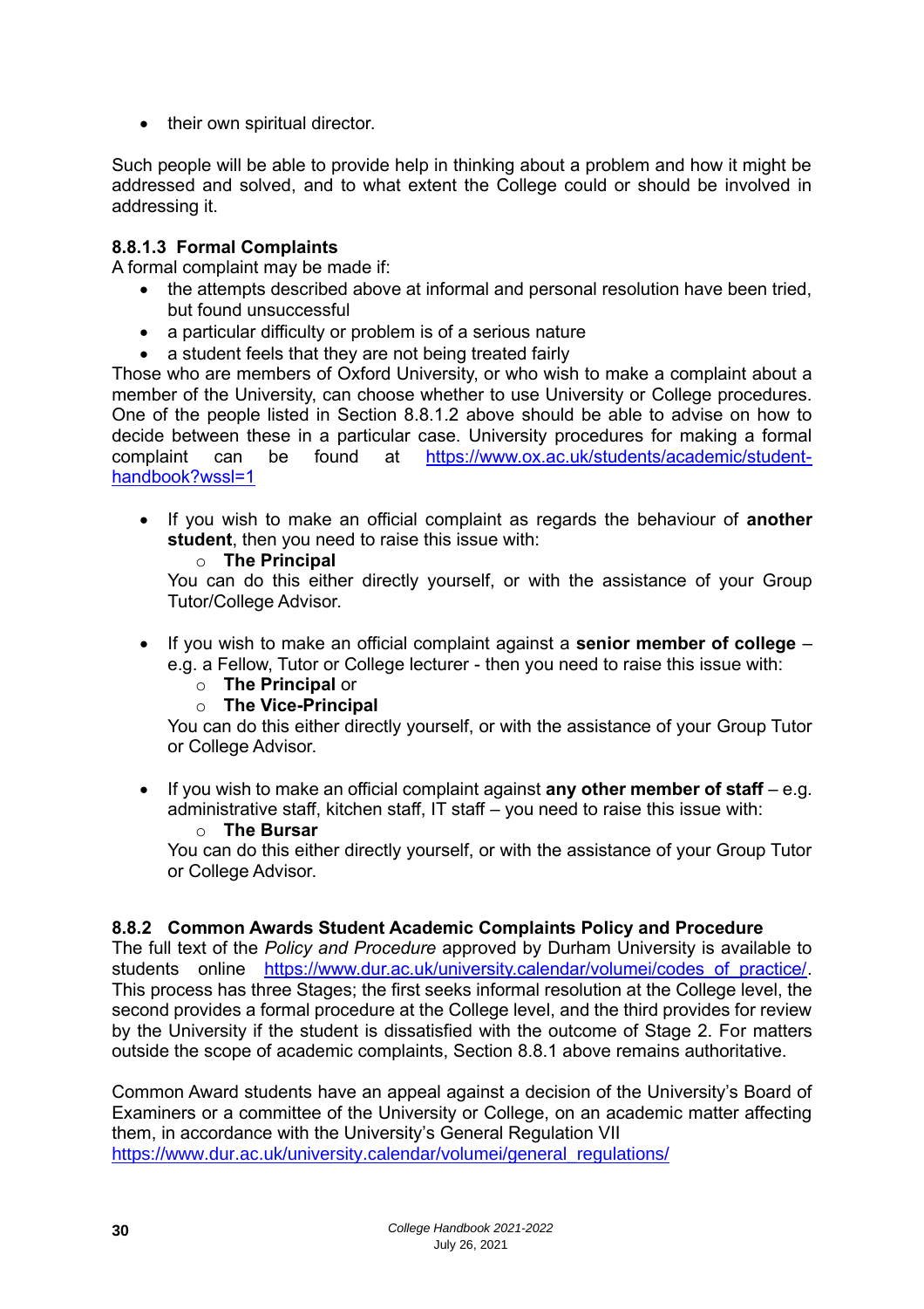- their own spiritual director.

Such people will be able to provide help in thinking about a problem and how it might be addressed and solved, and to what extent the College could or should be involved in addressing it.

### 8.8.1.3 Formal Complaints

A formal complaint may be made if:

- the attempts described above at informal and personal resolution have been tried, but found unsuccessful
- a particular difficulty or problem is of a serious nature
- a student feels that they are not being treated fairly

Those who are members of Oxford University, or who wish to make a complaint about a member of the University, can choose whether to use University or College procedures. One of the people listed in Section 8.8.1.2 above should be able to advise on how to decide between these in a particular case. University procedures for making a formal complaint can be found at https://www.ox.ac.uk/students/academic/student-handbook?wssl=1

- If you wish to make an official complaint as regards the behaviour of **another student**, then you need to raise this issue with:
  - **The Principal**

  You can do this either directly yourself, or with the assistance of your Group Tutor/College Advisor.

- If you wish to make an official complaint against a **senior member of college** – e.g. a Fellow, Tutor or College lecturer - then you need to raise this issue with:
  - **The Principal** or
  - **The Vice-Principal**

  You can do this either directly yourself, or with the assistance of your Group Tutor or College Advisor.

- If you wish to make an official complaint against **any other member of staff** – e.g. administrative staff, kitchen staff, IT staff – you need to raise this issue with:
  - **The Bursar**

  You can do this either directly yourself, or with the assistance of your Group Tutor or College Advisor.

### 8.8.2 Common Awards Student Academic Complaints Policy and Procedure

The full text of the *Policy and Procedure* approved by Durham University is available to students online https://www.dur.ac.uk/university.calendar/volumei/codes_of_practice/. This process has three Stages; the first seeks informal resolution at the College level, the second provides a formal procedure at the College level, and the third provides for review by the University if the student is dissatisfied with the outcome of Stage 2. For matters outside the scope of academic complaints, Section 8.8.1 above remains authoritative.

Common Award students have an appeal against a decision of the University's Board of Examiners or a committee of the University or College, on an academic matter affecting them, in accordance with the University's General Regulation VII
https://www.dur.ac.uk/university.calendar/volumei/general_regulations/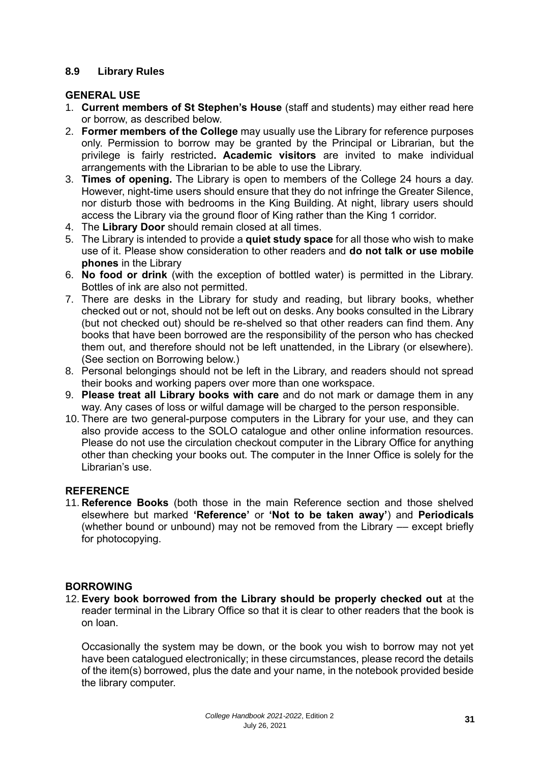### 8.9 Library Rules

**GENERAL USE**

1. **Current members of St Stephen's House** (staff and students) may either read here or borrow, as described below.
2. **Former members of the College** may usually use the Library for reference purposes only. Permission to borrow may be granted by the Principal or Librarian, but the privilege is fairly restricted**. Academic visitors** are invited to make individual arrangements with the Librarian to be able to use the Library.
3. **Times of opening.** The Library is open to members of the College 24 hours a day. However, night-time users should ensure that they do not infringe the Greater Silence, nor disturb those with bedrooms in the King Building. At night, library users should access the Library via the ground floor of King rather than the King 1 corridor.
4. The **Library Door** should remain closed at all times.
5. The Library is intended to provide a **quiet study space** for all those who wish to make use of it. Please show consideration to other readers and **do not talk or use mobile phones** in the Library
6. **No food or drink** (with the exception of bottled water) is permitted in the Library. Bottles of ink are also not permitted.
7. There are desks in the Library for study and reading, but library books, whether checked out or not, should not be left out on desks. Any books consulted in the Library (but not checked out) should be re-shelved so that other readers can find them. Any books that have been borrowed are the responsibility of the person who has checked them out, and therefore should not be left unattended, in the Library (or elsewhere). (See section on Borrowing below.)
8. Personal belongings should not be left in the Library, and readers should not spread their books and working papers over more than one workspace.
9. **Please treat all Library books with care** and do not mark or damage them in any way. Any cases of loss or wilful damage will be charged to the person responsible.
10. There are two general-purpose computers in the Library for your use, and they can also provide access to the SOLO catalogue and other online information resources. Please do not use the circulation checkout computer in the Library Office for anything other than checking your books out. The computer in the Inner Office is solely for the Librarian's use.

**REFERENCE**

11. **Reference Books** (both those in the main Reference section and those shelved elsewhere but marked **'Reference'** or **'Not to be taken away'**) and **Periodicals** (whether bound or unbound) may not be removed from the Library –– except briefly for photocopying.

**BORROWING**

12. **Every book borrowed from the Library should be properly checked out** at the reader terminal in the Library Office so that it is clear to other readers that the book is on loan.

    Occasionally the system may be down, or the book you wish to borrow may not yet have been catalogued electronically; in these circumstances, please record the details of the item(s) borrowed, plus the date and your name, in the notebook provided beside the library computer.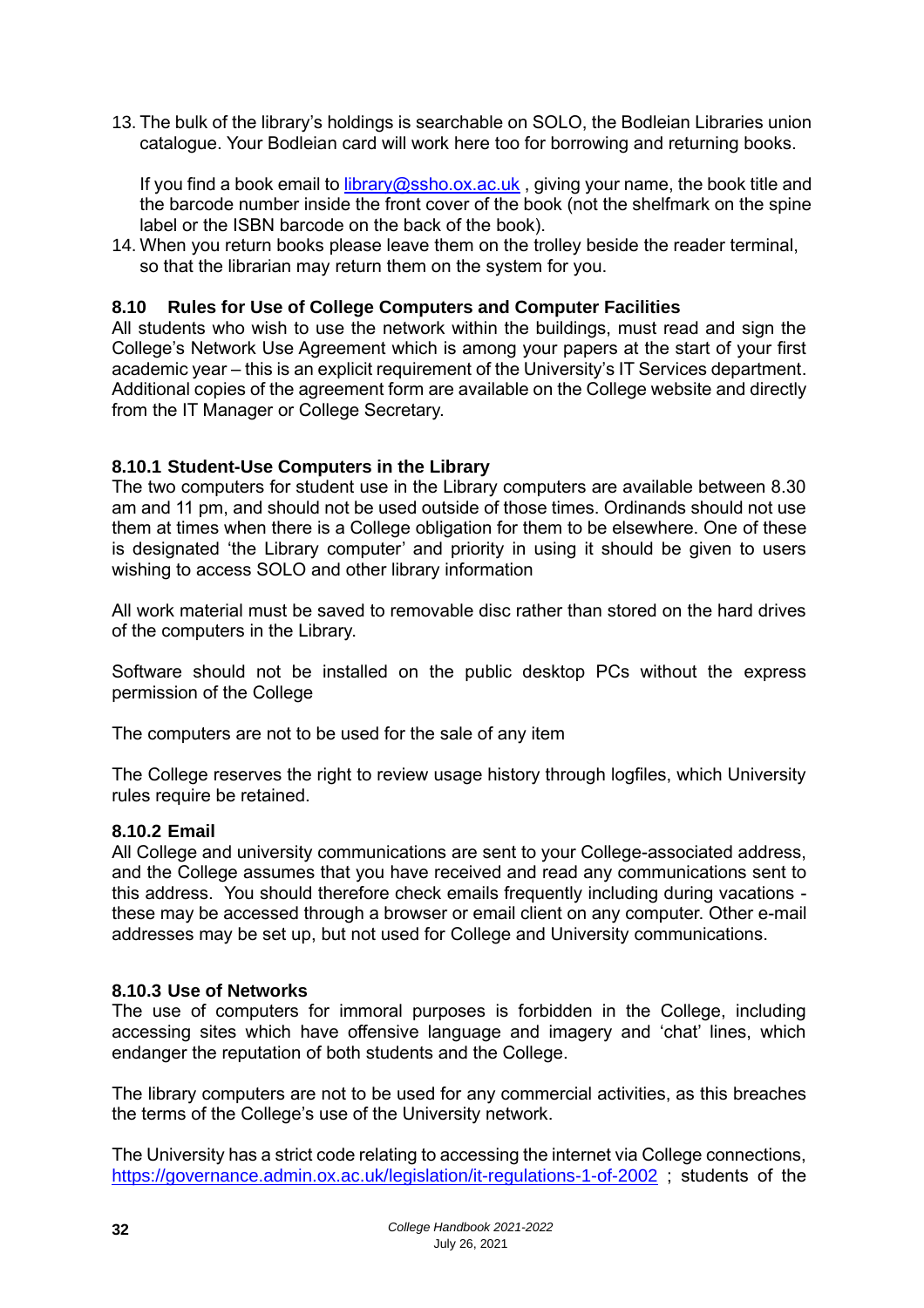13. The bulk of the library's holdings is searchable on SOLO, the Bodleian Libraries union catalogue. Your Bodleian card will work here too for borrowing and returning books.

    If you find a book email to library@ssho.ox.ac.uk , giving your name, the book title and the barcode number inside the front cover of the book (not the shelfmark on the spine label or the ISBN barcode on the back of the book).
14. When you return books please leave them on the trolley beside the reader terminal, so that the librarian may return them on the system for you.

### 8.10 Rules for Use of College Computers and Computer Facilities

All students who wish to use the network within the buildings, must read and sign the College's Network Use Agreement which is among your papers at the start of your first academic year – this is an explicit requirement of the University's IT Services department. Additional copies of the agreement form are available on the College website and directly from the IT Manager or College Secretary.

#### 8.10.1 Student-Use Computers in the Library

The two computers for student use in the Library computers are available between 8.30 am and 11 pm, and should not be used outside of those times. Ordinands should not use them at times when there is a College obligation for them to be elsewhere. One of these is designated 'the Library computer' and priority in using it should be given to users wishing to access SOLO and other library information

All work material must be saved to removable disc rather than stored on the hard drives of the computers in the Library.

Software should not be installed on the public desktop PCs without the express permission of the College

The computers are not to be used for the sale of any item

The College reserves the right to review usage history through logfiles, which University rules require be retained.

#### 8.10.2 Email

All College and university communications are sent to your College-associated address, and the College assumes that you have received and read any communications sent to this address. You should therefore check emails frequently including during vacations - these may be accessed through a browser or email client on any computer. Other e-mail addresses may be set up, but not used for College and University communications.

#### 8.10.3 Use of Networks

The use of computers for immoral purposes is forbidden in the College, including accessing sites which have offensive language and imagery and 'chat' lines, which endanger the reputation of both students and the College.

The library computers are not to be used for any commercial activities, as this breaches the terms of the College's use of the University network.

The University has a strict code relating to accessing the internet via College connections, https://governance.admin.ox.ac.uk/legislation/it-regulations-1-of-2002 ; students of the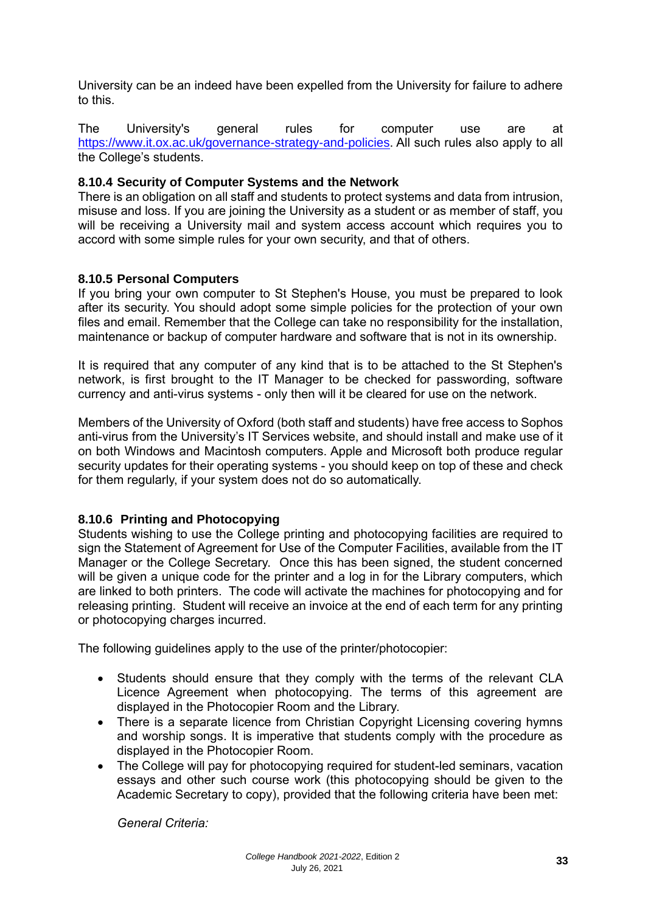University can be an indeed have been expelled from the University for failure to adhere to this.

The University's general rules for computer use are at [https://www.it.ox.ac.uk/governance-strategy-and-policies](https://www.it.ox.ac.uk/governance-strategy-and-policies). All such rules also apply to all the College's students.

**8.10.4 Security of Computer Systems and the Network**

There is an obligation on all staff and students to protect systems and data from intrusion, misuse and loss. If you are joining the University as a student or as member of staff, you will be receiving a University mail and system access account which requires you to accord with some simple rules for your own security, and that of others.

**8.10.5 Personal Computers**

If you bring your own computer to St Stephen's House, you must be prepared to look after its security. You should adopt some simple policies for the protection of your own files and email. Remember that the College can take no responsibility for the installation, maintenance or backup of computer hardware and software that is not in its ownership.

It is required that any computer of any kind that is to be attached to the St Stephen's network, is first brought to the IT Manager to be checked for passwording, software currency and anti-virus systems - only then will it be cleared for use on the network.

Members of the University of Oxford (both staff and students) have free access to Sophos anti-virus from the University's IT Services website, and should install and make use of it on both Windows and Macintosh computers. Apple and Microsoft both produce regular security updates for their operating systems - you should keep on top of these and check for them regularly, if your system does not do so automatically.

**8.10.6 Printing and Photocopying**

Students wishing to use the College printing and photocopying facilities are required to sign the Statement of Agreement for Use of the Computer Facilities, available from the IT Manager or the College Secretary. Once this has been signed, the student concerned will be given a unique code for the printer and a log in for the Library computers, which are linked to both printers. The code will activate the machines for photocopying and for releasing printing. Student will receive an invoice at the end of each term for any printing or photocopying charges incurred.

The following guidelines apply to the use of the printer/photocopier:

- Students should ensure that they comply with the terms of the relevant CLA Licence Agreement when photocopying. The terms of this agreement are displayed in the Photocopier Room and the Library.
- There is a separate licence from Christian Copyright Licensing covering hymns and worship songs. It is imperative that students comply with the procedure as displayed in the Photocopier Room.
- The College will pay for photocopying required for student-led seminars, vacation essays and other such course work (this photocopying should be given to the Academic Secretary to copy), provided that the following criteria have been met:

  *General Criteria:*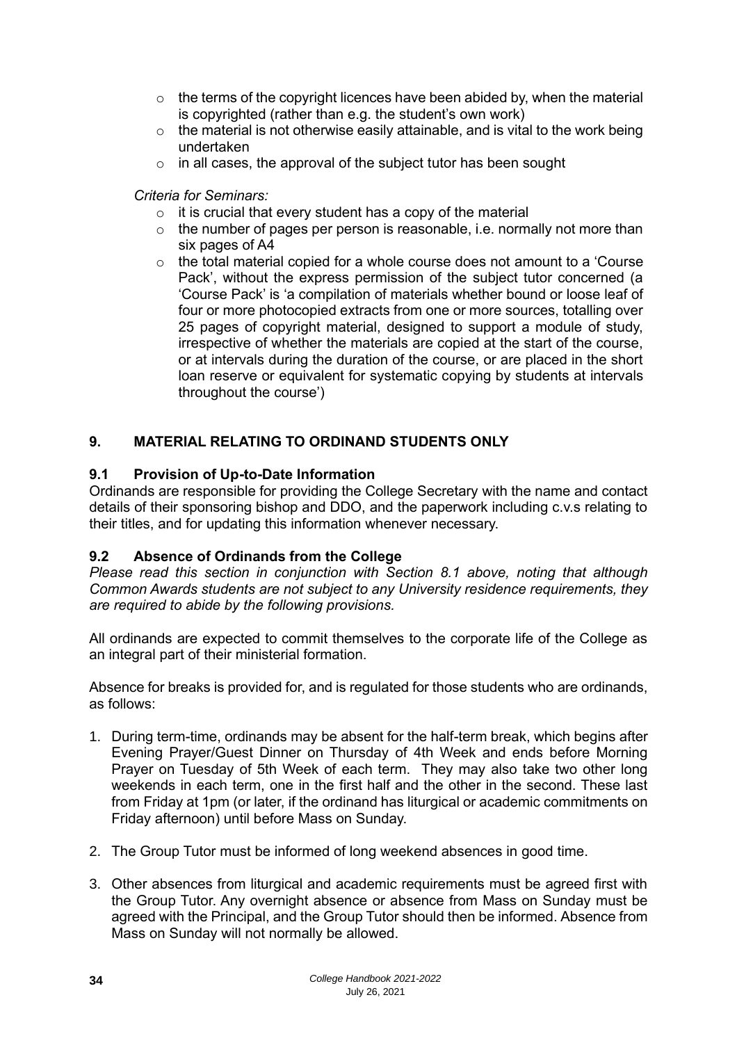- the terms of the copyright licences have been abided by, when the material is copyrighted (rather than e.g. the student's own work)
- the material is not otherwise easily attainable, and is vital to the work being undertaken
- in all cases, the approval of the subject tutor has been sought

*Criteria for Seminars:*

- it is crucial that every student has a copy of the material
- the number of pages per person is reasonable, i.e. normally not more than six pages of A4
- the total material copied for a whole course does not amount to a 'Course Pack', without the express permission of the subject tutor concerned (a 'Course Pack' is 'a compilation of materials whether bound or loose leaf of four or more photocopied extracts from one or more sources, totalling over 25 pages of copyright material, designed to support a module of study, irrespective of whether the materials are copied at the start of the course, or at intervals during the duration of the course, or are placed in the short loan reserve or equivalent for systematic copying by students at intervals throughout the course')

## 9. MATERIAL RELATING TO ORDINAND STUDENTS ONLY

### 9.1 Provision of Up-to-Date Information

Ordinands are responsible for providing the College Secretary with the name and contact details of their sponsoring bishop and DDO, and the paperwork including c.v.s relating to their titles, and for updating this information whenever necessary.

### 9.2 Absence of Ordinands from the College

*Please read this section in conjunction with Section 8.1 above, noting that although Common Awards students are not subject to any University residence requirements, they are required to abide by the following provisions.*

All ordinands are expected to commit themselves to the corporate life of the College as an integral part of their ministerial formation.

Absence for breaks is provided for, and is regulated for those students who are ordinands, as follows:

1. During term-time, ordinands may be absent for the half-term break, which begins after Evening Prayer/Guest Dinner on Thursday of 4th Week and ends before Morning Prayer on Tuesday of 5th Week of each term. They may also take two other long weekends in each term, one in the first half and the other in the second. These last from Friday at 1pm (or later, if the ordinand has liturgical or academic commitments on Friday afternoon) until before Mass on Sunday.
2. The Group Tutor must be informed of long weekend absences in good time.
3. Other absences from liturgical and academic requirements must be agreed first with the Group Tutor. Any overnight absence or absence from Mass on Sunday must be agreed with the Principal, and the Group Tutor should then be informed. Absence from Mass on Sunday will not normally be allowed.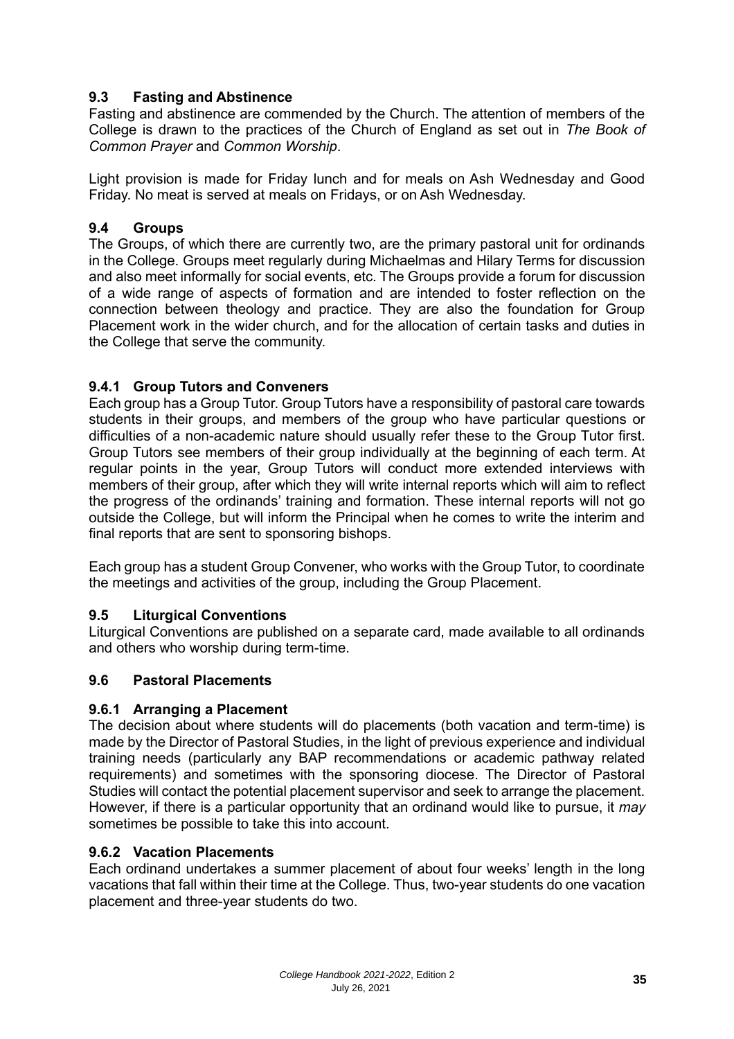### 9.3 Fasting and Abstinence

Fasting and abstinence are commended by the Church. The attention of members of the College is drawn to the practices of the Church of England as set out in *The Book of Common Prayer* and *Common Worship*.

Light provision is made for Friday lunch and for meals on Ash Wednesday and Good Friday. No meat is served at meals on Fridays, or on Ash Wednesday.

### 9.4 Groups

The Groups, of which there are currently two, are the primary pastoral unit for ordinands in the College. Groups meet regularly during Michaelmas and Hilary Terms for discussion and also meet informally for social events, etc. The Groups provide a forum for discussion of a wide range of aspects of formation and are intended to foster reflection on the connection between theology and practice. They are also the foundation for Group Placement work in the wider church, and for the allocation of certain tasks and duties in the College that serve the community.

#### 9.4.1 Group Tutors and Conveners

Each group has a Group Tutor. Group Tutors have a responsibility of pastoral care towards students in their groups, and members of the group who have particular questions or difficulties of a non-academic nature should usually refer these to the Group Tutor first. Group Tutors see members of their group individually at the beginning of each term. At regular points in the year, Group Tutors will conduct more extended interviews with members of their group, after which they will write internal reports which will aim to reflect the progress of the ordinands' training and formation. These internal reports will not go outside the College, but will inform the Principal when he comes to write the interim and final reports that are sent to sponsoring bishops.

Each group has a student Group Convener, who works with the Group Tutor, to coordinate the meetings and activities of the group, including the Group Placement.

### 9.5 Liturgical Conventions

Liturgical Conventions are published on a separate card, made available to all ordinands and others who worship during term-time.

### 9.6 Pastoral Placements

#### 9.6.1 Arranging a Placement

The decision about where students will do placements (both vacation and term-time) is made by the Director of Pastoral Studies, in the light of previous experience and individual training needs (particularly any BAP recommendations or academic pathway related requirements) and sometimes with the sponsoring diocese. The Director of Pastoral Studies will contact the potential placement supervisor and seek to arrange the placement. However, if there is a particular opportunity that an ordinand would like to pursue, it *may* sometimes be possible to take this into account.

#### 9.6.2 Vacation Placements

Each ordinand undertakes a summer placement of about four weeks' length in the long vacations that fall within their time at the College. Thus, two-year students do one vacation placement and three-year students do two.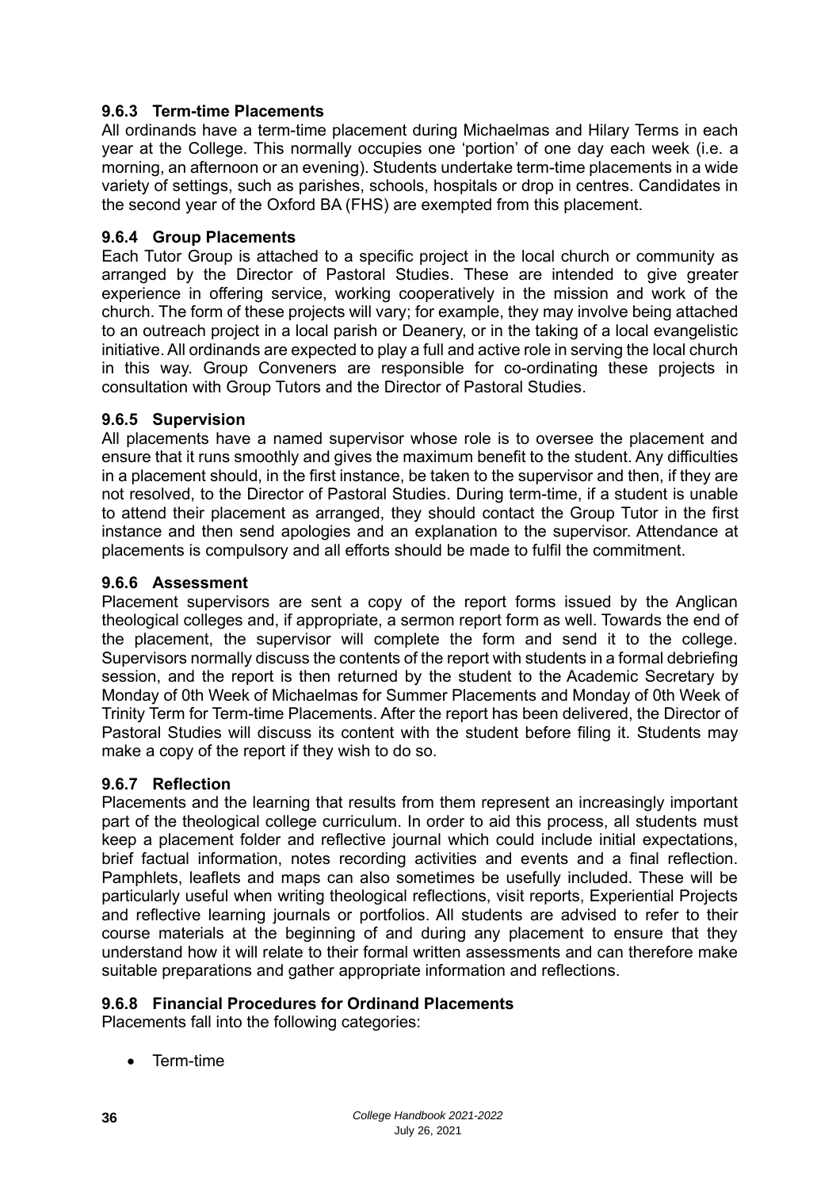### 9.6.3 Term-time Placements

All ordinands have a term-time placement during Michaelmas and Hilary Terms in each year at the College. This normally occupies one 'portion' of one day each week (i.e. a morning, an afternoon or an evening). Students undertake term-time placements in a wide variety of settings, such as parishes, schools, hospitals or drop in centres. Candidates in the second year of the Oxford BA (FHS) are exempted from this placement.

### 9.6.4 Group Placements

Each Tutor Group is attached to a specific project in the local church or community as arranged by the Director of Pastoral Studies. These are intended to give greater experience in offering service, working cooperatively in the mission and work of the church. The form of these projects will vary; for example, they may involve being attached to an outreach project in a local parish or Deanery, or in the taking of a local evangelistic initiative. All ordinands are expected to play a full and active role in serving the local church in this way. Group Conveners are responsible for co-ordinating these projects in consultation with Group Tutors and the Director of Pastoral Studies.

### 9.6.5 Supervision

All placements have a named supervisor whose role is to oversee the placement and ensure that it runs smoothly and gives the maximum benefit to the student. Any difficulties in a placement should, in the first instance, be taken to the supervisor and then, if they are not resolved, to the Director of Pastoral Studies. During term-time, if a student is unable to attend their placement as arranged, they should contact the Group Tutor in the first instance and then send apologies and an explanation to the supervisor. Attendance at placements is compulsory and all efforts should be made to fulfil the commitment.

### 9.6.6 Assessment

Placement supervisors are sent a copy of the report forms issued by the Anglican theological colleges and, if appropriate, a sermon report form as well. Towards the end of the placement, the supervisor will complete the form and send it to the college. Supervisors normally discuss the contents of the report with students in a formal debriefing session, and the report is then returned by the student to the Academic Secretary by Monday of 0th Week of Michaelmas for Summer Placements and Monday of 0th Week of Trinity Term for Term-time Placements. After the report has been delivered, the Director of Pastoral Studies will discuss its content with the student before filing it. Students may make a copy of the report if they wish to do so.

### 9.6.7 Reflection

Placements and the learning that results from them represent an increasingly important part of the theological college curriculum. In order to aid this process, all students must keep a placement folder and reflective journal which could include initial expectations, brief factual information, notes recording activities and events and a final reflection. Pamphlets, leaflets and maps can also sometimes be usefully included. These will be particularly useful when writing theological reflections, visit reports, Experiential Projects and reflective learning journals or portfolios. All students are advised to refer to their course materials at the beginning of and during any placement to ensure that they understand how it will relate to their formal written assessments and can therefore make suitable preparations and gather appropriate information and reflections.

### 9.6.8 Financial Procedures for Ordinand Placements

Placements fall into the following categories:

- Term-time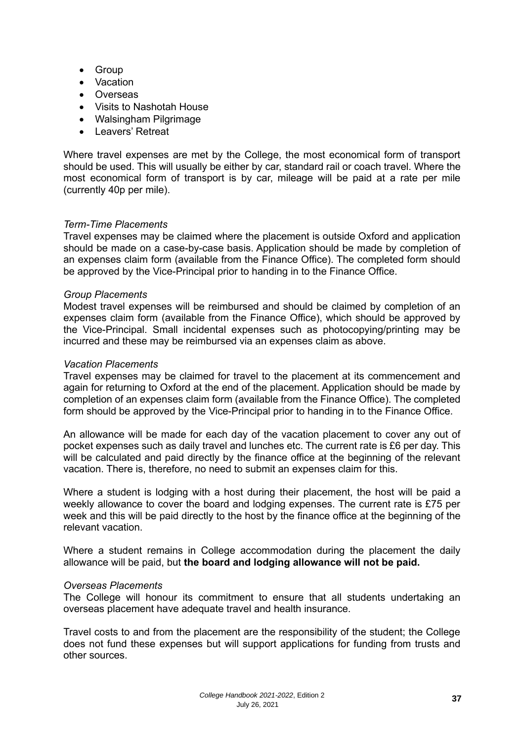- Group
- Vacation
- Overseas
- Visits to Nashotah House
- Walsingham Pilgrimage
- Leavers' Retreat

Where travel expenses are met by the College, the most economical form of transport should be used. This will usually be either by car, standard rail or coach travel. Where the most economical form of transport is by car, mileage will be paid at a rate per mile (currently 40p per mile).

*Term-Time Placements*
Travel expenses may be claimed where the placement is outside Oxford and application should be made on a case-by-case basis. Application should be made by completion of an expenses claim form (available from the Finance Office). The completed form should be approved by the Vice-Principal prior to handing in to the Finance Office.

*Group Placements*
Modest travel expenses will be reimbursed and should be claimed by completion of an expenses claim form (available from the Finance Office), which should be approved by the Vice-Principal. Small incidental expenses such as photocopying/printing may be incurred and these may be reimbursed via an expenses claim as above.

*Vacation Placements*
Travel expenses may be claimed for travel to the placement at its commencement and again for returning to Oxford at the end of the placement. Application should be made by completion of an expenses claim form (available from the Finance Office). The completed form should be approved by the Vice-Principal prior to handing in to the Finance Office.

An allowance will be made for each day of the vacation placement to cover any out of pocket expenses such as daily travel and lunches etc. The current rate is £6 per day. This will be calculated and paid directly by the finance office at the beginning of the relevant vacation. There is, therefore, no need to submit an expenses claim for this.

Where a student is lodging with a host during their placement, the host will be paid a weekly allowance to cover the board and lodging expenses. The current rate is £75 per week and this will be paid directly to the host by the finance office at the beginning of the relevant vacation.

Where a student remains in College accommodation during the placement the daily allowance will be paid, but **the board and lodging allowance will not be paid.**

*Overseas Placements*
The College will honour its commitment to ensure that all students undertaking an overseas placement have adequate travel and health insurance.

Travel costs to and from the placement are the responsibility of the student; the College does not fund these expenses but will support applications for funding from trusts and other sources.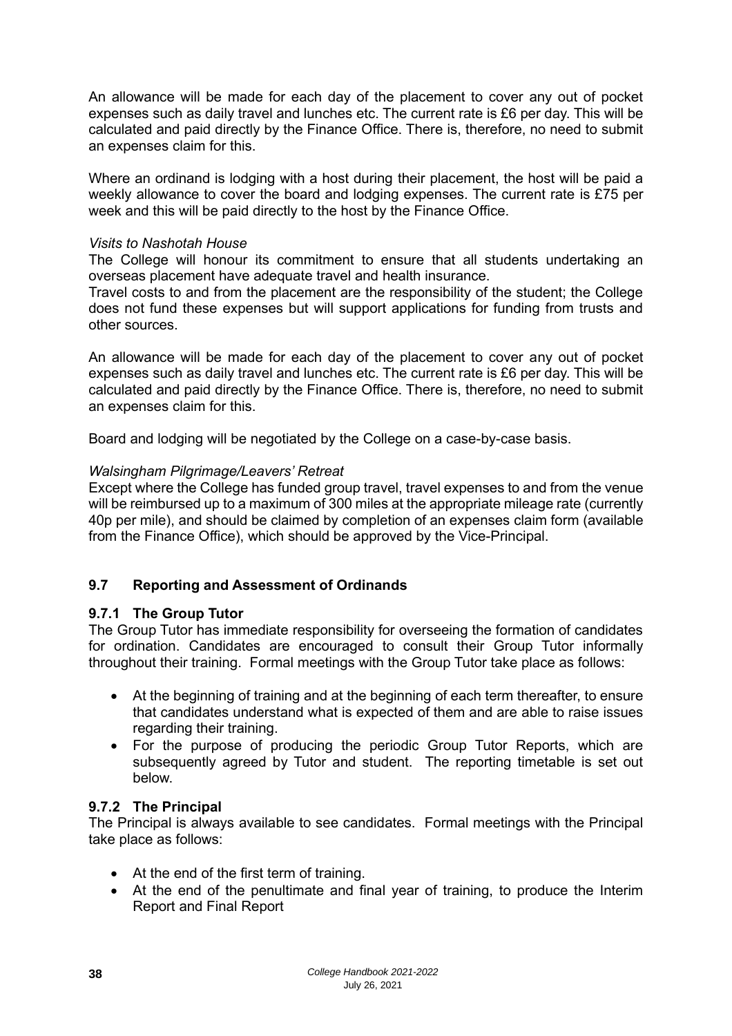An allowance will be made for each day of the placement to cover any out of pocket expenses such as daily travel and lunches etc. The current rate is £6 per day. This will be calculated and paid directly by the Finance Office. There is, therefore, no need to submit an expenses claim for this.

Where an ordinand is lodging with a host during their placement, the host will be paid a weekly allowance to cover the board and lodging expenses. The current rate is £75 per week and this will be paid directly to the host by the Finance Office.

*Visits to Nashotah House*

The College will honour its commitment to ensure that all students undertaking an overseas placement have adequate travel and health insurance.

Travel costs to and from the placement are the responsibility of the student; the College does not fund these expenses but will support applications for funding from trusts and other sources.

An allowance will be made for each day of the placement to cover any out of pocket expenses such as daily travel and lunches etc. The current rate is £6 per day. This will be calculated and paid directly by the Finance Office. There is, therefore, no need to submit an expenses claim for this.

Board and lodging will be negotiated by the College on a case-by-case basis.

*Walsingham Pilgrimage/Leavers' Retreat*

Except where the College has funded group travel, travel expenses to and from the venue will be reimbursed up to a maximum of 300 miles at the appropriate mileage rate (currently 40p per mile), and should be claimed by completion of an expenses claim form (available from the Finance Office), which should be approved by the Vice-Principal.

## 9.7 Reporting and Assessment of Ordinands

### 9.7.1 The Group Tutor

The Group Tutor has immediate responsibility for overseeing the formation of candidates for ordination. Candidates are encouraged to consult their Group Tutor informally throughout their training. Formal meetings with the Group Tutor take place as follows:

- At the beginning of training and at the beginning of each term thereafter, to ensure that candidates understand what is expected of them and are able to raise issues regarding their training.
- For the purpose of producing the periodic Group Tutor Reports, which are subsequently agreed by Tutor and student. The reporting timetable is set out below.

### 9.7.2 The Principal

The Principal is always available to see candidates. Formal meetings with the Principal take place as follows:

- At the end of the first term of training.
- At the end of the penultimate and final year of training, to produce the Interim Report and Final Report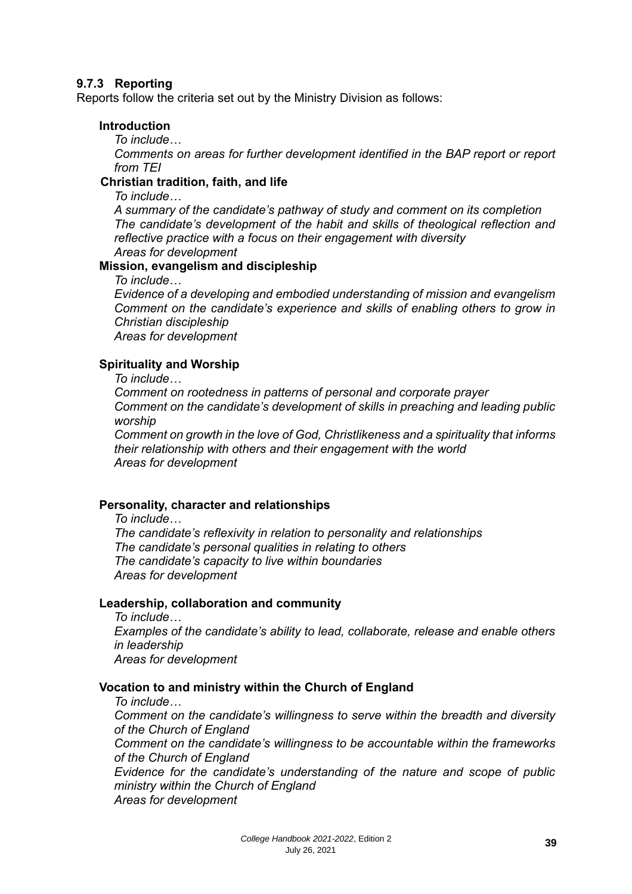### 9.7.3 Reporting

Reports follow the criteria set out by the Ministry Division as follows:

**Introduction**

*To include…*

*Comments on areas for further development identified in the BAP report or report from TEI*

**Christian tradition, faith, and life**

*To include…*

*A summary of the candidate's pathway of study and comment on its completion*

*The candidate's development of the habit and skills of theological reflection and reflective practice with a focus on their engagement with diversity*

*Areas for development*

**Mission, evangelism and discipleship**

*To include…*

*Evidence of a developing and embodied understanding of mission and evangelism*

*Comment on the candidate's experience and skills of enabling others to grow in Christian discipleship*

*Areas for development*

**Spirituality and Worship**

*To include…*

*Comment on rootedness in patterns of personal and corporate prayer*

*Comment on the candidate's development of skills in preaching and leading public worship*

*Comment on growth in the love of God, Christlikeness and a spirituality that informs their relationship with others and their engagement with the world*

*Areas for development*

**Personality, character and relationships**

*To include…*

*The candidate's reflexivity in relation to personality and relationships*

*The candidate's personal qualities in relating to others*

*The candidate's capacity to live within boundaries*

*Areas for development*

**Leadership, collaboration and community**

*To include…*

*Examples of the candidate's ability to lead, collaborate, release and enable others in leadership*

*Areas for development*

**Vocation to and ministry within the Church of England**

*To include…*

*Comment on the candidate's willingness to serve within the breadth and diversity of the Church of England*

*Comment on the candidate's willingness to be accountable within the frameworks of the Church of England*

*Evidence for the candidate's understanding of the nature and scope of public ministry within the Church of England*

*Areas for development*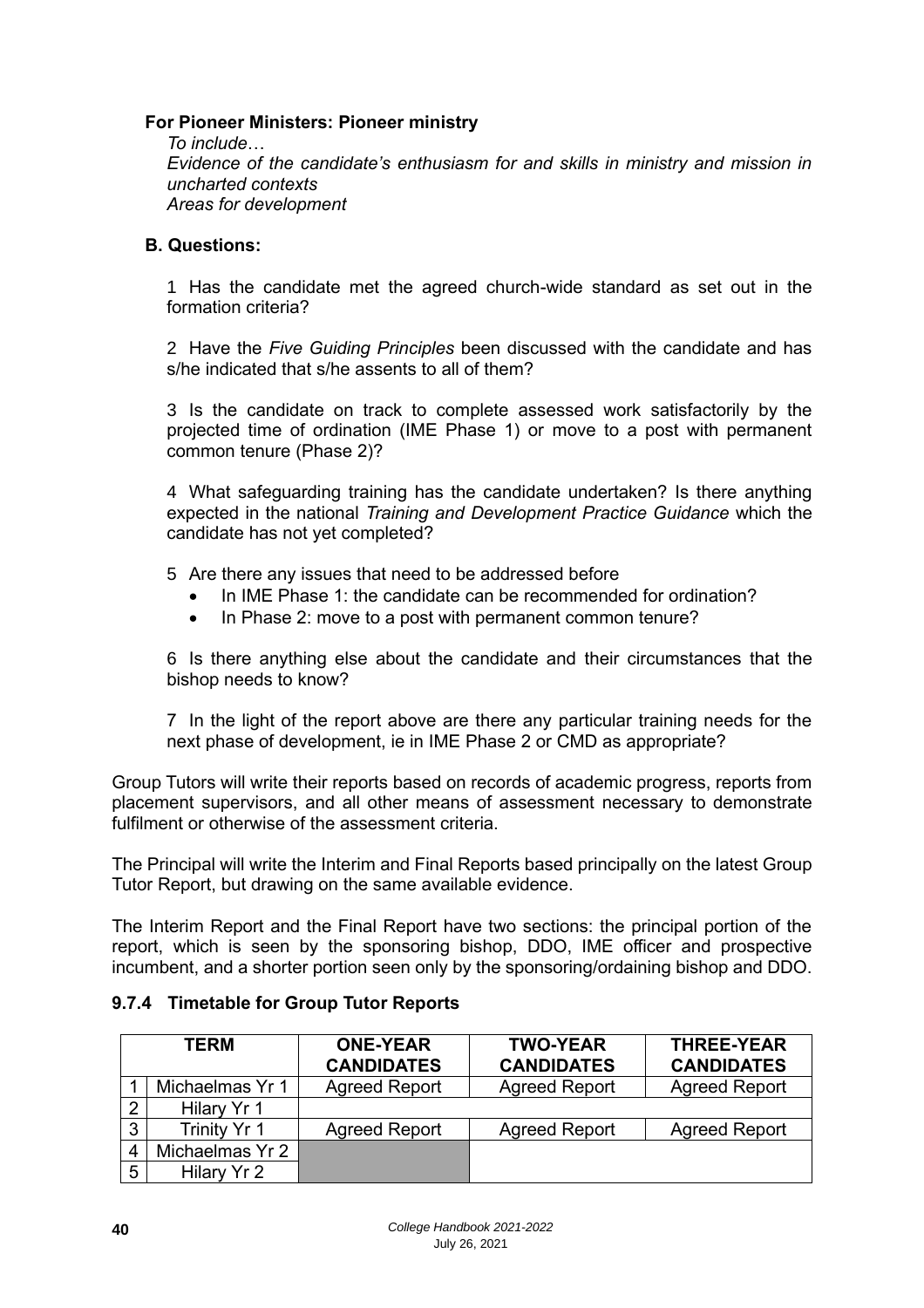**For Pioneer Ministers: Pioneer ministry**

*To include…*
*Evidence of the candidate's enthusiasm for and skills in ministry and mission in uncharted contexts*
*Areas for development*

**B. Questions:**

1 Has the candidate met the agreed church-wide standard as set out in the formation criteria?

2 Have the *Five Guiding Principles* been discussed with the candidate and has s/he indicated that s/he assents to all of them?

3 Is the candidate on track to complete assessed work satisfactorily by the projected time of ordination (IME Phase 1) or move to a post with permanent common tenure (Phase 2)?

4 What safeguarding training has the candidate undertaken? Is there anything expected in the national *Training and Development Practice Guidance* which the candidate has not yet completed?

5 Are there any issues that need to be addressed before

- In IME Phase 1: the candidate can be recommended for ordination?
- In Phase 2: move to a post with permanent common tenure?

6 Is there anything else about the candidate and their circumstances that the bishop needs to know?

7 In the light of the report above are there any particular training needs for the next phase of development, ie in IME Phase 2 or CMD as appropriate?

Group Tutors will write their reports based on records of academic progress, reports from placement supervisors, and all other means of assessment necessary to demonstrate fulfilment or otherwise of the assessment criteria.

The Principal will write the Interim and Final Reports based principally on the latest Group Tutor Report, but drawing on the same available evidence.

The Interim Report and the Final Report have two sections: the principal portion of the report, which is seen by the sponsoring bishop, DDO, IME officer and prospective incumbent, and a shorter portion seen only by the sponsoring/ordaining bishop and DDO.

### 9.7.4 Timetable for Group Tutor Reports

| | TERM | ONE-YEAR CANDIDATES | TWO-YEAR CANDIDATES | THREE-YEAR CANDIDATES |
|---|---|---|---|---|
| 1 | Michaelmas Yr 1 | Agreed Report | Agreed Report | Agreed Report |
| 2 | Hilary Yr 1 | | | |
| 3 | Trinity Yr 1 | Agreed Report | Agreed Report | Agreed Report |
| 4 | Michaelmas Yr 2 | | | |
| 5 | Hilary Yr 2 | | | |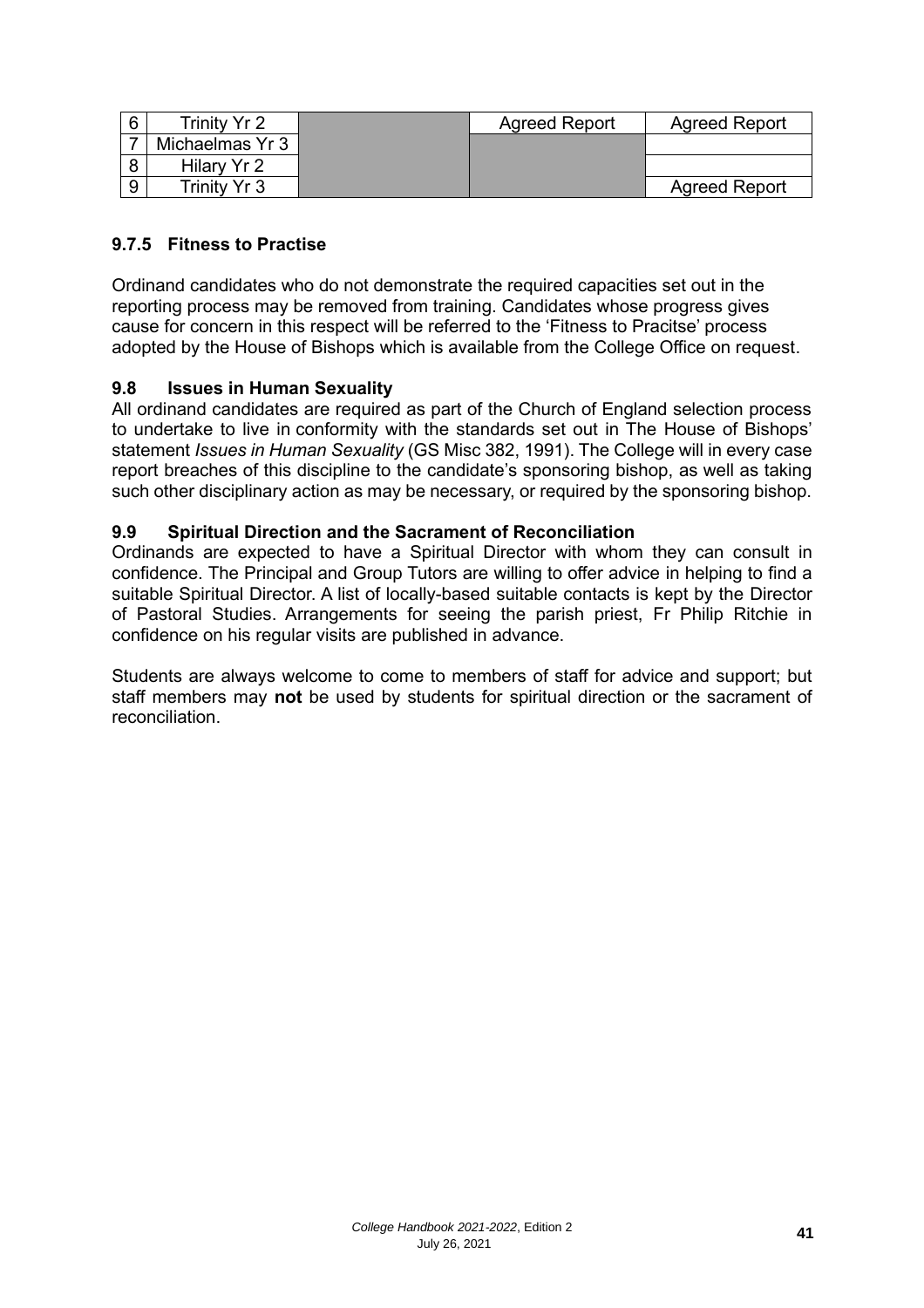| | | | | |
|---|---|---|---|---|
| 6 | Trinity Yr 2 | | Agreed Report | Agreed Report |
| 7 | Michaelmas Yr 3 | | | |
| 8 | Hilary Yr 2 | | | |
| 9 | Trinity Yr 3 | | | Agreed Report |

### 9.7.5 Fitness to Practise

Ordinand candidates who do not demonstrate the required capacities set out in the reporting process may be removed from training. Candidates whose progress gives cause for concern in this respect will be referred to the 'Fitness to Pracitse' process adopted by the House of Bishops which is available from the College Office on request.

### 9.8 Issues in Human Sexuality

All ordinand candidates are required as part of the Church of England selection process to undertake to live in conformity with the standards set out in The House of Bishops' statement *Issues in Human Sexuality* (GS Misc 382, 1991). The College will in every case report breaches of this discipline to the candidate's sponsoring bishop, as well as taking such other disciplinary action as may be necessary, or required by the sponsoring bishop.

### 9.9 Spiritual Direction and the Sacrament of Reconciliation

Ordinands are expected to have a Spiritual Director with whom they can consult in confidence. The Principal and Group Tutors are willing to offer advice in helping to find a suitable Spiritual Director. A list of locally-based suitable contacts is kept by the Director of Pastoral Studies. Arrangements for seeing the parish priest, Fr Philip Ritchie in confidence on his regular visits are published in advance.

Students are always welcome to come to members of staff for advice and support; but staff members may **not** be used by students for spiritual direction or the sacrament of reconciliation.